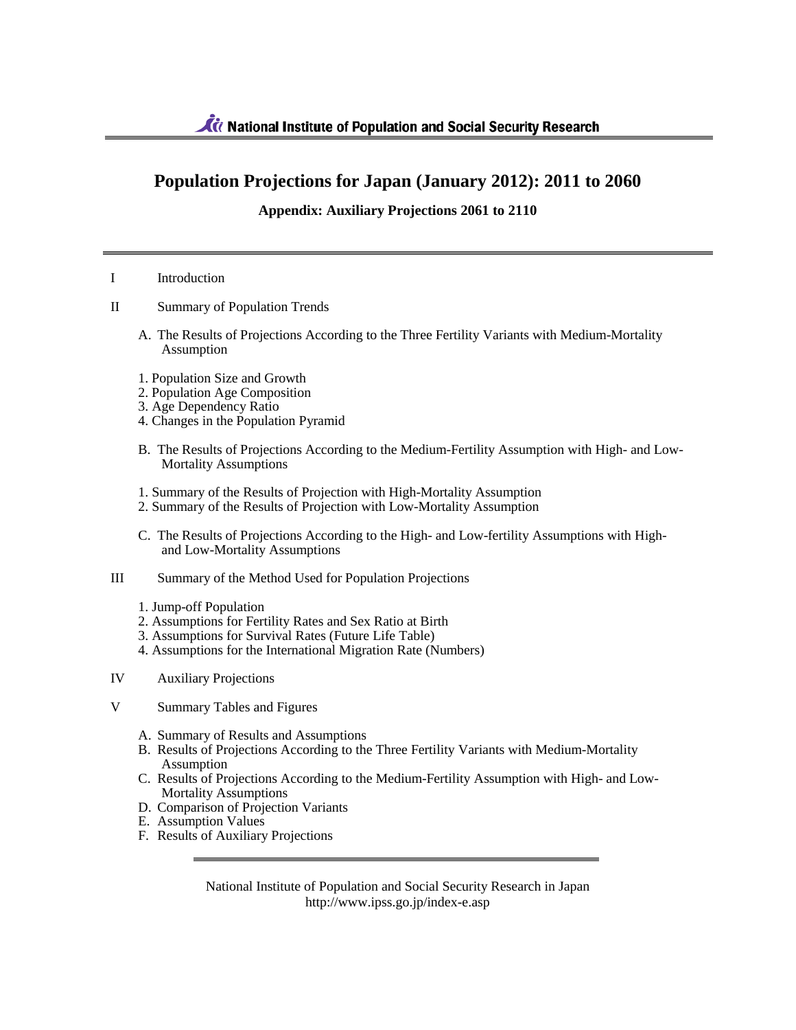National Institute of Population and Social Security Research

# Population Projections for Japan (January 2012): 2011 to 2060

**Appendix: Auxiliary Projections 2061 to 2110**

I Introduction

II Summary of Population Trends

A. The Results of Projections According to the Three Fertility Variants with Medium-Mortality Assumption

1. Population Size and Growth
2. Population Age Composition
3. Age Dependency Ratio
4. Changes in the Population Pyramid

B. The Results of Projections According to the Medium-Fertility Assumption with High- and Low-Mortality Assumptions

1. Summary of the Results of Projection with High-Mortality Assumption
2. Summary of the Results of Projection with Low-Mortality Assumption

C. The Results of Projections According to the High- and Low-fertility Assumptions with High- and Low-Mortality Assumptions

III Summary of the Method Used for Population Projections

1. Jump-off Population
2. Assumptions for Fertility Rates and Sex Ratio at Birth
3. Assumptions for Survival Rates (Future Life Table)
4. Assumptions for the International Migration Rate (Numbers)

IV Auxiliary Projections

V Summary Tables and Figures

A. Summary of Results and Assumptions
B. Results of Projections According to the Three Fertility Variants with Medium-Mortality Assumption
C. Results of Projections According to the Medium-Fertility Assumption with High- and Low-Mortality Assumptions
D. Comparison of Projection Variants
E. Assumption Values
F. Results of Auxiliary Projections

National Institute of Population and Social Security Research in Japan
http://www.ipss.go.jp/index-e.asp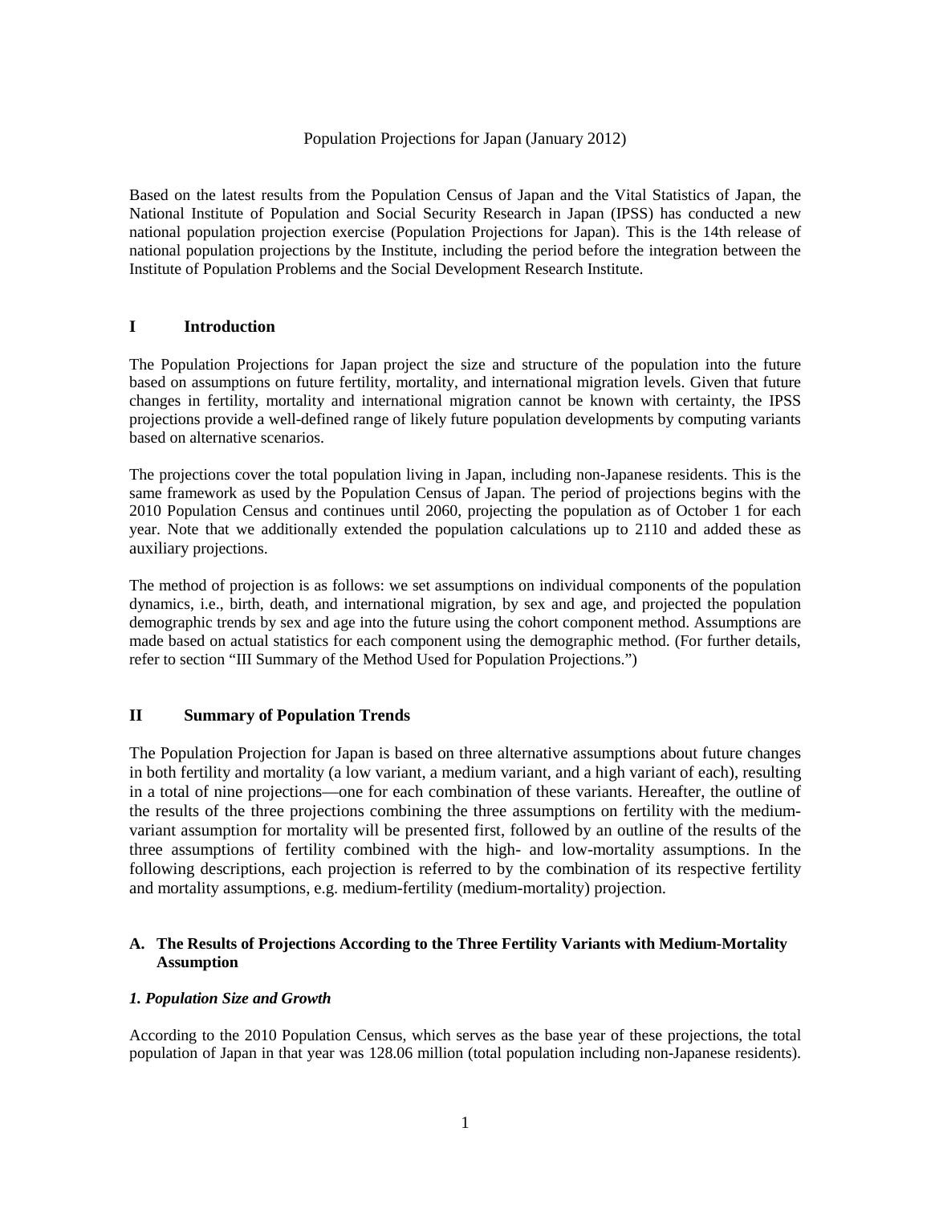Population Projections for Japan (January 2012)

Based on the latest results from the Population Census of Japan and the Vital Statistics of Japan, the National Institute of Population and Social Security Research in Japan (IPSS) has conducted a new national population projection exercise (Population Projections for Japan). This is the 14th release of national population projections by the Institute, including the period before the integration between the Institute of Population Problems and the Social Development Research Institute.

## I Introduction

The Population Projections for Japan project the size and structure of the population into the future based on assumptions on future fertility, mortality, and international migration levels. Given that future changes in fertility, mortality and international migration cannot be known with certainty, the IPSS projections provide a well-defined range of likely future population developments by computing variants based on alternative scenarios.

The projections cover the total population living in Japan, including non-Japanese residents. This is the same framework as used by the Population Census of Japan. The period of projections begins with the 2010 Population Census and continues until 2060, projecting the population as of October 1 for each year. Note that we additionally extended the population calculations up to 2110 and added these as auxiliary projections.

The method of projection is as follows: we set assumptions on individual components of the population dynamics, i.e., birth, death, and international migration, by sex and age, and projected the population demographic trends by sex and age into the future using the cohort component method. Assumptions are made based on actual statistics for each component using the demographic method. (For further details, refer to section "III Summary of the Method Used for Population Projections.")

## II Summary of Population Trends

The Population Projection for Japan is based on three alternative assumptions about future changes in both fertility and mortality (a low variant, a medium variant, and a high variant of each), resulting in a total of nine projections—one for each combination of these variants. Hereafter, the outline of the results of the three projections combining the three assumptions on fertility with the medium-variant assumption for mortality will be presented first, followed by an outline of the results of the three assumptions of fertility combined with the high- and low-mortality assumptions. In the following descriptions, each projection is referred to by the combination of its respective fertility and mortality assumptions, e.g. medium-fertility (medium-mortality) projection.

### A. The Results of Projections According to the Three Fertility Variants with Medium-Mortality Assumption

#### *1. Population Size and Growth*

According to the 2010 Population Census, which serves as the base year of these projections, the total population of Japan in that year was 128.06 million (total population including non-Japanese residents).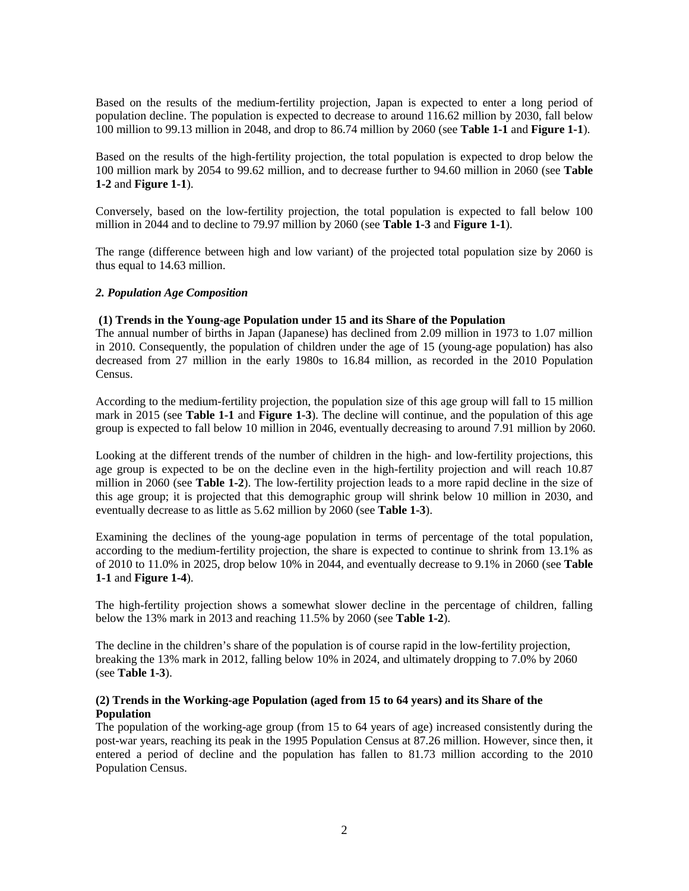Based on the results of the medium-fertility projection, Japan is expected to enter a long period of population decline. The population is expected to decrease to around 116.62 million by 2030, fall below 100 million to 99.13 million in 2048, and drop to 86.74 million by 2060 (see **Table 1-1** and **Figure 1-1**).

Based on the results of the high-fertility projection, the total population is expected to drop below the 100 million mark by 2054 to 99.62 million, and to decrease further to 94.60 million in 2060 (see **Table 1-2** and **Figure 1-1**).

Conversely, based on the low-fertility projection, the total population is expected to fall below 100 million in 2044 and to decline to 79.97 million by 2060 (see **Table 1-3** and **Figure 1-1**).

The range (difference between high and low variant) of the projected total population size by 2060 is thus equal to 14.63 million.

### *2. Population Age Composition*

#### (1) Trends in the Young-age Population under 15 and its Share of the Population

The annual number of births in Japan (Japanese) has declined from 2.09 million in 1973 to 1.07 million in 2010. Consequently, the population of children under the age of 15 (young-age population) has also decreased from 27 million in the early 1980s to 16.84 million, as recorded in the 2010 Population Census.

According to the medium-fertility projection, the population size of this age group will fall to 15 million mark in 2015 (see **Table 1-1** and **Figure 1-3**). The decline will continue, and the population of this age group is expected to fall below 10 million in 2046, eventually decreasing to around 7.91 million by 2060.

Looking at the different trends of the number of children in the high- and low-fertility projections, this age group is expected to be on the decline even in the high-fertility projection and will reach 10.87 million in 2060 (see **Table 1-2**). The low-fertility projection leads to a more rapid decline in the size of this age group; it is projected that this demographic group will shrink below 10 million in 2030, and eventually decrease to as little as 5.62 million by 2060 (see **Table 1-3**).

Examining the declines of the young-age population in terms of percentage of the total population, according to the medium-fertility projection, the share is expected to continue to shrink from 13.1% as of 2010 to 11.0% in 2025, drop below 10% in 2044, and eventually decrease to 9.1% in 2060 (see **Table 1-1** and **Figure 1-4**).

The high-fertility projection shows a somewhat slower decline in the percentage of children, falling below the 13% mark in 2013 and reaching 11.5% by 2060 (see **Table 1-2**).

The decline in the children's share of the population is of course rapid in the low-fertility projection, breaking the 13% mark in 2012, falling below 10% in 2024, and ultimately dropping to 7.0% by 2060 (see **Table 1-3**).

#### (2) Trends in the Working-age Population (aged from 15 to 64 years) and its Share of the Population

The population of the working-age group (from 15 to 64 years of age) increased consistently during the post-war years, reaching its peak in the 1995 Population Census at 87.26 million. However, since then, it entered a period of decline and the population has fallen to 81.73 million according to the 2010 Population Census.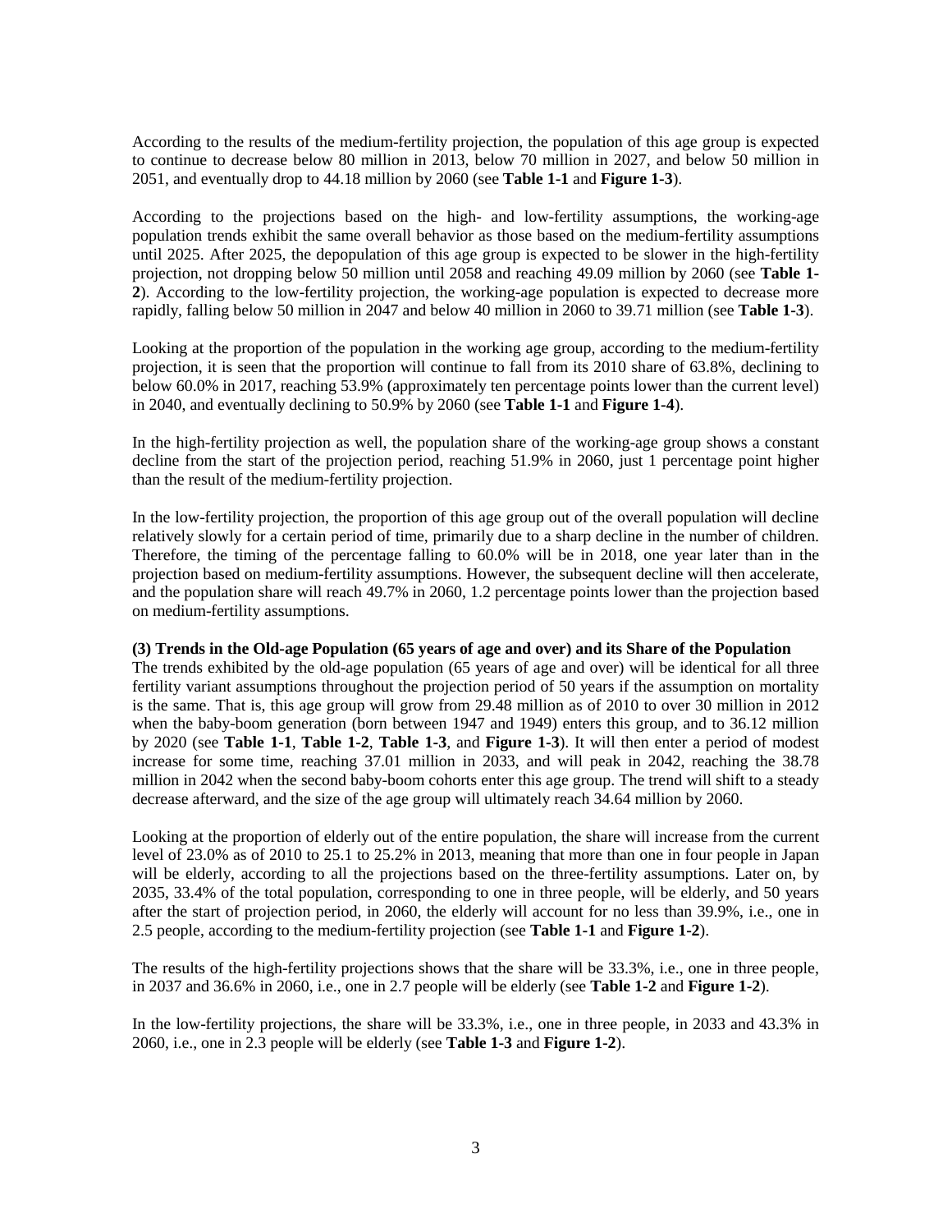According to the results of the medium-fertility projection, the population of this age group is expected to continue to decrease below 80 million in 2013, below 70 million in 2027, and below 50 million in 2051, and eventually drop to 44.18 million by 2060 (see **Table 1-1** and **Figure 1-3**).

According to the projections based on the high- and low-fertility assumptions, the working-age population trends exhibit the same overall behavior as those based on the medium-fertility assumptions until 2025. After 2025, the depopulation of this age group is expected to be slower in the high-fertility projection, not dropping below 50 million until 2058 and reaching 49.09 million by 2060 (see **Table 1-2**). According to the low-fertility projection, the working-age population is expected to decrease more rapidly, falling below 50 million in 2047 and below 40 million in 2060 to 39.71 million (see **Table 1-3**).

Looking at the proportion of the population in the working age group, according to the medium-fertility projection, it is seen that the proportion will continue to fall from its 2010 share of 63.8%, declining to below 60.0% in 2017, reaching 53.9% (approximately ten percentage points lower than the current level) in 2040, and eventually declining to 50.9% by 2060 (see **Table 1-1** and **Figure 1-4**).

In the high-fertility projection as well, the population share of the working-age group shows a constant decline from the start of the projection period, reaching 51.9% in 2060, just 1 percentage point higher than the result of the medium-fertility projection.

In the low-fertility projection, the proportion of this age group out of the overall population will decline relatively slowly for a certain period of time, primarily due to a sharp decline in the number of children. Therefore, the timing of the percentage falling to 60.0% will be in 2018, one year later than in the projection based on medium-fertility assumptions. However, the subsequent decline will then accelerate, and the population share will reach 49.7% in 2060, 1.2 percentage points lower than the projection based on medium-fertility assumptions.

### (3) Trends in the Old-age Population (65 years of age and over) and its Share of the Population

The trends exhibited by the old-age population (65 years of age and over) will be identical for all three fertility variant assumptions throughout the projection period of 50 years if the assumption on mortality is the same. That is, this age group will grow from 29.48 million as of 2010 to over 30 million in 2012 when the baby-boom generation (born between 1947 and 1949) enters this group, and to 36.12 million by 2020 (see **Table 1-1**, **Table 1-2**, **Table 1-3**, and **Figure 1-3**). It will then enter a period of modest increase for some time, reaching 37.01 million in 2033, and will peak in 2042, reaching the 38.78 million in 2042 when the second baby-boom cohorts enter this age group. The trend will shift to a steady decrease afterward, and the size of the age group will ultimately reach 34.64 million by 2060.

Looking at the proportion of elderly out of the entire population, the share will increase from the current level of 23.0% as of 2010 to 25.1 to 25.2% in 2013, meaning that more than one in four people in Japan will be elderly, according to all the projections based on the three-fertility assumptions. Later on, by 2035, 33.4% of the total population, corresponding to one in three people, will be elderly, and 50 years after the start of projection period, in 2060, the elderly will account for no less than 39.9%, i.e., one in 2.5 people, according to the medium-fertility projection (see **Table 1-1** and **Figure 1-2**).

The results of the high-fertility projections shows that the share will be 33.3%, i.e., one in three people, in 2037 and 36.6% in 2060, i.e., one in 2.7 people will be elderly (see **Table 1-2** and **Figure 1-2**).

In the low-fertility projections, the share will be 33.3%, i.e., one in three people, in 2033 and 43.3% in 2060, i.e., one in 2.3 people will be elderly (see **Table 1-3** and **Figure 1-2**).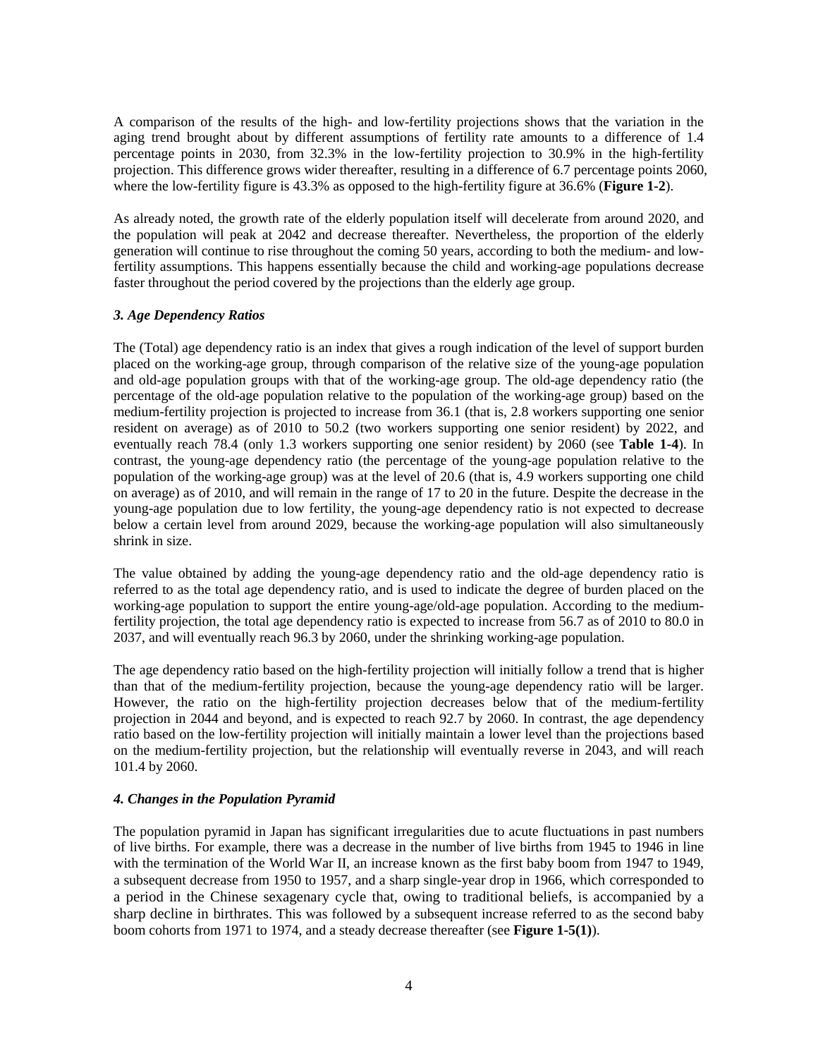A comparison of the results of the high- and low-fertility projections shows that the variation in the aging trend brought about by different assumptions of fertility rate amounts to a difference of 1.4 percentage points in 2030, from 32.3% in the low-fertility projection to 30.9% in the high-fertility projection. This difference grows wider thereafter, resulting in a difference of 6.7 percentage points 2060, where the low-fertility figure is 43.3% as opposed to the high-fertility figure at 36.6% (**Figure 1-2**).

As already noted, the growth rate of the elderly population itself will decelerate from around 2020, and the population will peak at 2042 and decrease thereafter. Nevertheless, the proportion of the elderly generation will continue to rise throughout the coming 50 years, according to both the medium- and low-fertility assumptions. This happens essentially because the child and working-age populations decrease faster throughout the period covered by the projections than the elderly age group.

### *3. Age Dependency Ratios*

The (Total) age dependency ratio is an index that gives a rough indication of the level of support burden placed on the working-age group, through comparison of the relative size of the young-age population and old-age population groups with that of the working-age group. The old-age dependency ratio (the percentage of the old-age population relative to the population of the working-age group) based on the medium-fertility projection is projected to increase from 36.1 (that is, 2.8 workers supporting one senior resident on average) as of 2010 to 50.2 (two workers supporting one senior resident) by 2022, and eventually reach 78.4 (only 1.3 workers supporting one senior resident) by 2060 (see **Table 1-4**). In contrast, the young-age dependency ratio (the percentage of the young-age population relative to the population of the working-age group) was at the level of 20.6 (that is, 4.9 workers supporting one child on average) as of 2010, and will remain in the range of 17 to 20 in the future. Despite the decrease in the young-age population due to low fertility, the young-age dependency ratio is not expected to decrease below a certain level from around 2029, because the working-age population will also simultaneously shrink in size.

The value obtained by adding the young-age dependency ratio and the old-age dependency ratio is referred to as the total age dependency ratio, and is used to indicate the degree of burden placed on the working-age population to support the entire young-age/old-age population. According to the medium-fertility projection, the total age dependency ratio is expected to increase from 56.7 as of 2010 to 80.0 in 2037, and will eventually reach 96.3 by 2060, under the shrinking working-age population.

The age dependency ratio based on the high-fertility projection will initially follow a trend that is higher than that of the medium-fertility projection, because the young-age dependency ratio will be larger. However, the ratio on the high-fertility projection decreases below that of the medium-fertility projection in 2044 and beyond, and is expected to reach 92.7 by 2060. In contrast, the age dependency ratio based on the low-fertility projection will initially maintain a lower level than the projections based on the medium-fertility projection, but the relationship will eventually reverse in 2043, and will reach 101.4 by 2060.

### *4. Changes in the Population Pyramid*

The population pyramid in Japan has significant irregularities due to acute fluctuations in past numbers of live births. For example, there was a decrease in the number of live births from 1945 to 1946 in line with the termination of the World War II, an increase known as the first baby boom from 1947 to 1949, a subsequent decrease from 1950 to 1957, and a sharp single-year drop in 1966, which corresponded to a period in the Chinese sexagenary cycle that, owing to traditional beliefs, is accompanied by a sharp decline in birthrates. This was followed by a subsequent increase referred to as the second baby boom cohorts from 1971 to 1974, and a steady decrease thereafter (see **Figure 1-5(1)**).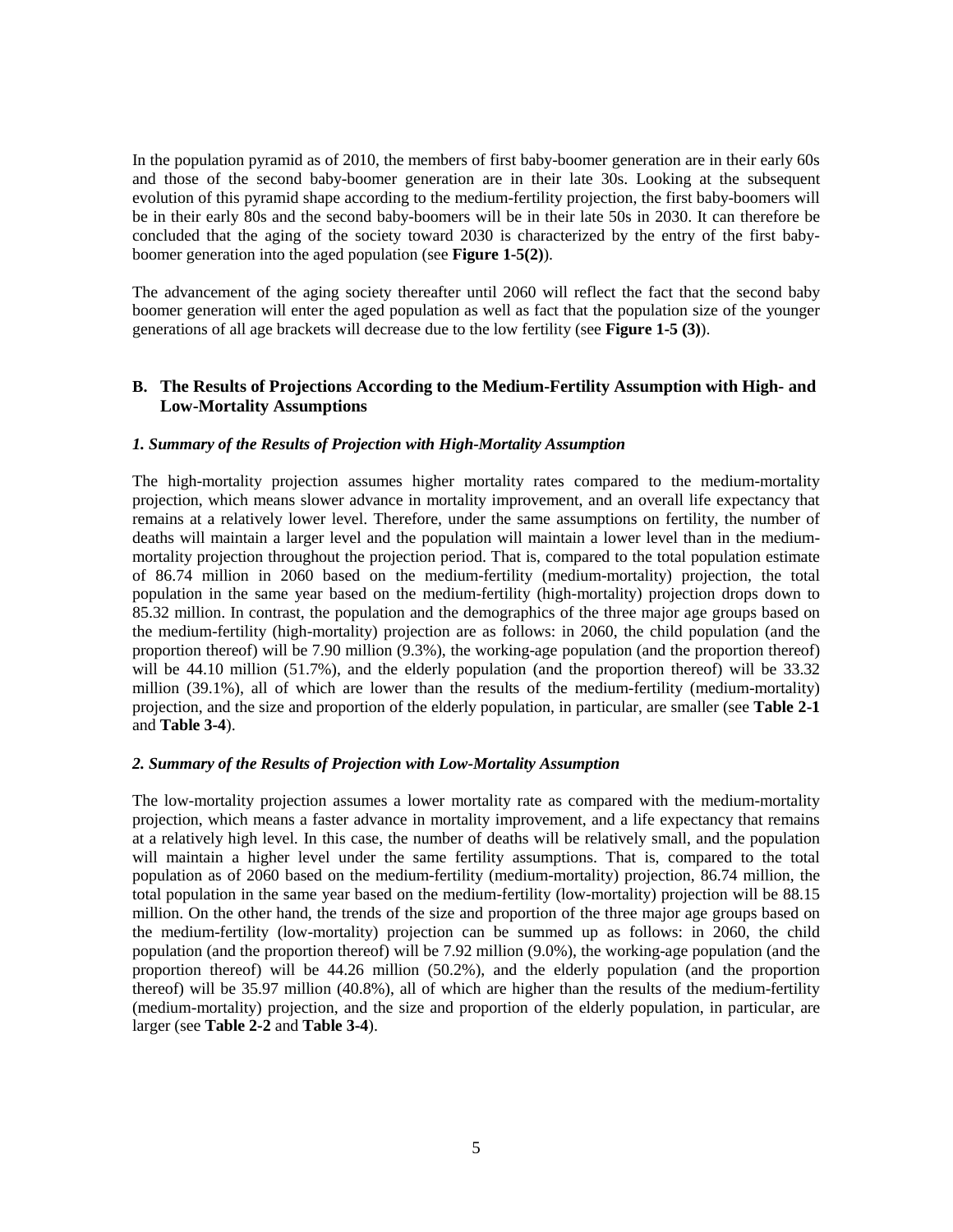In the population pyramid as of 2010, the members of first baby-boomer generation are in their early 60s and those of the second baby-boomer generation are in their late 30s. Looking at the subsequent evolution of this pyramid shape according to the medium-fertility projection, the first baby-boomers will be in their early 80s and the second baby-boomers will be in their late 50s in 2030. It can therefore be concluded that the aging of the society toward 2030 is characterized by the entry of the first baby-boomer generation into the aged population (see **Figure 1-5(2)**).

The advancement of the aging society thereafter until 2060 will reflect the fact that the second baby boomer generation will enter the aged population as well as fact that the population size of the younger generations of all age brackets will decrease due to the low fertility (see **Figure 1-5 (3)**).

### B. The Results of Projections According to the Medium-Fertility Assumption with High- and Low-Mortality Assumptions

#### *1. Summary of the Results of Projection with High-Mortality Assumption*

The high-mortality projection assumes higher mortality rates compared to the medium-mortality projection, which means slower advance in mortality improvement, and an overall life expectancy that remains at a relatively lower level. Therefore, under the same assumptions on fertility, the number of deaths will maintain a larger level and the population will maintain a lower level than in the medium-mortality projection throughout the projection period. That is, compared to the total population estimate of 86.74 million in 2060 based on the medium-fertility (medium-mortality) projection, the total population in the same year based on the medium-fertility (high-mortality) projection drops down to 85.32 million. In contrast, the population and the demographics of the three major age groups based on the medium-fertility (high-mortality) projection are as follows: in 2060, the child population (and the proportion thereof) will be 7.90 million (9.3%), the working-age population (and the proportion thereof) will be 44.10 million (51.7%), and the elderly population (and the proportion thereof) will be 33.32 million (39.1%), all of which are lower than the results of the medium-fertility (medium-mortality) projection, and the size and proportion of the elderly population, in particular, are smaller (see **Table 2-1** and **Table 3-4**).

#### *2. Summary of the Results of Projection with Low-Mortality Assumption*

The low-mortality projection assumes a lower mortality rate as compared with the medium-mortality projection, which means a faster advance in mortality improvement, and a life expectancy that remains at a relatively high level. In this case, the number of deaths will be relatively small, and the population will maintain a higher level under the same fertility assumptions. That is, compared to the total population as of 2060 based on the medium-fertility (medium-mortality) projection, 86.74 million, the total population in the same year based on the medium-fertility (low-mortality) projection will be 88.15 million. On the other hand, the trends of the size and proportion of the three major age groups based on the medium-fertility (low-mortality) projection can be summed up as follows: in 2060, the child population (and the proportion thereof) will be 7.92 million (9.0%), the working-age population (and the proportion thereof) will be 44.26 million (50.2%), and the elderly population (and the proportion thereof) will be 35.97 million (40.8%), all of which are higher than the results of the medium-fertility (medium-mortality) projection, and the size and proportion of the elderly population, in particular, are larger (see **Table 2-2** and **Table 3-4**).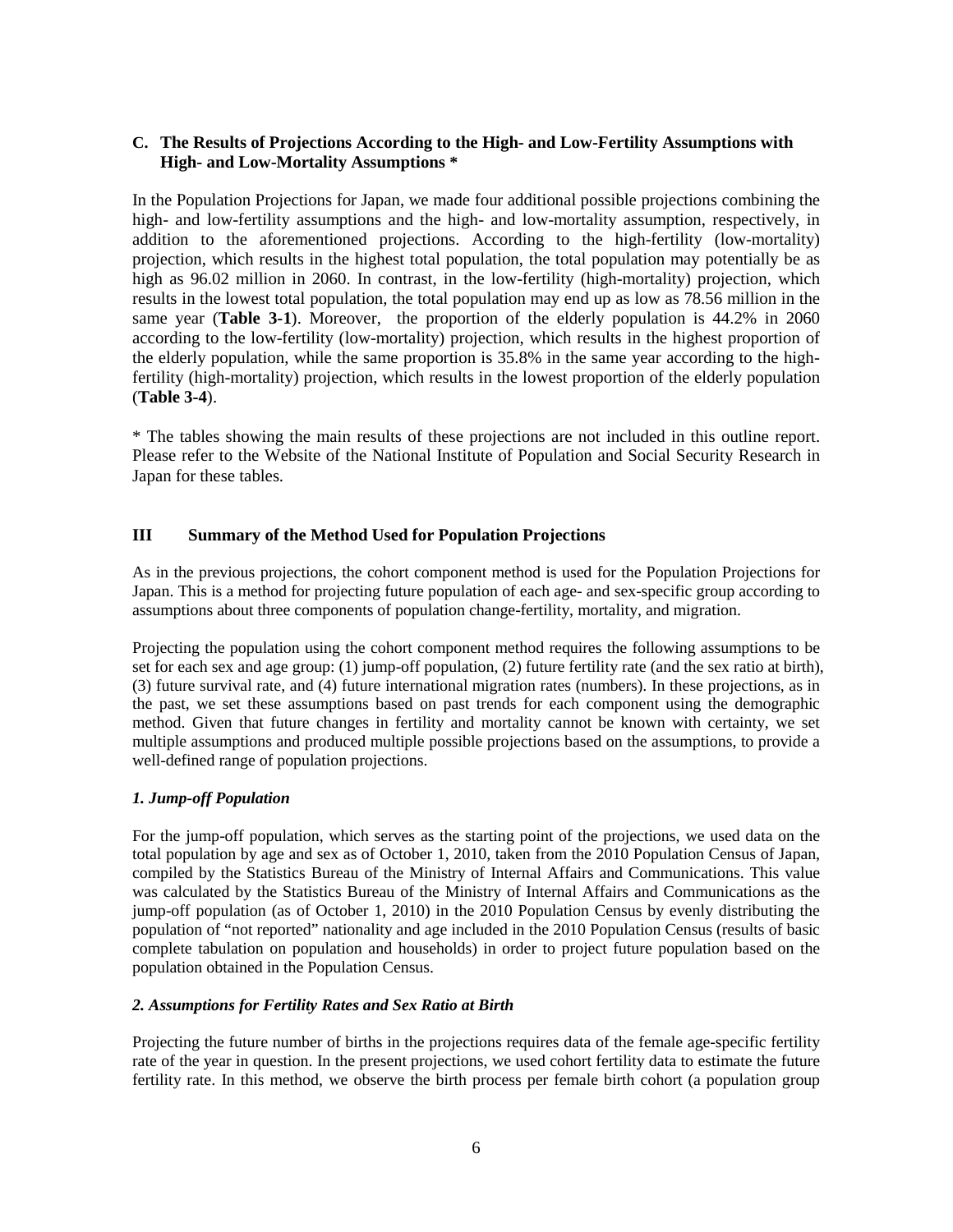### C. The Results of Projections According to the High- and Low-Fertility Assumptions with High- and Low-Mortality Assumptions *

In the Population Projections for Japan, we made four additional possible projections combining the high- and low-fertility assumptions and the high- and low-mortality assumption, respectively, in addition to the aforementioned projections. According to the high-fertility (low-mortality) projection, which results in the highest total population, the total population may potentially be as high as 96.02 million in 2060. In contrast, in the low-fertility (high-mortality) projection, which results in the lowest total population, the total population may end up as low as 78.56 million in the same year (**Table 3-1**). Moreover, the proportion of the elderly population is 44.2% in 2060 according to the low-fertility (low-mortality) projection, which results in the highest proportion of the elderly population, while the same proportion is 35.8% in the same year according to the high-fertility (high-mortality) projection, which results in the lowest proportion of the elderly population (**Table 3-4**).

* The tables showing the main results of these projections are not included in this outline report. Please refer to the Website of the National Institute of Population and Social Security Research in Japan for these tables.

## III Summary of the Method Used for Population Projections

As in the previous projections, the cohort component method is used for the Population Projections for Japan. This is a method for projecting future population of each age- and sex-specific group according to assumptions about three components of population change-fertility, mortality, and migration.

Projecting the population using the cohort component method requires the following assumptions to be set for each sex and age group: (1) jump-off population, (2) future fertility rate (and the sex ratio at birth), (3) future survival rate, and (4) future international migration rates (numbers). In these projections, as in the past, we set these assumptions based on past trends for each component using the demographic method. Given that future changes in fertility and mortality cannot be known with certainty, we set multiple assumptions and produced multiple possible projections based on the assumptions, to provide a well-defined range of population projections.

### *1. Jump-off Population*

For the jump-off population, which serves as the starting point of the projections, we used data on the total population by age and sex as of October 1, 2010, taken from the 2010 Population Census of Japan, compiled by the Statistics Bureau of the Ministry of Internal Affairs and Communications. This value was calculated by the Statistics Bureau of the Ministry of Internal Affairs and Communications as the jump-off population (as of October 1, 2010) in the 2010 Population Census by evenly distributing the population of "not reported" nationality and age included in the 2010 Population Census (results of basic complete tabulation on population and households) in order to project future population based on the population obtained in the Population Census.

### *2. Assumptions for Fertility Rates and Sex Ratio at Birth*

Projecting the future number of births in the projections requires data of the female age-specific fertility rate of the year in question. In the present projections, we used cohort fertility data to estimate the future fertility rate. In this method, we observe the birth process per female birth cohort (a population group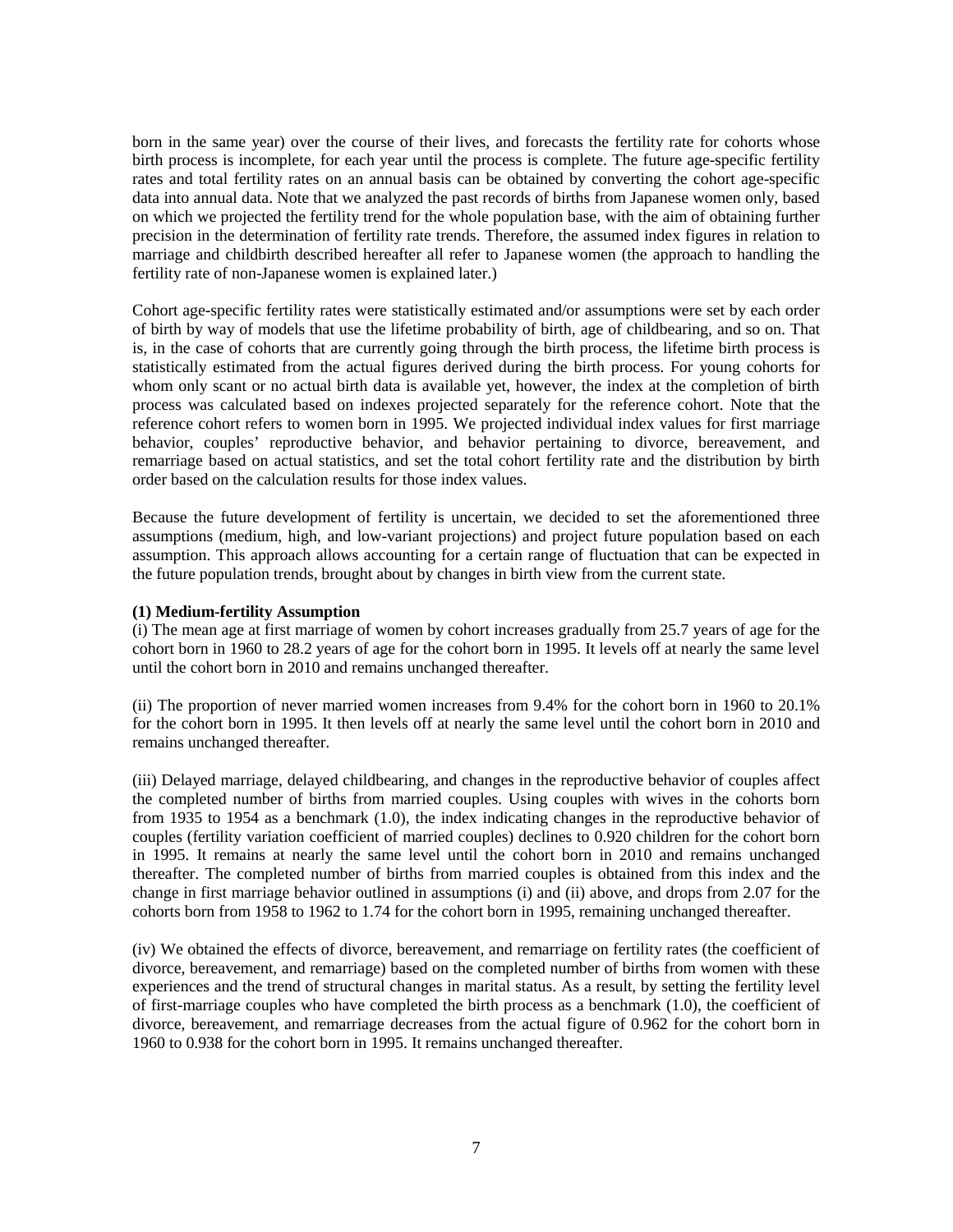born in the same year) over the course of their lives, and forecasts the fertility rate for cohorts whose birth process is incomplete, for each year until the process is complete. The future age-specific fertility rates and total fertility rates on an annual basis can be obtained by converting the cohort age-specific data into annual data. Note that we analyzed the past records of births from Japanese women only, based on which we projected the fertility trend for the whole population base, with the aim of obtaining further precision in the determination of fertility rate trends. Therefore, the assumed index figures in relation to marriage and childbirth described hereafter all refer to Japanese women (the approach to handling the fertility rate of non-Japanese women is explained later.)

Cohort age-specific fertility rates were statistically estimated and/or assumptions were set by each order of birth by way of models that use the lifetime probability of birth, age of childbearing, and so on. That is, in the case of cohorts that are currently going through the birth process, the lifetime birth process is statistically estimated from the actual figures derived during the birth process. For young cohorts for whom only scant or no actual birth data is available yet, however, the index at the completion of birth process was calculated based on indexes projected separately for the reference cohort. Note that the reference cohort refers to women born in 1995. We projected individual index values for first marriage behavior, couples' reproductive behavior, and behavior pertaining to divorce, bereavement, and remarriage based on actual statistics, and set the total cohort fertility rate and the distribution by birth order based on the calculation results for those index values.

Because the future development of fertility is uncertain, we decided to set the aforementioned three assumptions (medium, high, and low-variant projections) and project future population based on each assumption. This approach allows accounting for a certain range of fluctuation that can be expected in the future population trends, brought about by changes in birth view from the current state.

**(1) Medium-fertility Assumption**

(i) The mean age at first marriage of women by cohort increases gradually from 25.7 years of age for the cohort born in 1960 to 28.2 years of age for the cohort born in 1995. It levels off at nearly the same level until the cohort born in 2010 and remains unchanged thereafter.

(ii) The proportion of never married women increases from 9.4% for the cohort born in 1960 to 20.1% for the cohort born in 1995. It then levels off at nearly the same level until the cohort born in 2010 and remains unchanged thereafter.

(iii) Delayed marriage, delayed childbearing, and changes in the reproductive behavior of couples affect the completed number of births from married couples. Using couples with wives in the cohorts born from 1935 to 1954 as a benchmark (1.0), the index indicating changes in the reproductive behavior of couples (fertility variation coefficient of married couples) declines to 0.920 children for the cohort born in 1995. It remains at nearly the same level until the cohort born in 2010 and remains unchanged thereafter. The completed number of births from married couples is obtained from this index and the change in first marriage behavior outlined in assumptions (i) and (ii) above, and drops from 2.07 for the cohorts born from 1958 to 1962 to 1.74 for the cohort born in 1995, remaining unchanged thereafter.

(iv) We obtained the effects of divorce, bereavement, and remarriage on fertility rates (the coefficient of divorce, bereavement, and remarriage) based on the completed number of births from women with these experiences and the trend of structural changes in marital status. As a result, by setting the fertility level of first-marriage couples who have completed the birth process as a benchmark (1.0), the coefficient of divorce, bereavement, and remarriage decreases from the actual figure of 0.962 for the cohort born in 1960 to 0.938 for the cohort born in 1995. It remains unchanged thereafter.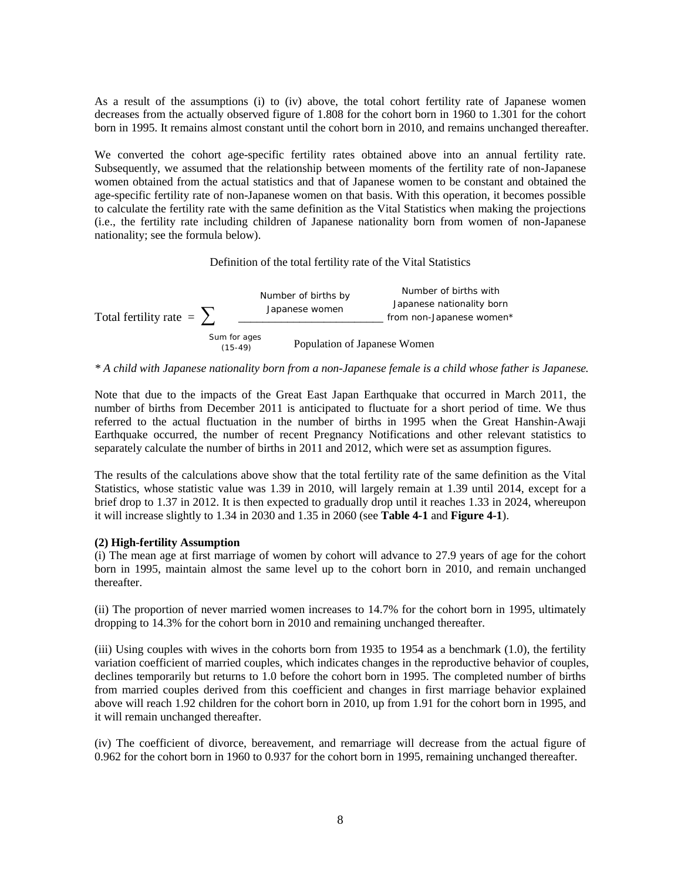As a result of the assumptions (i) to (iv) above, the total cohort fertility rate of Japanese women decreases from the actually observed figure of 1.808 for the cohort born in 1960 to 1.301 for the cohort born in 1995. It remains almost constant until the cohort born in 2010, and remains unchanged thereafter.

We converted the cohort age-specific fertility rates obtained above into an annual fertility rate. Subsequently, we assumed that the relationship between moments of the fertility rate of non-Japanese women obtained from the actual statistics and that of Japanese women to be constant and obtained the age-specific fertility rate of non-Japanese women on that basis. With this operation, it becomes possible to calculate the fertility rate with the same definition as the Vital Statistics when making the projections (i.e., the fertility rate including children of Japanese nationality born from women of non-Japanese nationality; see the formula below).

Definition of the total fertility rate of the Vital Statistics

$$\text{Total fertility rate} = \sum_{\text{Sum for ages (15-49)}} \frac{\text{Number of births by Japanese women} + \text{Number of births with Japanese nationality born from non-Japanese women}^{*}}{\text{Population of Japanese Women}}$$

*\* A child with Japanese nationality born from a non-Japanese female is a child whose father is Japanese.*

Note that due to the impacts of the Great East Japan Earthquake that occurred in March 2011, the number of births from December 2011 is anticipated to fluctuate for a short period of time. We thus referred to the actual fluctuation in the number of births in 1995 when the Great Hanshin-Awaji Earthquake occurred, the number of recent Pregnancy Notifications and other relevant statistics to separately calculate the number of births in 2011 and 2012, which were set as assumption figures.

The results of the calculations above show that the total fertility rate of the same definition as the Vital Statistics, whose statistic value was 1.39 in 2010, will largely remain at 1.39 until 2014, except for a brief drop to 1.37 in 2012. It is then expected to gradually drop until it reaches 1.33 in 2024, whereupon it will increase slightly to 1.34 in 2030 and 1.35 in 2060 (see **Table 4-1** and **Figure 4-1**).

**(2) High-fertility Assumption**

(i) The mean age at first marriage of women by cohort will advance to 27.9 years of age for the cohort born in 1995, maintain almost the same level up to the cohort born in 2010, and remain unchanged thereafter.

(ii) The proportion of never married women increases to 14.7% for the cohort born in 1995, ultimately dropping to 14.3% for the cohort born in 2010 and remaining unchanged thereafter.

(iii) Using couples with wives in the cohorts born from 1935 to 1954 as a benchmark (1.0), the fertility variation coefficient of married couples, which indicates changes in the reproductive behavior of couples, declines temporarily but returns to 1.0 before the cohort born in 1995. The completed number of births from married couples derived from this coefficient and changes in first marriage behavior explained above will reach 1.92 children for the cohort born in 2010, up from 1.91 for the cohort born in 1995, and it will remain unchanged thereafter.

(iv) The coefficient of divorce, bereavement, and remarriage will decrease from the actual figure of 0.962 for the cohort born in 1960 to 0.937 for the cohort born in 1995, remaining unchanged thereafter.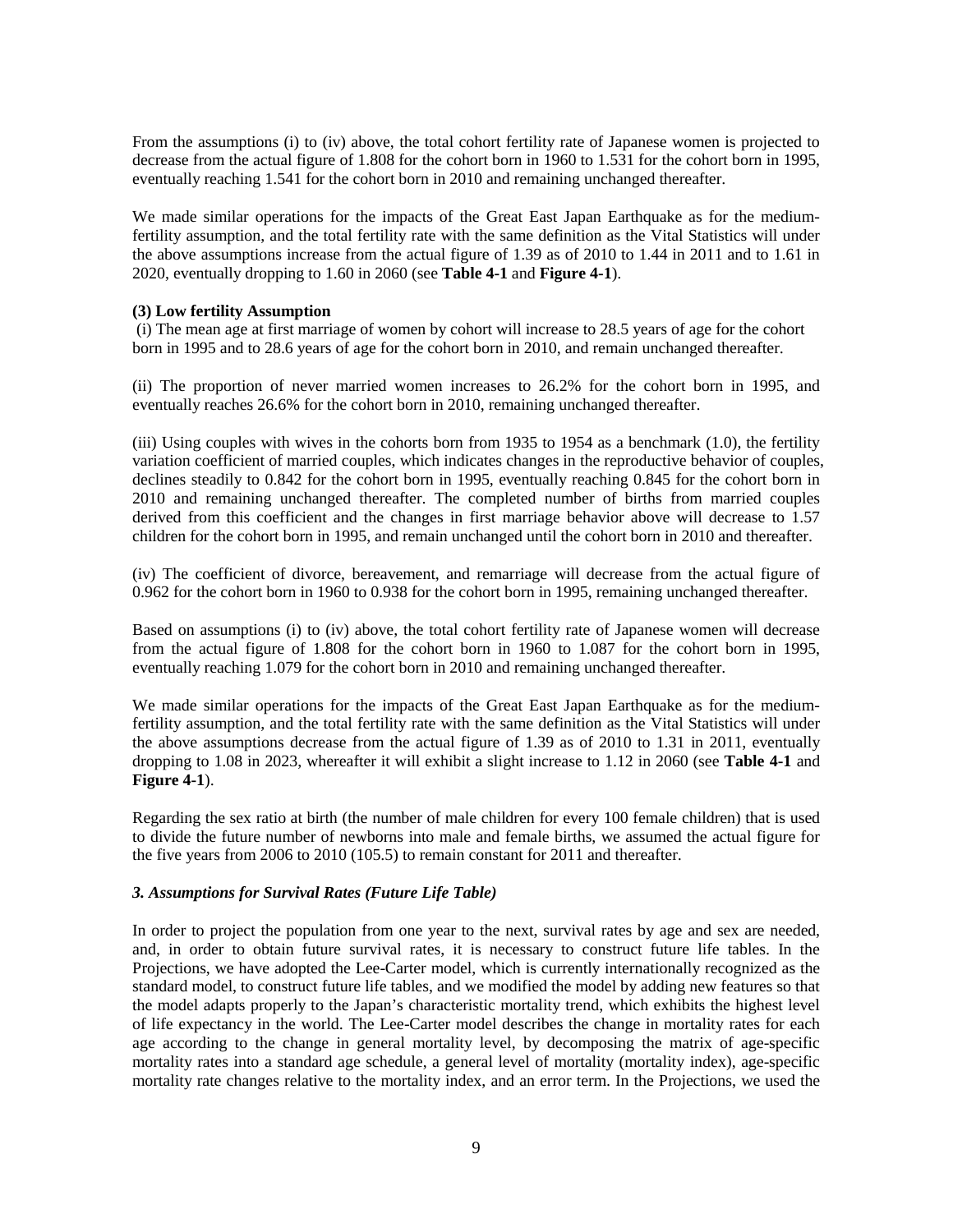From the assumptions (i) to (iv) above, the total cohort fertility rate of Japanese women is projected to decrease from the actual figure of 1.808 for the cohort born in 1960 to 1.531 for the cohort born in 1995, eventually reaching 1.541 for the cohort born in 2010 and remaining unchanged thereafter.

We made similar operations for the impacts of the Great East Japan Earthquake as for the medium-fertility assumption, and the total fertility rate with the same definition as the Vital Statistics will under the above assumptions increase from the actual figure of 1.39 as of 2010 to 1.44 in 2011 and to 1.61 in 2020, eventually dropping to 1.60 in 2060 (see **Table 4-1** and **Figure 4-1**).

**(3) Low fertility Assumption**

(i) The mean age at first marriage of women by cohort will increase to 28.5 years of age for the cohort born in 1995 and to 28.6 years of age for the cohort born in 2010, and remain unchanged thereafter.

(ii) The proportion of never married women increases to 26.2% for the cohort born in 1995, and eventually reaches 26.6% for the cohort born in 2010, remaining unchanged thereafter.

(iii) Using couples with wives in the cohorts born from 1935 to 1954 as a benchmark (1.0), the fertility variation coefficient of married couples, which indicates changes in the reproductive behavior of couples, declines steadily to 0.842 for the cohort born in 1995, eventually reaching 0.845 for the cohort born in 2010 and remaining unchanged thereafter. The completed number of births from married couples derived from this coefficient and the changes in first marriage behavior above will decrease to 1.57 children for the cohort born in 1995, and remain unchanged until the cohort born in 2010 and thereafter.

(iv) The coefficient of divorce, bereavement, and remarriage will decrease from the actual figure of 0.962 for the cohort born in 1960 to 0.938 for the cohort born in 1995, remaining unchanged thereafter.

Based on assumptions (i) to (iv) above, the total cohort fertility rate of Japanese women will decrease from the actual figure of 1.808 for the cohort born in 1960 to 1.087 for the cohort born in 1995, eventually reaching 1.079 for the cohort born in 2010 and remaining unchanged thereafter.

We made similar operations for the impacts of the Great East Japan Earthquake as for the medium-fertility assumption, and the total fertility rate with the same definition as the Vital Statistics will under the above assumptions decrease from the actual figure of 1.39 as of 2010 to 1.31 in 2011, eventually dropping to 1.08 in 2023, whereafter it will exhibit a slight increase to 1.12 in 2060 (see **Table 4-1** and **Figure 4-1**).

Regarding the sex ratio at birth (the number of male children for every 100 female children) that is used to divide the future number of newborns into male and female births, we assumed the actual figure for the five years from 2006 to 2010 (105.5) to remain constant for 2011 and thereafter.

### *3. Assumptions for Survival Rates (Future Life Table)*

In order to project the population from one year to the next, survival rates by age and sex are needed, and, in order to obtain future survival rates, it is necessary to construct future life tables. In the Projections, we have adopted the Lee-Carter model, which is currently internationally recognized as the standard model, to construct future life tables, and we modified the model by adding new features so that the model adapts properly to the Japan's characteristic mortality trend, which exhibits the highest level of life expectancy in the world. The Lee-Carter model describes the change in mortality rates for each age according to the change in general mortality level, by decomposing the matrix of age-specific mortality rates into a standard age schedule, a general level of mortality (mortality index), age-specific mortality rate changes relative to the mortality index, and an error term. In the Projections, we used the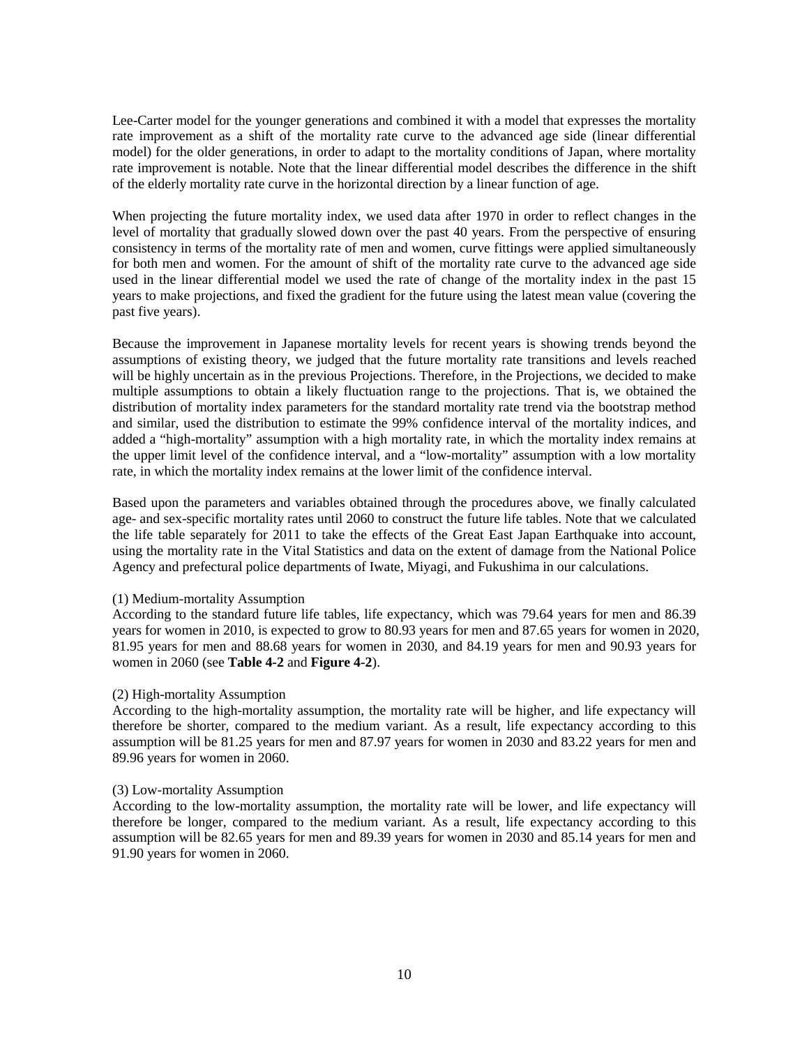Lee-Carter model for the younger generations and combined it with a model that expresses the mortality rate improvement as a shift of the mortality rate curve to the advanced age side (linear differential model) for the older generations, in order to adapt to the mortality conditions of Japan, where mortality rate improvement is notable. Note that the linear differential model describes the difference in the shift of the elderly mortality rate curve in the horizontal direction by a linear function of age.

When projecting the future mortality index, we used data after 1970 in order to reflect changes in the level of mortality that gradually slowed down over the past 40 years. From the perspective of ensuring consistency in terms of the mortality rate of men and women, curve fittings were applied simultaneously for both men and women. For the amount of shift of the mortality rate curve to the advanced age side used in the linear differential model we used the rate of change of the mortality index in the past 15 years to make projections, and fixed the gradient for the future using the latest mean value (covering the past five years).

Because the improvement in Japanese mortality levels for recent years is showing trends beyond the assumptions of existing theory, we judged that the future mortality rate transitions and levels reached will be highly uncertain as in the previous Projections. Therefore, in the Projections, we decided to make multiple assumptions to obtain a likely fluctuation range to the projections. That is, we obtained the distribution of mortality index parameters for the standard mortality rate trend via the bootstrap method and similar, used the distribution to estimate the 99% confidence interval of the mortality indices, and added a "high-mortality" assumption with a high mortality rate, in which the mortality index remains at the upper limit level of the confidence interval, and a "low-mortality" assumption with a low mortality rate, in which the mortality index remains at the lower limit of the confidence interval.

Based upon the parameters and variables obtained through the procedures above, we finally calculated age- and sex-specific mortality rates until 2060 to construct the future life tables. Note that we calculated the life table separately for 2011 to take the effects of the Great East Japan Earthquake into account, using the mortality rate in the Vital Statistics and data on the extent of damage from the National Police Agency and prefectural police departments of Iwate, Miyagi, and Fukushima in our calculations.

(1) Medium-mortality Assumption

According to the standard future life tables, life expectancy, which was 79.64 years for men and 86.39 years for women in 2010, is expected to grow to 80.93 years for men and 87.65 years for women in 2020, 81.95 years for men and 88.68 years for women in 2030, and 84.19 years for men and 90.93 years for women in 2060 (see **Table 4-2** and **Figure 4-2**).

(2) High-mortality Assumption

According to the high-mortality assumption, the mortality rate will be higher, and life expectancy will therefore be shorter, compared to the medium variant. As a result, life expectancy according to this assumption will be 81.25 years for men and 87.97 years for women in 2030 and 83.22 years for men and 89.96 years for women in 2060.

(3) Low-mortality Assumption

According to the low-mortality assumption, the mortality rate will be lower, and life expectancy will therefore be longer, compared to the medium variant. As a result, life expectancy according to this assumption will be 82.65 years for men and 89.39 years for women in 2030 and 85.14 years for men and 91.90 years for women in 2060.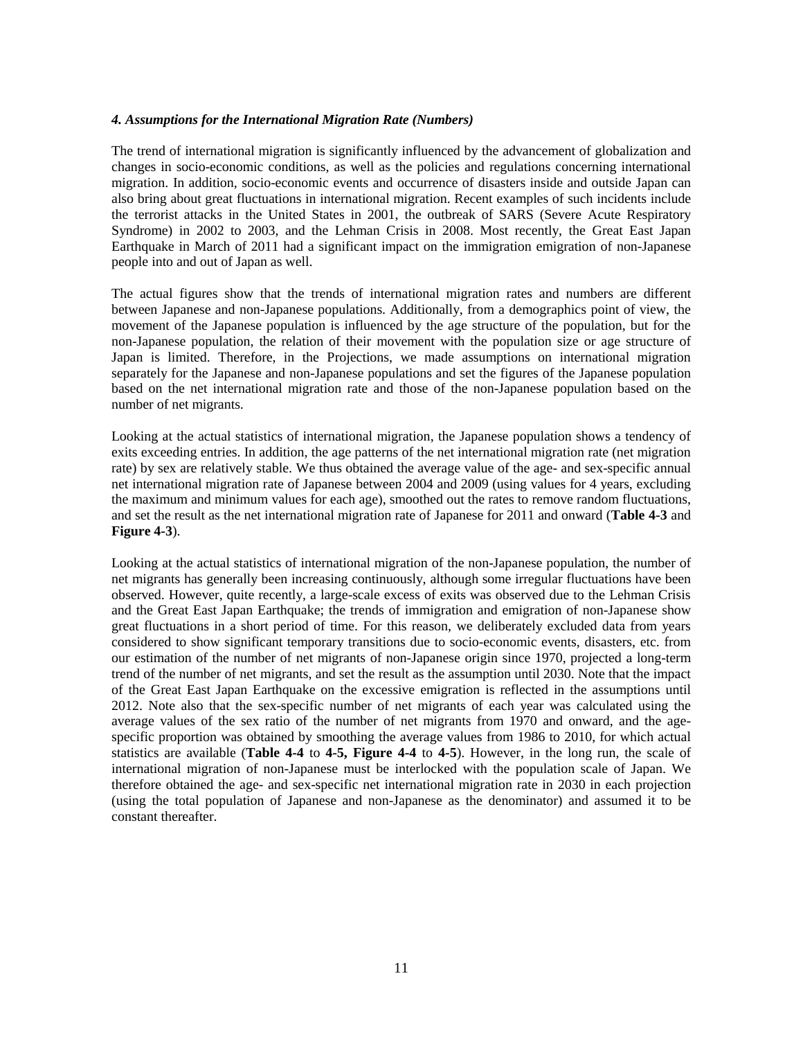### *4. Assumptions for the International Migration Rate (Numbers)*

The trend of international migration is significantly influenced by the advancement of globalization and changes in socio-economic conditions, as well as the policies and regulations concerning international migration. In addition, socio-economic events and occurrence of disasters inside and outside Japan can also bring about great fluctuations in international migration. Recent examples of such incidents include the terrorist attacks in the United States in 2001, the outbreak of SARS (Severe Acute Respiratory Syndrome) in 2002 to 2003, and the Lehman Crisis in 2008. Most recently, the Great East Japan Earthquake in March of 2011 had a significant impact on the immigration emigration of non-Japanese people into and out of Japan as well.

The actual figures show that the trends of international migration rates and numbers are different between Japanese and non-Japanese populations. Additionally, from a demographics point of view, the movement of the Japanese population is influenced by the age structure of the population, but for the non-Japanese population, the relation of their movement with the population size or age structure of Japan is limited. Therefore, in the Projections, we made assumptions on international migration separately for the Japanese and non-Japanese populations and set the figures of the Japanese population based on the net international migration rate and those of the non-Japanese population based on the number of net migrants.

Looking at the actual statistics of international migration, the Japanese population shows a tendency of exits exceeding entries. In addition, the age patterns of the net international migration rate (net migration rate) by sex are relatively stable. We thus obtained the average value of the age- and sex-specific annual net international migration rate of Japanese between 2004 and 2009 (using values for 4 years, excluding the maximum and minimum values for each age), smoothed out the rates to remove random fluctuations, and set the result as the net international migration rate of Japanese for 2011 and onward (**Table 4-3** and **Figure 4-3**).

Looking at the actual statistics of international migration of the non-Japanese population, the number of net migrants has generally been increasing continuously, although some irregular fluctuations have been observed. However, quite recently, a large-scale excess of exits was observed due to the Lehman Crisis and the Great East Japan Earthquake; the trends of immigration and emigration of non-Japanese show great fluctuations in a short period of time. For this reason, we deliberately excluded data from years considered to show significant temporary transitions due to socio-economic events, disasters, etc. from our estimation of the number of net migrants of non-Japanese origin since 1970, projected a long-term trend of the number of net migrants, and set the result as the assumption until 2030. Note that the impact of the Great East Japan Earthquake on the excessive emigration is reflected in the assumptions until 2012. Note also that the sex-specific number of net migrants of each year was calculated using the average values of the sex ratio of the number of net migrants from 1970 and onward, and the age-specific proportion was obtained by smoothing the average values from 1986 to 2010, for which actual statistics are available (**Table 4-4** to **4-5, Figure 4-4** to **4-5**). However, in the long run, the scale of international migration of non-Japanese must be interlocked with the population scale of Japan. We therefore obtained the age- and sex-specific net international migration rate in 2030 in each projection (using the total population of Japanese and non-Japanese as the denominator) and assumed it to be constant thereafter.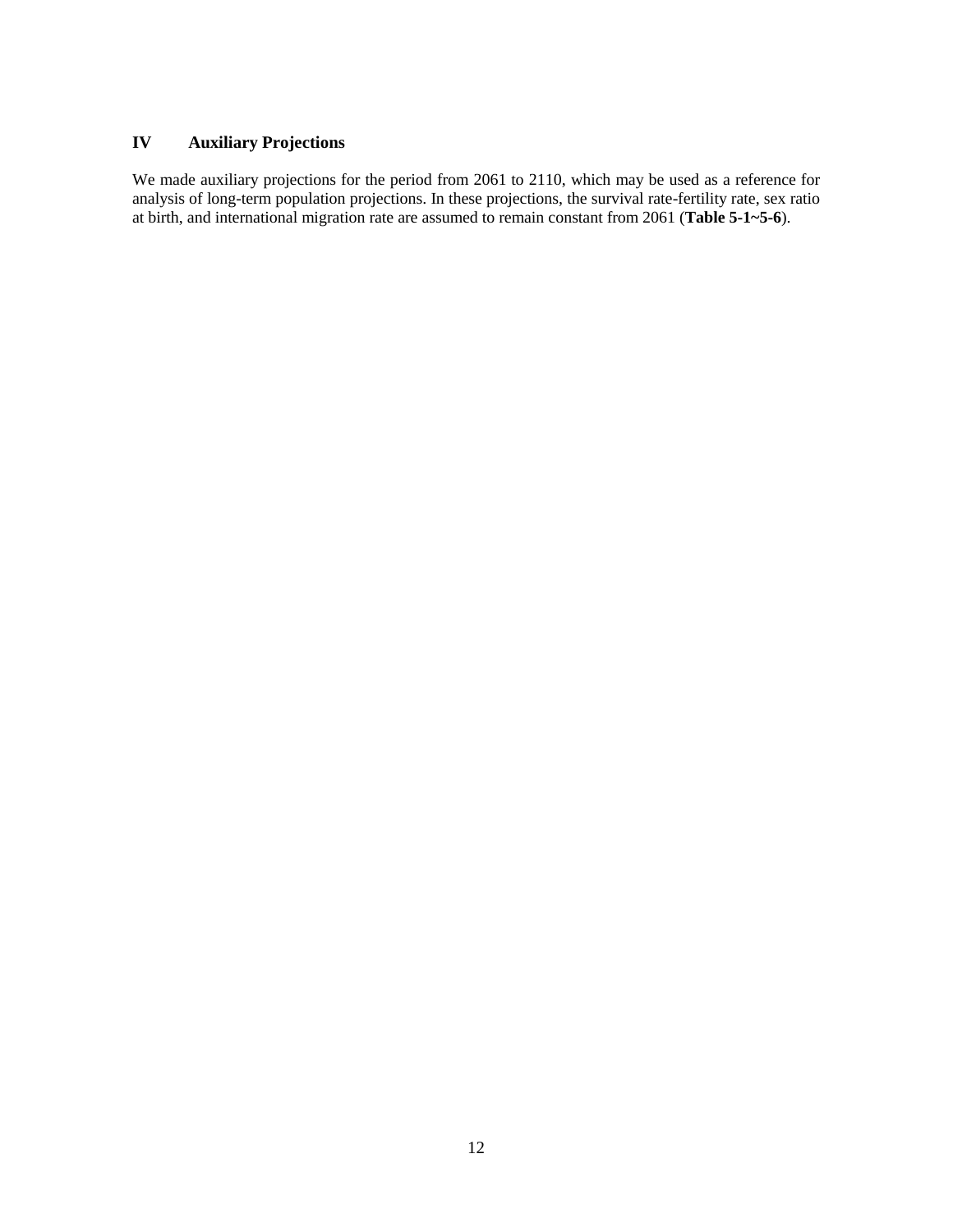## IV Auxiliary Projections

We made auxiliary projections for the period from 2061 to 2110, which may be used as a reference for analysis of long-term population projections. In these projections, the survival rate-fertility rate, sex ratio at birth, and international migration rate are assumed to remain constant from 2061 (**Table 5-1~5-6**).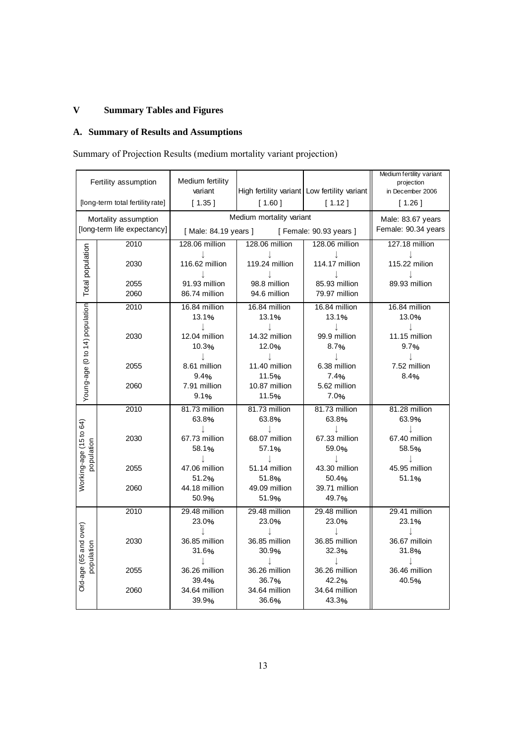# V Summary Tables and Figures

## A. Summary of Results and Assumptions

Summary of Projection Results (medium mortality variant projection)

| Fertility assumption [long-term total fertility rate] | | Medium fertility variant [ 1.35 ] | High fertility variant [ 1.60 ] | Low fertility variant [ 1.12 ] | Medium fertility variant projection in December 2006 [ 1.26 ] |
|---|---|---|---|---|---|
| Mortality assumption [long-term life expectancy] | | Medium mortality variant [ Male: 84.19 years ] [ Female: 90.93 years ] | | | Male: 83.67 years Female: 90.34 years |
| Total population | 2010 | 128.06 million | 128.06 million | 128.06 million | 127.18 million |
| | | ↓ | ↓ | ↓ | ↓ |
| | 2030 | 116.62 million | 119.24 million | 114.17 million | 115.22 milion |
| | | ↓ | ↓ | ↓ | ↓ |
| | 2055 | 91.93 million | 98.8 million | 85.93 million | 89.93 million |
| | 2060 | 86.74 million | 94.6 million | 79.97 million | |
| Young-age (0 to 14) population | 2010 | 16.84 million 13.1% | 16.84 million 13.1% | 16.84 million 13.1% | 16.84 million 13.0% |
| | | ↓ | ↓ | ↓ | ↓ |
| | 2030 | 12.04 million 10.3% | 14.32 million 12.0% | 99.9 million 8.7% | 11.15 million 9.7% |
| | | ↓ | ↓ | ↓ | ↓ |
| | 2055 | 8.61 million 9.4% | 11.40 million 11.5% | 6.38 million 7.4% | 7.52 million 8.4% |
| | 2060 | 7.91 million 9.1% | 10.87 million 11.5% | 5.62 million 7.0% | |
| Working-age (15 to 64) population | 2010 | 81.73 million 63.8% | 81.73 million 63.8% | 81.73 million 63.8% | 81.28 million 63.9% |
| | | ↓ | ↓ | ↓ | ↓ |
| | 2030 | 67.73 million 58.1% | 68.07 million 57.1% | 67.33 million 59.0% | 67.40 million 58.5% |
| | | ↓ | ↓ | ↓ | ↓ |
| | 2055 | 47.06 million 51.2% | 51.14 million 51.8% | 43.30 million 50.4% | 45.95 million 51.1% |
| | 2060 | 44.18 million 50.9% | 49.09 million 51.9% | 39.71 million 49.7% | |
| Old-age (65 and over) population | 2010 | 29.48 million 23.0% | 29.48 million 23.0% | 29.48 million 23.0% | 29.41 million 23.1% |
| | | ↓ | ↓ | ↓ | ↓ |
| | 2030 | 36.85 million 31.6% | 36.85 million 30.9% | 36.85 million 32.3% | 36.67 milloin 31.8% |
| | | ↓ | ↓ | ↓ | ↓ |
| | 2055 | 36.26 million 39.4% | 36.26 million 36.7% | 36.26 million 42.2% | 36.46 million 40.5% |
| | 2060 | 34.64 million 39.9% | 34.64 million 36.6% | 34.64 million 43.3% | |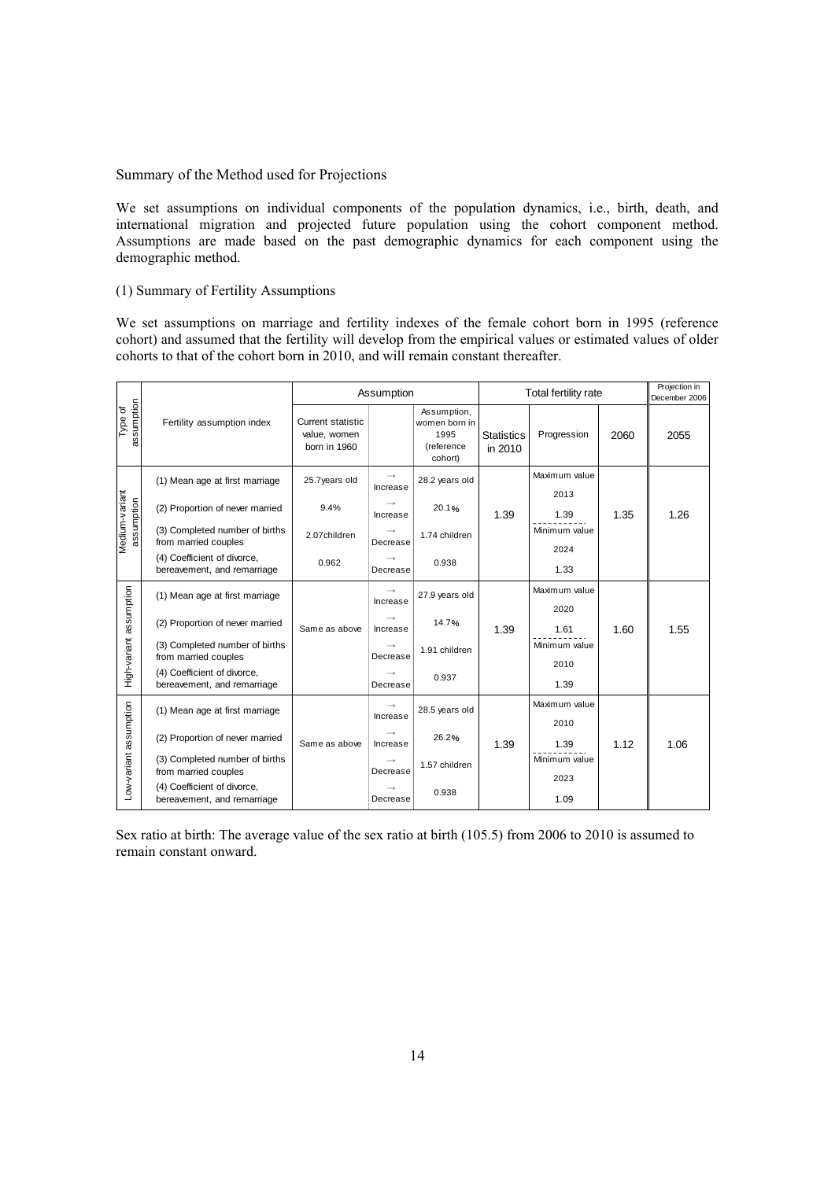Summary of the Method used for Projections

We set assumptions on individual components of the population dynamics, i.e., birth, death, and international migration and projected future population using the cohort component method. Assumptions are made based on the past demographic dynamics for each component using the demographic method.

(1) Summary of Fertility Assumptions

We set assumptions on marriage and fertility indexes of the female cohort born in 1995 (reference cohort) and assumed that the fertility will develop from the empirical values or estimated values of older cohorts to that of the cohort born in 2010, and will remain constant thereafter.

| Type of assumption | Fertility assumption index | Assumption | | | Total fertility rate | | | Projection in December 2006 |
|---|---|---|---|---|---|---|---|---|
| | | Current statistic value, women born in 1960 | | Assumption, women born in 1995 (reference cohort) | Statistics in 2010 | Progression | 2060 | 2055 |
| Medium-variant assumption | (1) Mean age at first marriage | 25.7years old | → Increase | 28.2 years old | 1.39 | Maximum value 2013 1.39 | 1.35 | 1.26 |
| | (2) Proportion of never married | 9.4% | → Increase | 20.1% | | | | |
| | (3) Completed number of births from married couples | 2.07children | → Decrease | 1.74 children | | Minimum value 2024 1.33 | | |
| | (4) Coefficient of divorce, bereavement, and remarriage | 0.962 | → Decrease | 0.938 | | | | |
| High-variant assumption | (1) Mean age at first marriage | Same as above | → Increase | 27.9 years old | 1.39 | Maximum value 2020 1.61 | 1.60 | 1.55 |
| | (2) Proportion of never married | | → Increase | 14.7% | | | | |
| | (3) Completed number of births from married couples | | → Decrease | 1.91 children | | Minimum value 2010 1.39 | | |
| | (4) Coefficient of divorce, bereavement, and remarriage | | → Decrease | 0.937 | | | | |
| Low-variant assumption | (1) Mean age at first marriage | Same as above | → Increase | 28.5 years old | 1.39 | Maximum value 2010 1.39 | 1.12 | 1.06 |
| | (2) Proportion of never married | | → Increase | 26.2% | | | | |
| | (3) Completed number of births from married couples | | → Decrease | 1.57 children | | Minimum value 2023 1.09 | | |
| | (4) Coefficient of divorce, bereavement, and remarriage | | → Decrease | 0.938 | | | | |

Sex ratio at birth: The average value of the sex ratio at birth (105.5) from 2006 to 2010 is assumed to remain constant onward.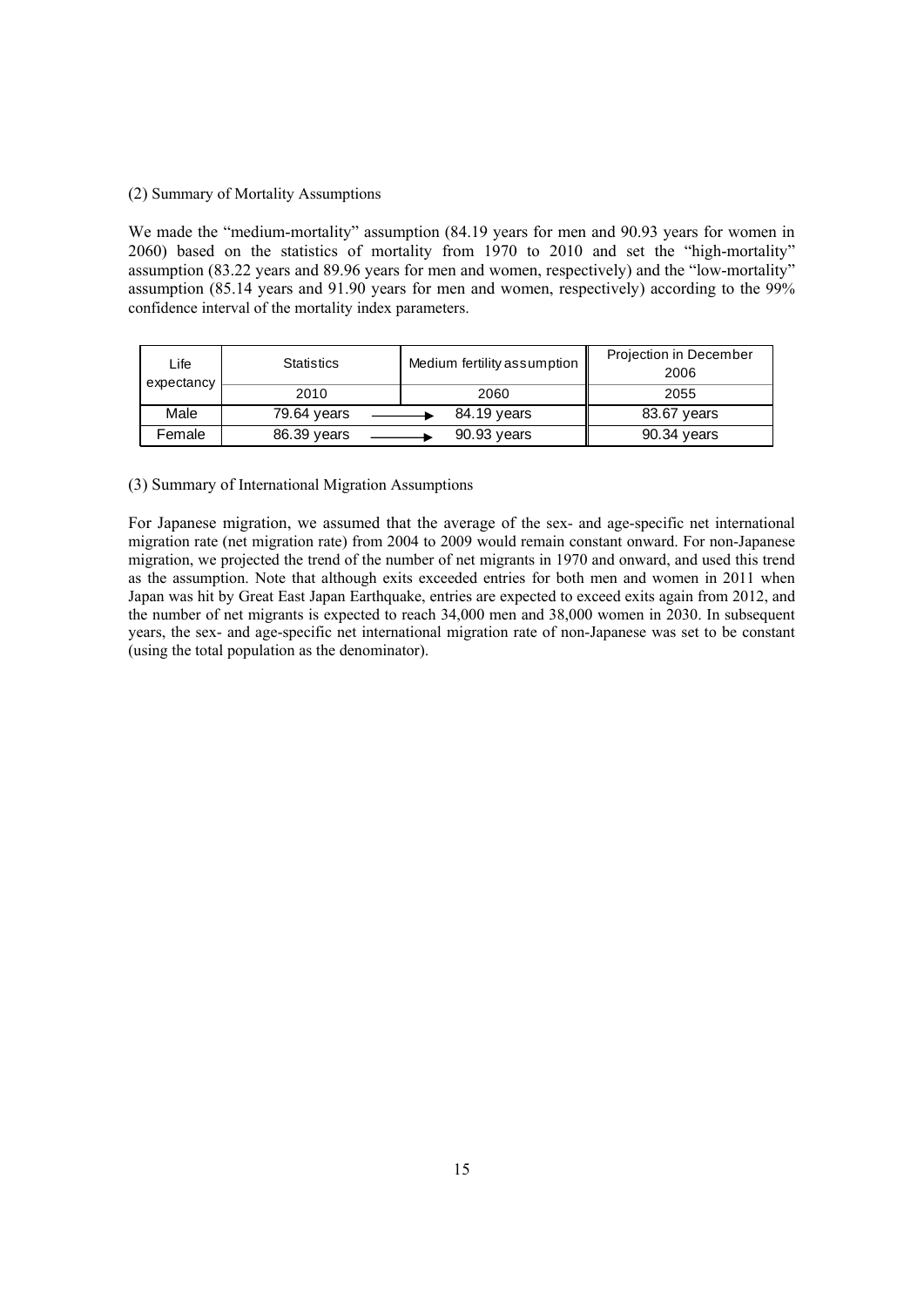(2) Summary of Mortality Assumptions

We made the "medium-mortality" assumption (84.19 years for men and 90.93 years for women in 2060) based on the statistics of mortality from 1970 to 2010 and set the "high-mortality" assumption (83.22 years and 89.96 years for men and women, respectively) and the "low-mortality" assumption (85.14 years and 91.90 years for men and women, respectively) according to the 99% confidence interval of the mortality index parameters.

| Life expectancy | Statistics | Medium fertility assumption | Projection in December 2006 |
|---|---|---|---|
| | 2010 | 2060 | 2055 |
| Male | 79.64 years → | 84.19 years | 83.67 years |
| Female | 86.39 years → | 90.93 years | 90.34 years |

(3) Summary of International Migration Assumptions

For Japanese migration, we assumed that the average of the sex- and age-specific net international migration rate (net migration rate) from 2004 to 2009 would remain constant onward. For non-Japanese migration, we projected the trend of the number of net migrants in 1970 and onward, and used this trend as the assumption. Note that although exits exceeded entries for both men and women in 2011 when Japan was hit by Great East Japan Earthquake, entries are expected to exceed exits again from 2012, and the number of net migrants is expected to reach 34,000 men and 38,000 women in 2030. In subsequent years, the sex- and age-specific net international migration rate of non-Japanese was set to be constant (using the total population as the denominator).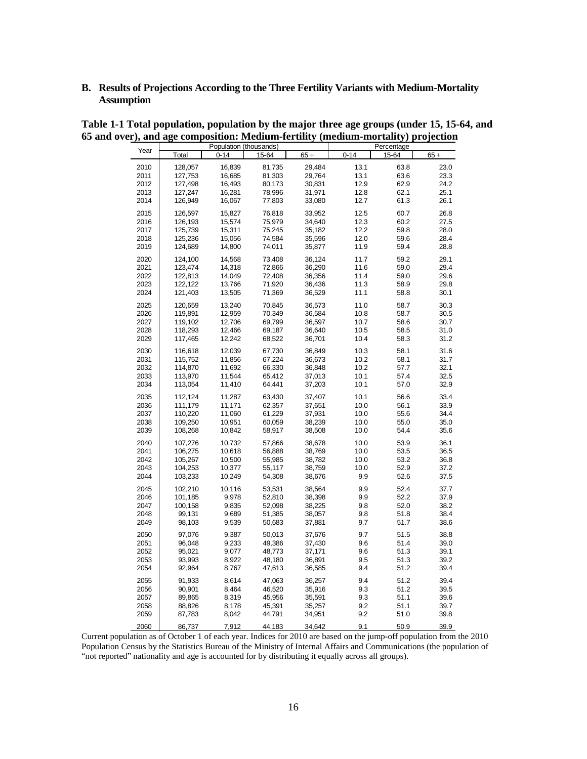## B. Results of Projections According to the Three Fertility Variants with Medium-Mortality Assumption

**Table 1-1 Total population, population by the major three age groups (under 15, 15-64, and 65 and over), and age composition: Medium-fertility (medium-mortality) projection**

| Year | Population (thousands) | | | | Percentage | | |
|---|---|---|---|---|---|---|---|
| | Total | 0-14 | 15-64 | 65 + | 0-14 | 15-64 | 65 + |
| 2010 | 128,057 | 16,839 | 81,735 | 29,484 | 13.1 | 63.8 | 23.0 |
| 2011 | 127,753 | 16,685 | 81,303 | 29,764 | 13.1 | 63.6 | 23.3 |
| 2012 | 127,498 | 16,493 | 80,173 | 30,831 | 12.9 | 62.9 | 24.2 |
| 2013 | 127,247 | 16,281 | 78,996 | 31,971 | 12.8 | 62.1 | 25.1 |
| 2014 | 126,949 | 16,067 | 77,803 | 33,080 | 12.7 | 61.3 | 26.1 |
| 2015 | 126,597 | 15,827 | 76,818 | 33,952 | 12.5 | 60.7 | 26.8 |
| 2016 | 126,193 | 15,574 | 75,979 | 34,640 | 12.3 | 60.2 | 27.5 |
| 2017 | 125,739 | 15,311 | 75,245 | 35,182 | 12.2 | 59.8 | 28.0 |
| 2018 | 125,236 | 15,056 | 74,584 | 35,596 | 12.0 | 59.6 | 28.4 |
| 2019 | 124,689 | 14,800 | 74,011 | 35,877 | 11.9 | 59.4 | 28.8 |
| 2020 | 124,100 | 14,568 | 73,408 | 36,124 | 11.7 | 59.2 | 29.1 |
| 2021 | 123,474 | 14,318 | 72,866 | 36,290 | 11.6 | 59.0 | 29.4 |
| 2022 | 122,813 | 14,049 | 72,408 | 36,356 | 11.4 | 59.0 | 29.6 |
| 2023 | 122,122 | 13,766 | 71,920 | 36,436 | 11.3 | 58.9 | 29.8 |
| 2024 | 121,403 | 13,505 | 71,369 | 36,529 | 11.1 | 58.8 | 30.1 |
| 2025 | 120,659 | 13,240 | 70,845 | 36,573 | 11.0 | 58.7 | 30.3 |
| 2026 | 119,891 | 12,959 | 70,349 | 36,584 | 10.8 | 58.7 | 30.5 |
| 2027 | 119,102 | 12,706 | 69,799 | 36,597 | 10.7 | 58.6 | 30.7 |
| 2028 | 118,293 | 12,466 | 69,187 | 36,640 | 10.5 | 58.5 | 31.0 |
| 2029 | 117,465 | 12,242 | 68,522 | 36,701 | 10.4 | 58.3 | 31.2 |
| 2030 | 116,618 | 12,039 | 67,730 | 36,849 | 10.3 | 58.1 | 31.6 |
| 2031 | 115,752 | 11,856 | 67,224 | 36,673 | 10.2 | 58.1 | 31.7 |
| 2032 | 114,870 | 11,692 | 66,330 | 36,848 | 10.2 | 57.7 | 32.1 |
| 2033 | 113,970 | 11,544 | 65,412 | 37,013 | 10.1 | 57.4 | 32.5 |
| 2034 | 113,054 | 11,410 | 64,441 | 37,203 | 10.1 | 57.0 | 32.9 |
| 2035 | 112,124 | 11,287 | 63,430 | 37,407 | 10.1 | 56.6 | 33.4 |
| 2036 | 111,179 | 11,171 | 62,357 | 37,651 | 10.0 | 56.1 | 33.9 |
| 2037 | 110,220 | 11,060 | 61,229 | 37,931 | 10.0 | 55.6 | 34.4 |
| 2038 | 109,250 | 10,951 | 60,059 | 38,239 | 10.0 | 55.0 | 35.0 |
| 2039 | 108,268 | 10,842 | 58,917 | 38,508 | 10.0 | 54.4 | 35.6 |
| 2040 | 107,276 | 10,732 | 57,866 | 38,678 | 10.0 | 53.9 | 36.1 |
| 2041 | 106,275 | 10,618 | 56,888 | 38,769 | 10.0 | 53.5 | 36.5 |
| 2042 | 105,267 | 10,500 | 55,985 | 38,782 | 10.0 | 53.2 | 36.8 |
| 2043 | 104,253 | 10,377 | 55,117 | 38,759 | 10.0 | 52.9 | 37.2 |
| 2044 | 103,233 | 10,249 | 54,308 | 38,676 | 9.9 | 52.6 | 37.5 |
| 2045 | 102,210 | 10,116 | 53,531 | 38,564 | 9.9 | 52.4 | 37.7 |
| 2046 | 101,185 | 9,978 | 52,810 | 38,398 | 9.9 | 52.2 | 37.9 |
| 2047 | 100,158 | 9,835 | 52,098 | 38,225 | 9.8 | 52.0 | 38.2 |
| 2048 | 99,131 | 9,689 | 51,385 | 38,057 | 9.8 | 51.8 | 38.4 |
| 2049 | 98,103 | 9,539 | 50,683 | 37,881 | 9.7 | 51.7 | 38.6 |
| 2050 | 97,076 | 9,387 | 50,013 | 37,676 | 9.7 | 51.5 | 38.8 |
| 2051 | 96,048 | 9,233 | 49,386 | 37,430 | 9.6 | 51.4 | 39.0 |
| 2052 | 95,021 | 9,077 | 48,773 | 37,171 | 9.6 | 51.3 | 39.1 |
| 2053 | 93,993 | 8,922 | 48,180 | 36,891 | 9.5 | 51.3 | 39.2 |
| 2054 | 92,964 | 8,767 | 47,613 | 36,585 | 9.4 | 51.2 | 39.4 |
| 2055 | 91,933 | 8,614 | 47,063 | 36,257 | 9.4 | 51.2 | 39.4 |
| 2056 | 90,901 | 8,464 | 46,520 | 35,916 | 9.3 | 51.2 | 39.5 |
| 2057 | 89,865 | 8,319 | 45,956 | 35,591 | 9.3 | 51.1 | 39.6 |
| 2058 | 88,826 | 8,178 | 45,391 | 35,257 | 9.2 | 51.1 | 39.7 |
| 2059 | 87,783 | 8,042 | 44,791 | 34,951 | 9.2 | 51.0 | 39.8 |
| 2060 | 86,737 | 7,912 | 44,183 | 34,642 | 9.1 | 50.9 | 39.9 |

Current population as of October 1 of each year. Indices for 2010 are based on the jump-off population from the 2010 Population Census by the Statistics Bureau of the Ministry of Internal Affairs and Communications (the population of "not reported" nationality and age is accounted for by distributing it equally across all groups).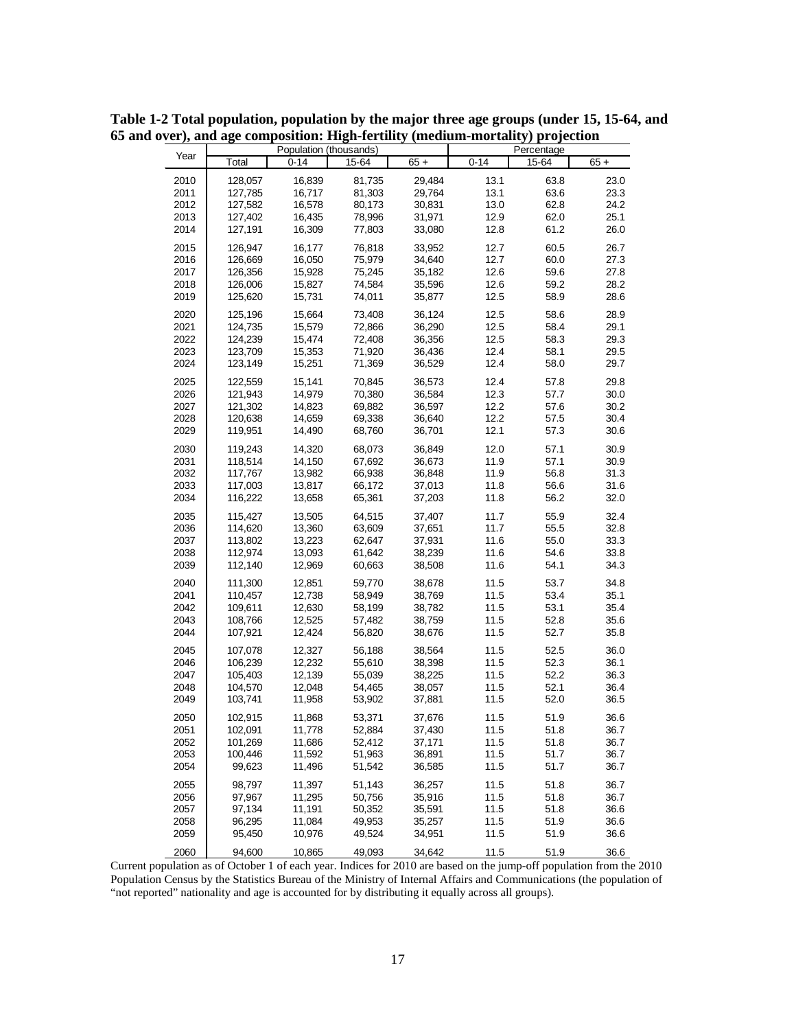**Table 1-2 Total population, population by the major three age groups (under 15, 15-64, and 65 and over), and age composition: High-fertility (medium-mortality) projection**

| Year | Population (thousands) | | | | Percentage | | |
|---|---|---|---|---|---|---|---|
| | Total | 0-14 | 15-64 | 65 + | 0-14 | 15-64 | 65 + |
| 2010 | 128,057 | 16,839 | 81,735 | 29,484 | 13.1 | 63.8 | 23.0 |
| 2011 | 127,785 | 16,717 | 81,303 | 29,764 | 13.1 | 63.6 | 23.3 |
| 2012 | 127,582 | 16,578 | 80,173 | 30,831 | 13.0 | 62.8 | 24.2 |
| 2013 | 127,402 | 16,435 | 78,996 | 31,971 | 12.9 | 62.0 | 25.1 |
| 2014 | 127,191 | 16,309 | 77,803 | 33,080 | 12.8 | 61.2 | 26.0 |
| 2015 | 126,947 | 16,177 | 76,818 | 33,952 | 12.7 | 60.5 | 26.7 |
| 2016 | 126,669 | 16,050 | 75,979 | 34,640 | 12.7 | 60.0 | 27.3 |
| 2017 | 126,356 | 15,928 | 75,245 | 35,182 | 12.6 | 59.6 | 27.8 |
| 2018 | 126,006 | 15,827 | 74,584 | 35,596 | 12.6 | 59.2 | 28.2 |
| 2019 | 125,620 | 15,731 | 74,011 | 35,877 | 12.5 | 58.9 | 28.6 |
| 2020 | 125,196 | 15,664 | 73,408 | 36,124 | 12.5 | 58.6 | 28.9 |
| 2021 | 124,735 | 15,579 | 72,866 | 36,290 | 12.5 | 58.4 | 29.1 |
| 2022 | 124,239 | 15,474 | 72,408 | 36,356 | 12.5 | 58.3 | 29.3 |
| 2023 | 123,709 | 15,353 | 71,920 | 36,436 | 12.4 | 58.1 | 29.5 |
| 2024 | 123,149 | 15,251 | 71,369 | 36,529 | 12.4 | 58.0 | 29.7 |
| 2025 | 122,559 | 15,141 | 70,845 | 36,573 | 12.4 | 57.8 | 29.8 |
| 2026 | 121,943 | 14,979 | 70,380 | 36,584 | 12.3 | 57.7 | 30.0 |
| 2027 | 121,302 | 14,823 | 69,882 | 36,597 | 12.2 | 57.6 | 30.2 |
| 2028 | 120,638 | 14,659 | 69,338 | 36,640 | 12.2 | 57.5 | 30.4 |
| 2029 | 119,951 | 14,490 | 68,760 | 36,701 | 12.1 | 57.3 | 30.6 |
| 2030 | 119,243 | 14,320 | 68,073 | 36,849 | 12.0 | 57.1 | 30.9 |
| 2031 | 118,514 | 14,150 | 67,692 | 36,673 | 11.9 | 57.1 | 30.9 |
| 2032 | 117,767 | 13,982 | 66,938 | 36,848 | 11.9 | 56.8 | 31.3 |
| 2033 | 117,003 | 13,817 | 66,172 | 37,013 | 11.8 | 56.6 | 31.6 |
| 2034 | 116,222 | 13,658 | 65,361 | 37,203 | 11.8 | 56.2 | 32.0 |
| 2035 | 115,427 | 13,505 | 64,515 | 37,407 | 11.7 | 55.9 | 32.4 |
| 2036 | 114,620 | 13,360 | 63,609 | 37,651 | 11.7 | 55.5 | 32.8 |
| 2037 | 113,802 | 13,223 | 62,647 | 37,931 | 11.6 | 55.0 | 33.3 |
| 2038 | 112,974 | 13,093 | 61,642 | 38,239 | 11.6 | 54.6 | 33.8 |
| 2039 | 112,140 | 12,969 | 60,663 | 38,508 | 11.6 | 54.1 | 34.3 |
| 2040 | 111,300 | 12,851 | 59,770 | 38,678 | 11.5 | 53.7 | 34.8 |
| 2041 | 110,457 | 12,738 | 58,949 | 38,769 | 11.5 | 53.4 | 35.1 |
| 2042 | 109,611 | 12,630 | 58,199 | 38,782 | 11.5 | 53.1 | 35.4 |
| 2043 | 108,766 | 12,525 | 57,482 | 38,759 | 11.5 | 52.8 | 35.6 |
| 2044 | 107,921 | 12,424 | 56,820 | 38,676 | 11.5 | 52.7 | 35.8 |
| 2045 | 107,078 | 12,327 | 56,188 | 38,564 | 11.5 | 52.5 | 36.0 |
| 2046 | 106,239 | 12,232 | 55,610 | 38,398 | 11.5 | 52.3 | 36.1 |
| 2047 | 105,403 | 12,139 | 55,039 | 38,225 | 11.5 | 52.2 | 36.3 |
| 2048 | 104,570 | 12,048 | 54,465 | 38,057 | 11.5 | 52.1 | 36.4 |
| 2049 | 103,741 | 11,958 | 53,902 | 37,881 | 11.5 | 52.0 | 36.5 |
| 2050 | 102,915 | 11,868 | 53,371 | 37,676 | 11.5 | 51.9 | 36.6 |
| 2051 | 102,091 | 11,778 | 52,884 | 37,430 | 11.5 | 51.8 | 36.7 |
| 2052 | 101,269 | 11,686 | 52,412 | 37,171 | 11.5 | 51.8 | 36.7 |
| 2053 | 100,446 | 11,592 | 51,963 | 36,891 | 11.5 | 51.7 | 36.7 |
| 2054 | 99,623 | 11,496 | 51,542 | 36,585 | 11.5 | 51.7 | 36.7 |
| 2055 | 98,797 | 11,397 | 51,143 | 36,257 | 11.5 | 51.8 | 36.7 |
| 2056 | 97,967 | 11,295 | 50,756 | 35,916 | 11.5 | 51.8 | 36.7 |
| 2057 | 97,134 | 11,191 | 50,352 | 35,591 | 11.5 | 51.8 | 36.6 |
| 2058 | 96,295 | 11,084 | 49,953 | 35,257 | 11.5 | 51.9 | 36.6 |
| 2059 | 95,450 | 10,976 | 49,524 | 34,951 | 11.5 | 51.9 | 36.6 |
| 2060 | 94,600 | 10,865 | 49,093 | 34,642 | 11.5 | 51.9 | 36.6 |

Current population as of October 1 of each year. Indices for 2010 are based on the jump-off population from the 2010 Population Census by the Statistics Bureau of the Ministry of Internal Affairs and Communications (the population of "not reported" nationality and age is accounted for by distributing it equally across all groups).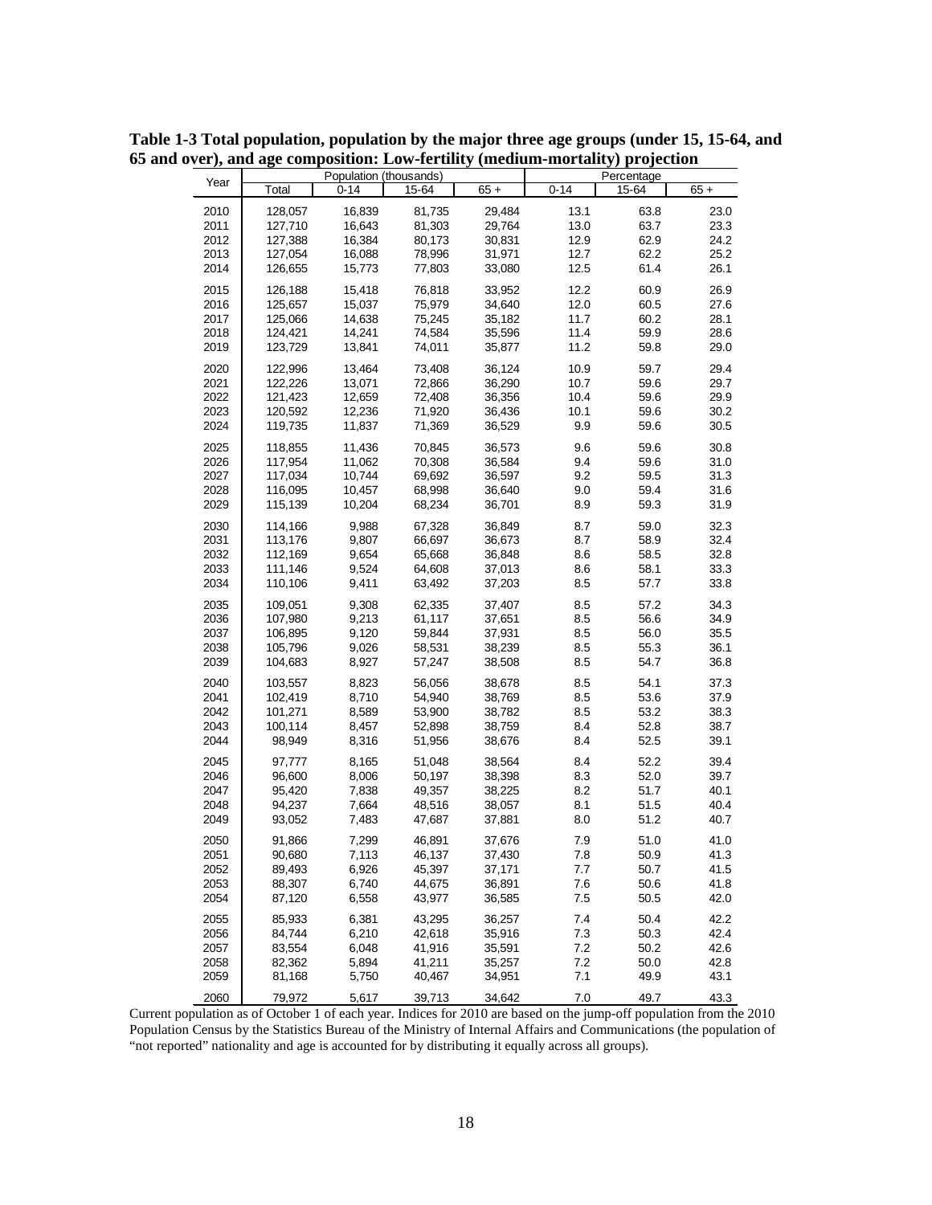**Table 1-3 Total population, population by the major three age groups (under 15, 15-64, and 65 and over), and age composition: Low-fertility (medium-mortality) projection**

| Year | Population (thousands) | | | | Percentage | | |
|---|---|---|---|---|---|---|---|
| | Total | 0-14 | 15-64 | 65 + | 0-14 | 15-64 | 65 + |
| 2010 | 128,057 | 16,839 | 81,735 | 29,484 | 13.1 | 63.8 | 23.0 |
| 2011 | 127,710 | 16,643 | 81,303 | 29,764 | 13.0 | 63.7 | 23.3 |
| 2012 | 127,388 | 16,384 | 80,173 | 30,831 | 12.9 | 62.9 | 24.2 |
| 2013 | 127,054 | 16,088 | 78,996 | 31,971 | 12.7 | 62.2 | 25.2 |
| 2014 | 126,655 | 15,773 | 77,803 | 33,080 | 12.5 | 61.4 | 26.1 |
| 2015 | 126,188 | 15,418 | 76,818 | 33,952 | 12.2 | 60.9 | 26.9 |
| 2016 | 125,657 | 15,037 | 75,979 | 34,640 | 12.0 | 60.5 | 27.6 |
| 2017 | 125,066 | 14,638 | 75,245 | 35,182 | 11.7 | 60.2 | 28.1 |
| 2018 | 124,421 | 14,241 | 74,584 | 35,596 | 11.4 | 59.9 | 28.6 |
| 2019 | 123,729 | 13,841 | 74,011 | 35,877 | 11.2 | 59.8 | 29.0 |
| 2020 | 122,996 | 13,464 | 73,408 | 36,124 | 10.9 | 59.7 | 29.4 |
| 2021 | 122,226 | 13,071 | 72,866 | 36,290 | 10.7 | 59.6 | 29.7 |
| 2022 | 121,423 | 12,659 | 72,408 | 36,356 | 10.4 | 59.6 | 29.9 |
| 2023 | 120,592 | 12,236 | 71,920 | 36,436 | 10.1 | 59.6 | 30.2 |
| 2024 | 119,735 | 11,837 | 71,369 | 36,529 | 9.9 | 59.6 | 30.5 |
| 2025 | 118,855 | 11,436 | 70,845 | 36,573 | 9.6 | 59.6 | 30.8 |
| 2026 | 117,954 | 11,062 | 70,308 | 36,584 | 9.4 | 59.6 | 31.0 |
| 2027 | 117,034 | 10,744 | 69,692 | 36,597 | 9.2 | 59.5 | 31.3 |
| 2028 | 116,095 | 10,457 | 68,998 | 36,640 | 9.0 | 59.4 | 31.6 |
| 2029 | 115,139 | 10,204 | 68,234 | 36,701 | 8.9 | 59.3 | 31.9 |
| 2030 | 114,166 | 9,988 | 67,328 | 36,849 | 8.7 | 59.0 | 32.3 |
| 2031 | 113,176 | 9,807 | 66,697 | 36,673 | 8.7 | 58.9 | 32.4 |
| 2032 | 112,169 | 9,654 | 65,668 | 36,848 | 8.6 | 58.5 | 32.8 |
| 2033 | 111,146 | 9,524 | 64,608 | 37,013 | 8.6 | 58.1 | 33.3 |
| 2034 | 110,106 | 9,411 | 63,492 | 37,203 | 8.5 | 57.7 | 33.8 |
| 2035 | 109,051 | 9,308 | 62,335 | 37,407 | 8.5 | 57.2 | 34.3 |
| 2036 | 107,980 | 9,213 | 61,117 | 37,651 | 8.5 | 56.6 | 34.9 |
| 2037 | 106,895 | 9,120 | 59,844 | 37,931 | 8.5 | 56.0 | 35.5 |
| 2038 | 105,796 | 9,026 | 58,531 | 38,239 | 8.5 | 55.3 | 36.1 |
| 2039 | 104,683 | 8,927 | 57,247 | 38,508 | 8.5 | 54.7 | 36.8 |
| 2040 | 103,557 | 8,823 | 56,056 | 38,678 | 8.5 | 54.1 | 37.3 |
| 2041 | 102,419 | 8,710 | 54,940 | 38,769 | 8.5 | 53.6 | 37.9 |
| 2042 | 101,271 | 8,589 | 53,900 | 38,782 | 8.5 | 53.2 | 38.3 |
| 2043 | 100,114 | 8,457 | 52,898 | 38,759 | 8.4 | 52.8 | 38.7 |
| 2044 | 98,949 | 8,316 | 51,956 | 38,676 | 8.4 | 52.5 | 39.1 |
| 2045 | 97,777 | 8,165 | 51,048 | 38,564 | 8.4 | 52.2 | 39.4 |
| 2046 | 96,600 | 8,006 | 50,197 | 38,398 | 8.3 | 52.0 | 39.7 |
| 2047 | 95,420 | 7,838 | 49,357 | 38,225 | 8.2 | 51.7 | 40.1 |
| 2048 | 94,237 | 7,664 | 48,516 | 38,057 | 8.1 | 51.5 | 40.4 |
| 2049 | 93,052 | 7,483 | 47,687 | 37,881 | 8.0 | 51.2 | 40.7 |
| 2050 | 91,866 | 7,299 | 46,891 | 37,676 | 7.9 | 51.0 | 41.0 |
| 2051 | 90,680 | 7,113 | 46,137 | 37,430 | 7.8 | 50.9 | 41.3 |
| 2052 | 89,493 | 6,926 | 45,397 | 37,171 | 7.7 | 50.7 | 41.5 |
| 2053 | 88,307 | 6,740 | 44,675 | 36,891 | 7.6 | 50.6 | 41.8 |
| 2054 | 87,120 | 6,558 | 43,977 | 36,585 | 7.5 | 50.5 | 42.0 |
| 2055 | 85,933 | 6,381 | 43,295 | 36,257 | 7.4 | 50.4 | 42.2 |
| 2056 | 84,744 | 6,210 | 42,618 | 35,916 | 7.3 | 50.3 | 42.4 |
| 2057 | 83,554 | 6,048 | 41,916 | 35,591 | 7.2 | 50.2 | 42.6 |
| 2058 | 82,362 | 5,894 | 41,211 | 35,257 | 7.2 | 50.0 | 42.8 |
| 2059 | 81,168 | 5,750 | 40,467 | 34,951 | 7.1 | 49.9 | 43.1 |
| 2060 | 79,972 | 5,617 | 39,713 | 34,642 | 7.0 | 49.7 | 43.3 |

Current population as of October 1 of each year. Indices for 2010 are based on the jump-off population from the 2010 Population Census by the Statistics Bureau of the Ministry of Internal Affairs and Communications (the population of "not reported" nationality and age is accounted for by distributing it equally across all groups).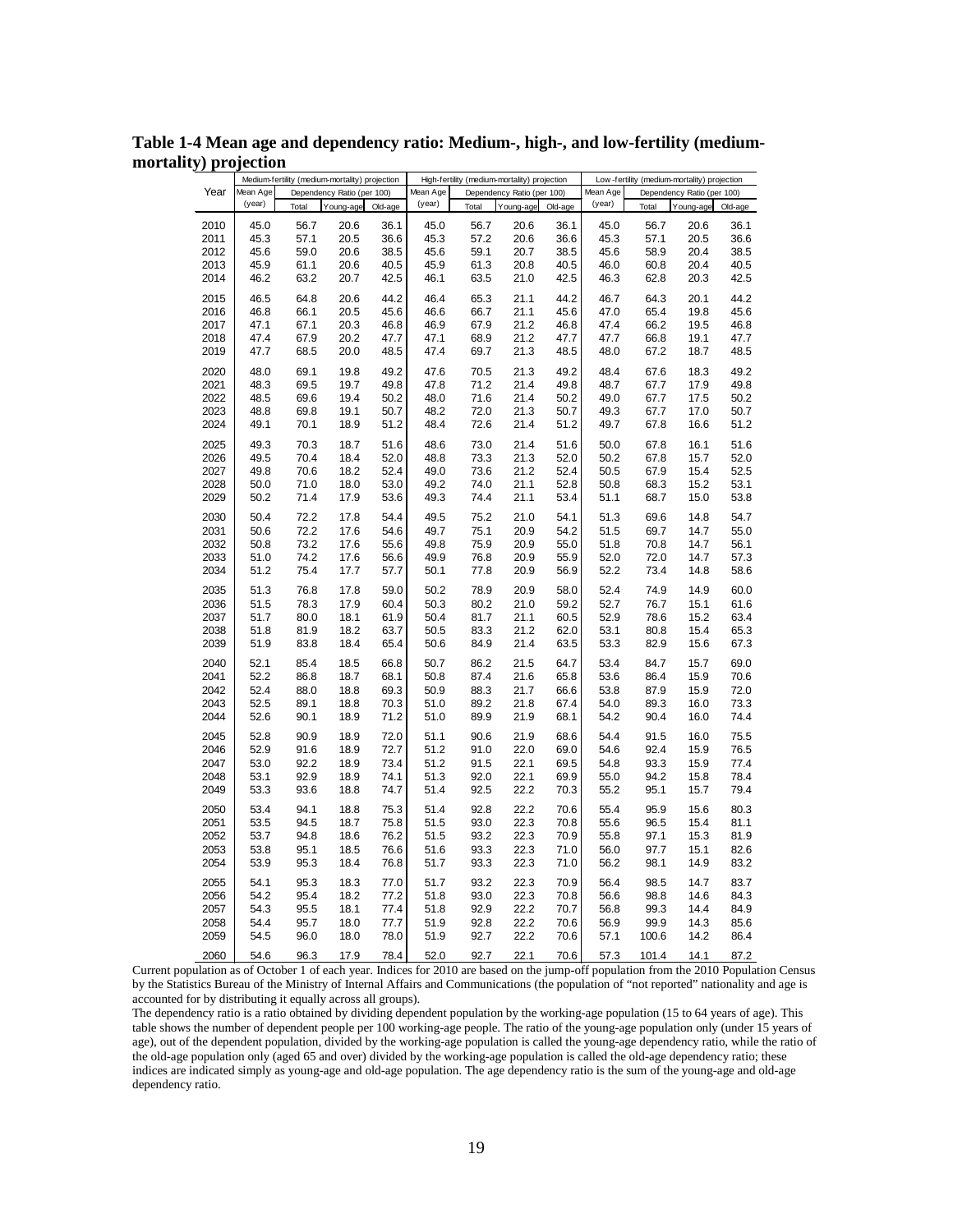**Table 1-4 Mean age and dependency ratio: Medium-, high-, and low-fertility (medium-mortality) projection**

| Year | Medium-fertility (medium-mortality) projection | | | | High-fertility (medium-mortality) projection | | | | Low-fertility (medium-mortality) projection | | | |
|---|---|---|---|---|---|---|---|---|---|---|---|---|
| | Mean Age | Dependency Ratio (per 100) | | | Mean Age | Dependency Ratio (per 100) | | | Mean Age | Dependency Ratio (per 100) | | |
| | (year) | Total | Young-age | Old-age | (year) | Total | Young-age | Old-age | (year) | Total | Young-age | Old-age |
| 2010 | 45.0 | 56.7 | 20.6 | 36.1 | 45.0 | 56.7 | 20.6 | 36.1 | 45.0 | 56.7 | 20.6 | 36.1 |
| 2011 | 45.3 | 57.1 | 20.5 | 36.6 | 45.3 | 57.2 | 20.6 | 36.6 | 45.3 | 57.1 | 20.5 | 36.6 |
| 2012 | 45.6 | 59.0 | 20.6 | 38.5 | 45.6 | 59.1 | 20.7 | 38.5 | 45.6 | 58.9 | 20.4 | 38.5 |
| 2013 | 45.9 | 61.1 | 20.6 | 40.5 | 45.9 | 61.3 | 20.8 | 40.5 | 46.0 | 60.8 | 20.4 | 40.5 |
| 2014 | 46.2 | 63.2 | 20.7 | 42.5 | 46.1 | 63.5 | 21.0 | 42.5 | 46.3 | 62.8 | 20.3 | 42.5 |
| 2015 | 46.5 | 64.8 | 20.6 | 44.2 | 46.4 | 65.3 | 21.1 | 44.2 | 46.7 | 64.3 | 20.1 | 44.2 |
| 2016 | 46.8 | 66.1 | 20.5 | 45.6 | 46.6 | 66.7 | 21.1 | 45.6 | 47.0 | 65.4 | 19.8 | 45.6 |
| 2017 | 47.1 | 67.1 | 20.3 | 46.8 | 46.9 | 67.9 | 21.2 | 46.8 | 47.4 | 66.2 | 19.5 | 46.8 |
| 2018 | 47.4 | 67.9 | 20.2 | 47.7 | 47.1 | 68.9 | 21.2 | 47.7 | 47.7 | 66.8 | 19.1 | 47.7 |
| 2019 | 47.7 | 68.5 | 20.0 | 48.5 | 47.4 | 69.7 | 21.3 | 48.5 | 48.0 | 67.2 | 18.7 | 48.5 |
| 2020 | 48.0 | 69.1 | 19.8 | 49.2 | 47.6 | 70.5 | 21.3 | 49.2 | 48.4 | 67.6 | 18.3 | 49.2 |
| 2021 | 48.3 | 69.5 | 19.7 | 49.8 | 47.8 | 71.2 | 21.4 | 49.8 | 48.7 | 67.7 | 17.9 | 49.8 |
| 2022 | 48.5 | 69.6 | 19.4 | 50.2 | 48.0 | 71.6 | 21.4 | 50.2 | 49.0 | 67.7 | 17.5 | 50.2 |
| 2023 | 48.8 | 69.8 | 19.1 | 50.7 | 48.2 | 72.0 | 21.3 | 50.7 | 49.3 | 67.7 | 17.0 | 50.7 |
| 2024 | 49.1 | 70.1 | 18.9 | 51.2 | 48.4 | 72.6 | 21.4 | 51.2 | 49.7 | 67.8 | 16.6 | 51.2 |
| 2025 | 49.3 | 70.3 | 18.7 | 51.6 | 48.6 | 73.0 | 21.4 | 51.6 | 50.0 | 67.8 | 16.1 | 51.6 |
| 2026 | 49.5 | 70.4 | 18.4 | 52.0 | 48.8 | 73.3 | 21.3 | 52.0 | 50.2 | 67.8 | 15.7 | 52.0 |
| 2027 | 49.8 | 70.6 | 18.2 | 52.4 | 49.0 | 73.6 | 21.2 | 52.4 | 50.5 | 67.9 | 15.4 | 52.5 |
| 2028 | 50.0 | 71.0 | 18.0 | 53.0 | 49.2 | 74.0 | 21.1 | 52.8 | 50.8 | 68.3 | 15.2 | 53.1 |
| 2029 | 50.2 | 71.4 | 17.9 | 53.6 | 49.3 | 74.4 | 21.1 | 53.4 | 51.1 | 68.7 | 15.0 | 53.8 |
| 2030 | 50.4 | 72.2 | 17.8 | 54.4 | 49.5 | 75.2 | 21.0 | 54.1 | 51.3 | 69.6 | 14.8 | 54.7 |
| 2031 | 50.6 | 72.2 | 17.6 | 54.6 | 49.7 | 75.1 | 20.9 | 54.2 | 51.5 | 69.7 | 14.7 | 55.0 |
| 2032 | 50.8 | 73.2 | 17.6 | 55.6 | 49.8 | 75.9 | 20.9 | 55.0 | 51.8 | 70.8 | 14.7 | 56.1 |
| 2033 | 51.0 | 74.2 | 17.6 | 56.6 | 49.9 | 76.8 | 20.9 | 55.9 | 52.0 | 72.0 | 14.7 | 57.3 |
| 2034 | 51.2 | 75.4 | 17.7 | 57.7 | 50.1 | 77.8 | 20.9 | 56.9 | 52.2 | 73.4 | 14.8 | 58.6 |
| 2035 | 51.3 | 76.8 | 17.8 | 59.0 | 50.2 | 78.9 | 20.9 | 58.0 | 52.4 | 74.9 | 14.9 | 60.0 |
| 2036 | 51.5 | 78.3 | 17.9 | 60.4 | 50.3 | 80.2 | 21.0 | 59.2 | 52.7 | 76.7 | 15.1 | 61.6 |
| 2037 | 51.7 | 80.0 | 18.1 | 61.9 | 50.4 | 81.7 | 21.1 | 60.5 | 52.9 | 78.6 | 15.2 | 63.4 |
| 2038 | 51.8 | 81.9 | 18.2 | 63.7 | 50.5 | 83.3 | 21.2 | 62.0 | 53.1 | 80.8 | 15.4 | 65.3 |
| 2039 | 51.9 | 83.8 | 18.4 | 65.4 | 50.6 | 84.9 | 21.4 | 63.5 | 53.3 | 82.9 | 15.6 | 67.3 |
| 2040 | 52.1 | 85.4 | 18.5 | 66.8 | 50.7 | 86.2 | 21.5 | 64.7 | 53.4 | 84.7 | 15.7 | 69.0 |
| 2041 | 52.2 | 86.8 | 18.7 | 68.1 | 50.8 | 87.4 | 21.6 | 65.8 | 53.6 | 86.4 | 15.9 | 70.6 |
| 2042 | 52.4 | 88.0 | 18.8 | 69.3 | 50.9 | 88.3 | 21.7 | 66.6 | 53.8 | 87.9 | 15.9 | 72.0 |
| 2043 | 52.5 | 89.1 | 18.8 | 70.3 | 51.0 | 89.2 | 21.8 | 67.4 | 54.0 | 89.3 | 16.0 | 73.3 |
| 2044 | 52.6 | 90.1 | 18.9 | 71.2 | 51.0 | 89.9 | 21.9 | 68.1 | 54.2 | 90.4 | 16.0 | 74.4 |
| 2045 | 52.8 | 90.9 | 18.9 | 72.0 | 51.1 | 90.6 | 21.9 | 68.6 | 54.4 | 91.5 | 16.0 | 75.5 |
| 2046 | 52.9 | 91.6 | 18.9 | 72.7 | 51.2 | 91.0 | 22.0 | 69.0 | 54.6 | 92.4 | 15.9 | 76.5 |
| 2047 | 53.0 | 92.2 | 18.9 | 73.4 | 51.2 | 91.5 | 22.1 | 69.5 | 54.8 | 93.3 | 15.9 | 77.4 |
| 2048 | 53.1 | 92.9 | 18.9 | 74.1 | 51.3 | 92.0 | 22.1 | 69.9 | 55.0 | 94.2 | 15.8 | 78.4 |
| 2049 | 53.3 | 93.6 | 18.8 | 74.7 | 51.4 | 92.5 | 22.2 | 70.3 | 55.2 | 95.1 | 15.7 | 79.4 |
| 2050 | 53.4 | 94.1 | 18.8 | 75.3 | 51.4 | 92.8 | 22.2 | 70.6 | 55.4 | 95.9 | 15.6 | 80.3 |
| 2051 | 53.5 | 94.5 | 18.7 | 75.8 | 51.5 | 93.0 | 22.3 | 70.8 | 55.6 | 96.5 | 15.4 | 81.1 |
| 2052 | 53.7 | 94.8 | 18.6 | 76.2 | 51.5 | 93.2 | 22.3 | 70.9 | 55.8 | 97.1 | 15.3 | 81.9 |
| 2053 | 53.8 | 95.1 | 18.5 | 76.6 | 51.6 | 93.3 | 22.3 | 71.0 | 56.0 | 97.7 | 15.1 | 82.6 |
| 2054 | 53.9 | 95.3 | 18.4 | 76.8 | 51.7 | 93.3 | 22.3 | 71.0 | 56.2 | 98.1 | 14.9 | 83.2 |
| 2055 | 54.1 | 95.3 | 18.3 | 77.0 | 51.7 | 93.2 | 22.3 | 70.9 | 56.4 | 98.5 | 14.7 | 83.7 |
| 2056 | 54.2 | 95.4 | 18.2 | 77.2 | 51.8 | 93.0 | 22.3 | 70.8 | 56.6 | 98.8 | 14.6 | 84.3 |
| 2057 | 54.3 | 95.5 | 18.1 | 77.4 | 51.8 | 92.9 | 22.2 | 70.7 | 56.8 | 99.3 | 14.4 | 84.9 |
| 2058 | 54.4 | 95.7 | 18.0 | 77.7 | 51.9 | 92.8 | 22.2 | 70.6 | 56.9 | 99.9 | 14.3 | 85.6 |
| 2059 | 54.5 | 96.0 | 18.0 | 78.0 | 51.9 | 92.7 | 22.2 | 70.6 | 57.1 | 100.6 | 14.2 | 86.4 |
| 2060 | 54.6 | 96.3 | 17.9 | 78.4 | 52.0 | 92.7 | 22.1 | 70.6 | 57.3 | 101.4 | 14.1 | 87.2 |

Current population as of October 1 of each year. Indices for 2010 are based on the jump-off population from the 2010 Population Census by the Statistics Bureau of the Ministry of Internal Affairs and Communications (the population of "not reported" nationality and age is accounted for by distributing it equally across all groups).

The dependency ratio is a ratio obtained by dividing dependent population by the working-age population (15 to 64 years of age). This table shows the number of dependent people per 100 working-age people. The ratio of the young-age population only (under 15 years of age), out of the dependent population, divided by the working-age population is called the young-age dependency ratio, while the ratio of the old-age population only (aged 65 and over) divided by the working-age population is called the old-age dependency ratio; these indices are indicated simply as young-age and old-age population. The age dependency ratio is the sum of the young-age and old-age dependency ratio.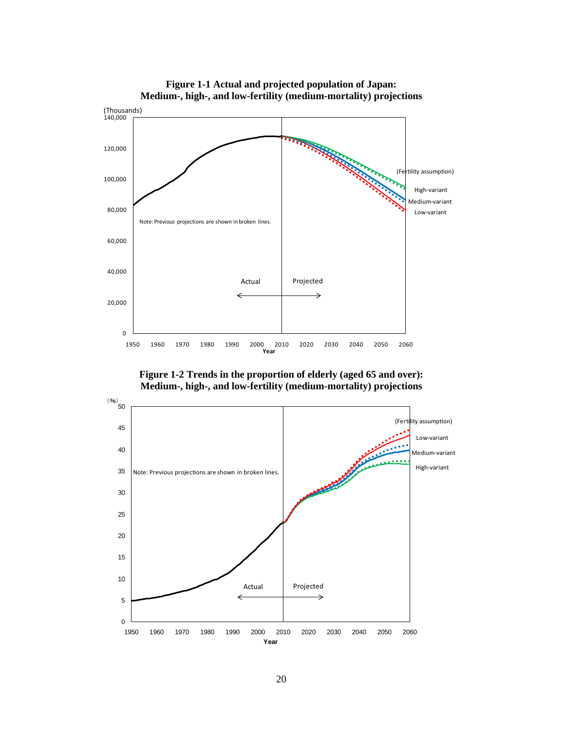**Figure 1-1 Actual and projected population of Japan: Medium-, high-, and low-fertility (medium-mortality) projections**

**Figure 1-2 Trends in the proportion of elderly (aged 65 and over): Medium-, high-, and low-fertility (medium-mortality) projections**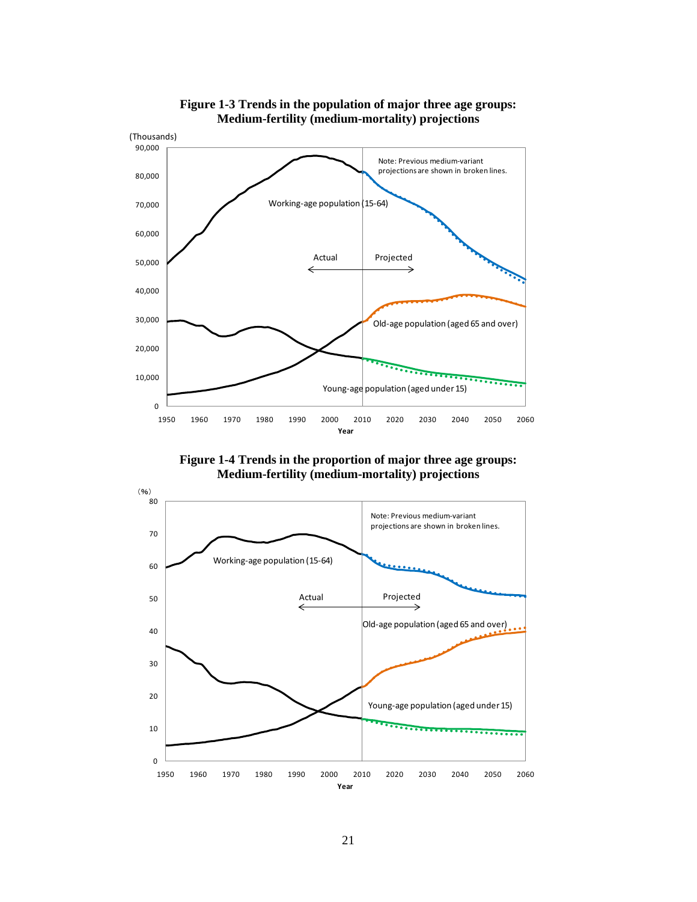**Figure 1-3 Trends in the population of major three age groups: Medium-fertility (medium-mortality) projections**

**Figure 1-4 Trends in the proportion of major three age groups: Medium-fertility (medium-mortality) projections**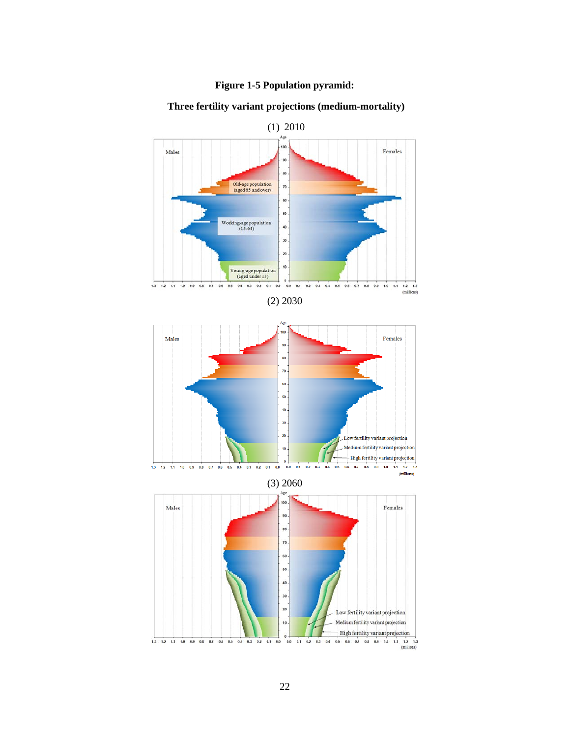**Figure 1-5 Population pyramid:**

**Three fertility variant projections (medium-mortality)**

(1) 2010

(2) 2030

(3) 2060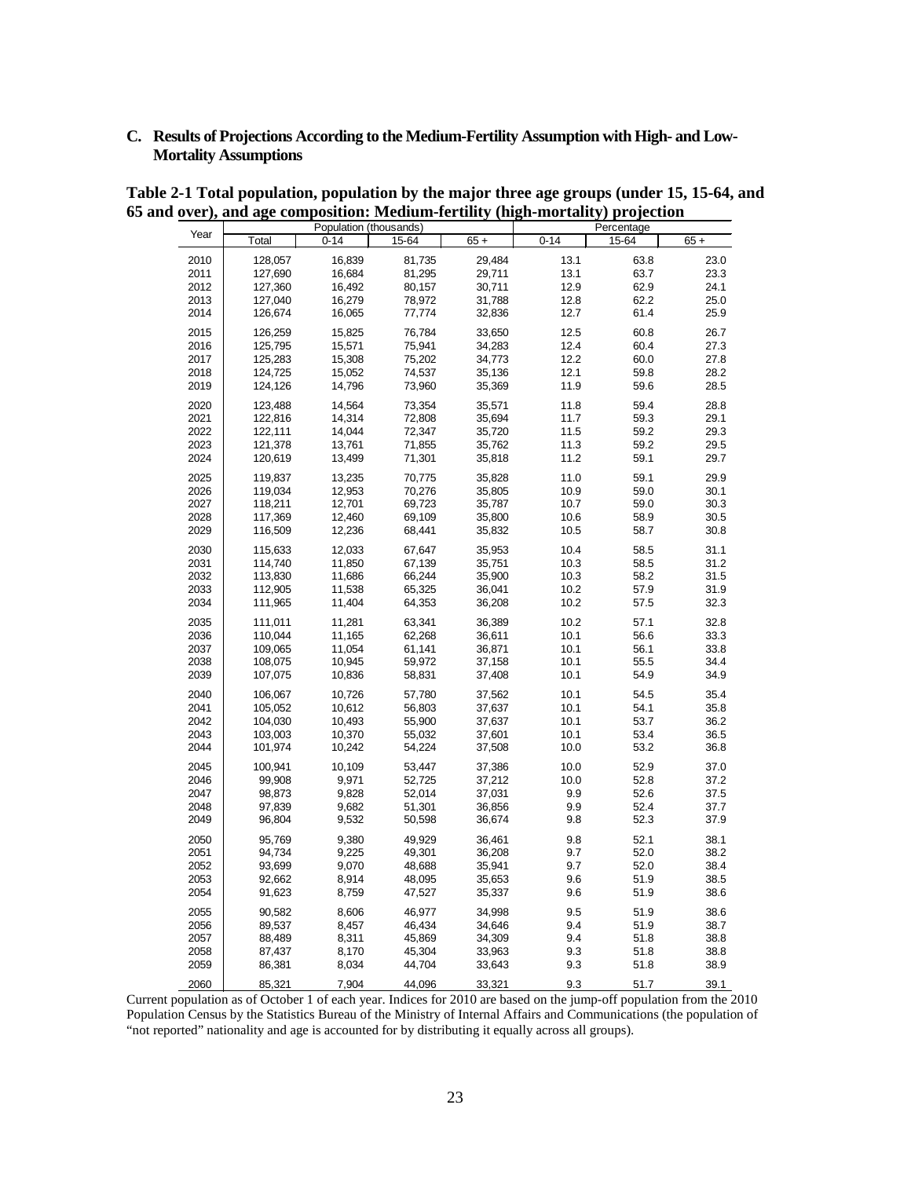**C. Results of Projections According to the Medium-Fertility Assumption with High- and Low-Mortality Assumptions**

**Table 2-1 Total population, population by the major three age groups (under 15, 15-64, and 65 and over), and age composition: Medium-fertility (high-mortality) projection**

| Year | Population (thousands) | | | | Percentage | | |
|---|---|---|---|---|---|---|---|
| | Total | 0-14 | 15-64 | 65 + | 0-14 | 15-64 | 65 + |
| 2010 | 128,057 | 16,839 | 81,735 | 29,484 | 13.1 | 63.8 | 23.0 |
| 2011 | 127,690 | 16,684 | 81,295 | 29,711 | 13.1 | 63.7 | 23.3 |
| 2012 | 127,360 | 16,492 | 80,157 | 30,711 | 12.9 | 62.9 | 24.1 |
| 2013 | 127,040 | 16,279 | 78,972 | 31,788 | 12.8 | 62.2 | 25.0 |
| 2014 | 126,674 | 16,065 | 77,774 | 32,836 | 12.7 | 61.4 | 25.9 |
| 2015 | 126,259 | 15,825 | 76,784 | 33,650 | 12.5 | 60.8 | 26.7 |
| 2016 | 125,795 | 15,571 | 75,941 | 34,283 | 12.4 | 60.4 | 27.3 |
| 2017 | 125,283 | 15,308 | 75,202 | 34,773 | 12.2 | 60.0 | 27.8 |
| 2018 | 124,725 | 15,052 | 74,537 | 35,136 | 12.1 | 59.8 | 28.2 |
| 2019 | 124,126 | 14,796 | 73,960 | 35,369 | 11.9 | 59.6 | 28.5 |
| 2020 | 123,488 | 14,564 | 73,354 | 35,571 | 11.8 | 59.4 | 28.8 |
| 2021 | 122,816 | 14,314 | 72,808 | 35,694 | 11.7 | 59.3 | 29.1 |
| 2022 | 122,111 | 14,044 | 72,347 | 35,720 | 11.5 | 59.2 | 29.3 |
| 2023 | 121,378 | 13,761 | 71,855 | 35,762 | 11.3 | 59.2 | 29.5 |
| 2024 | 120,619 | 13,499 | 71,301 | 35,818 | 11.2 | 59.1 | 29.7 |
| 2025 | 119,837 | 13,235 | 70,775 | 35,828 | 11.0 | 59.1 | 29.9 |
| 2026 | 119,034 | 12,953 | 70,276 | 35,805 | 10.9 | 59.0 | 30.1 |
| 2027 | 118,211 | 12,701 | 69,723 | 35,787 | 10.7 | 59.0 | 30.3 |
| 2028 | 117,369 | 12,460 | 69,109 | 35,800 | 10.6 | 58.9 | 30.5 |
| 2029 | 116,509 | 12,236 | 68,441 | 35,832 | 10.5 | 58.7 | 30.8 |
| 2030 | 115,633 | 12,033 | 67,647 | 35,953 | 10.4 | 58.5 | 31.1 |
| 2031 | 114,740 | 11,850 | 67,139 | 35,751 | 10.3 | 58.5 | 31.2 |
| 2032 | 113,830 | 11,686 | 66,244 | 35,900 | 10.3 | 58.2 | 31.5 |
| 2033 | 112,905 | 11,538 | 65,325 | 36,041 | 10.2 | 57.9 | 31.9 |
| 2034 | 111,965 | 11,404 | 64,353 | 36,208 | 10.2 | 57.5 | 32.3 |
| 2035 | 111,011 | 11,281 | 63,341 | 36,389 | 10.2 | 57.1 | 32.8 |
| 2036 | 110,044 | 11,165 | 62,268 | 36,611 | 10.1 | 56.6 | 33.3 |
| 2037 | 109,065 | 11,054 | 61,141 | 36,871 | 10.1 | 56.1 | 33.8 |
| 2038 | 108,075 | 10,945 | 59,972 | 37,158 | 10.1 | 55.5 | 34.4 |
| 2039 | 107,075 | 10,836 | 58,831 | 37,408 | 10.1 | 54.9 | 34.9 |
| 2040 | 106,067 | 10,726 | 57,780 | 37,562 | 10.1 | 54.5 | 35.4 |
| 2041 | 105,052 | 10,612 | 56,803 | 37,637 | 10.1 | 54.1 | 35.8 |
| 2042 | 104,030 | 10,493 | 55,900 | 37,637 | 10.1 | 53.7 | 36.2 |
| 2043 | 103,003 | 10,370 | 55,032 | 37,601 | 10.1 | 53.4 | 36.5 |
| 2044 | 101,974 | 10,242 | 54,224 | 37,508 | 10.0 | 53.2 | 36.8 |
| 2045 | 100,941 | 10,109 | 53,447 | 37,386 | 10.0 | 52.9 | 37.0 |
| 2046 | 99,908 | 9,971 | 52,725 | 37,212 | 10.0 | 52.8 | 37.2 |
| 2047 | 98,873 | 9,828 | 52,014 | 37,031 | 9.9 | 52.6 | 37.5 |
| 2048 | 97,839 | 9,682 | 51,301 | 36,856 | 9.9 | 52.4 | 37.7 |
| 2049 | 96,804 | 9,532 | 50,598 | 36,674 | 9.8 | 52.3 | 37.9 |
| 2050 | 95,769 | 9,380 | 49,929 | 36,461 | 9.8 | 52.1 | 38.1 |
| 2051 | 94,734 | 9,225 | 49,301 | 36,208 | 9.7 | 52.0 | 38.2 |
| 2052 | 93,699 | 9,070 | 48,688 | 35,941 | 9.7 | 52.0 | 38.4 |
| 2053 | 92,662 | 8,914 | 48,095 | 35,653 | 9.6 | 51.9 | 38.5 |
| 2054 | 91,623 | 8,759 | 47,527 | 35,337 | 9.6 | 51.9 | 38.6 |
| 2055 | 90,582 | 8,606 | 46,977 | 34,998 | 9.5 | 51.9 | 38.6 |
| 2056 | 89,537 | 8,457 | 46,434 | 34,646 | 9.4 | 51.9 | 38.7 |
| 2057 | 88,489 | 8,311 | 45,869 | 34,309 | 9.4 | 51.8 | 38.8 |
| 2058 | 87,437 | 8,170 | 45,304 | 33,963 | 9.3 | 51.8 | 38.8 |
| 2059 | 86,381 | 8,034 | 44,704 | 33,643 | 9.3 | 51.8 | 38.9 |
| 2060 | 85,321 | 7,904 | 44,096 | 33,321 | 9.3 | 51.7 | 39.1 |

Current population as of October 1 of each year. Indices for 2010 are based on the jump-off population from the 2010 Population Census by the Statistics Bureau of the Ministry of Internal Affairs and Communications (the population of "not reported" nationality and age is accounted for by distributing it equally across all groups).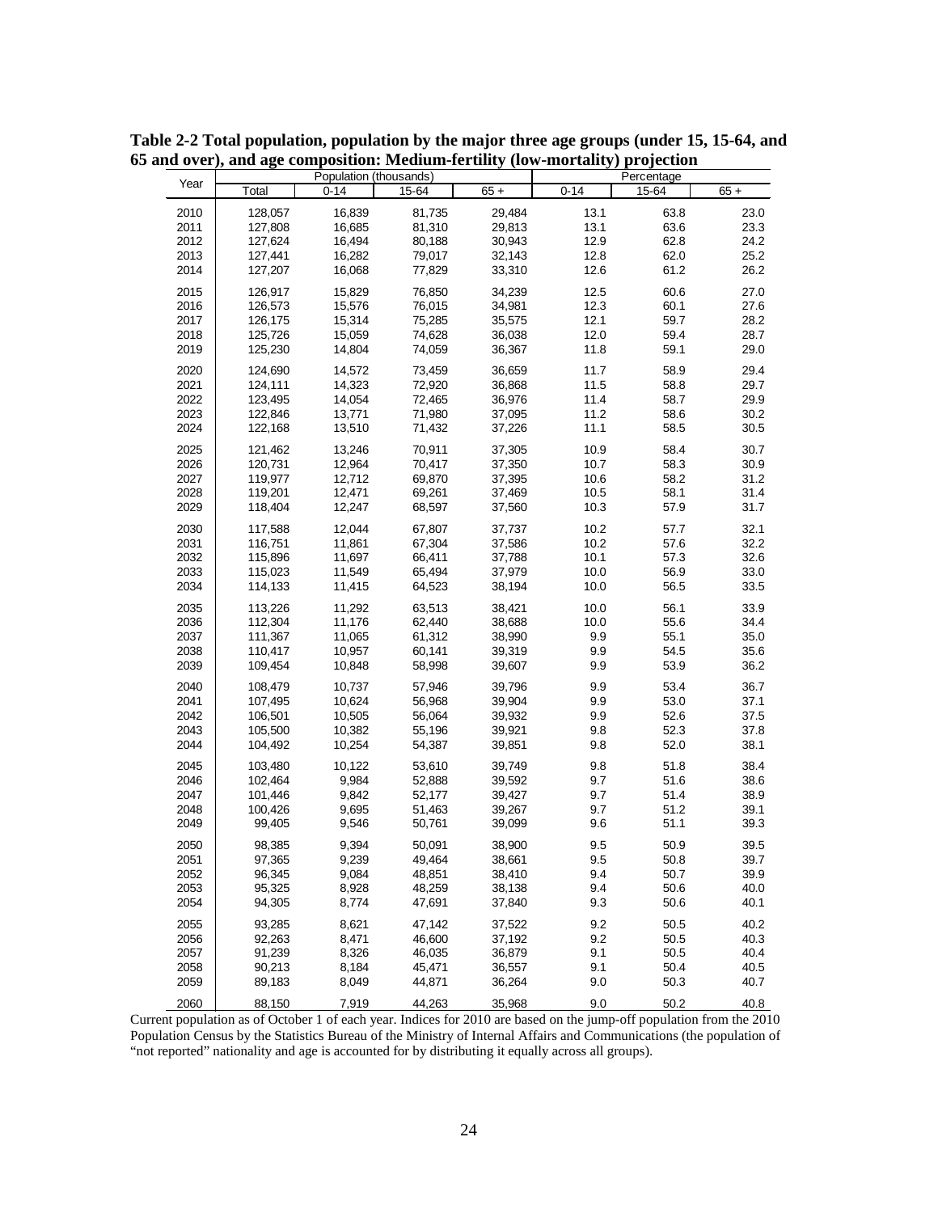**Table 2-2 Total population, population by the major three age groups (under 15, 15-64, and 65 and over), and age composition: Medium-fertility (low-mortality) projection**

| Year | Population (thousands) | | | | Percentage | | |
|---|---|---|---|---|---|---|---|
| | Total | 0-14 | 15-64 | 65 + | 0-14 | 15-64 | 65 + |
| 2010 | 128,057 | 16,839 | 81,735 | 29,484 | 13.1 | 63.8 | 23.0 |
| 2011 | 127,808 | 16,685 | 81,310 | 29,813 | 13.1 | 63.6 | 23.3 |
| 2012 | 127,624 | 16,494 | 80,188 | 30,943 | 12.9 | 62.8 | 24.2 |
| 2013 | 127,441 | 16,282 | 79,017 | 32,143 | 12.8 | 62.0 | 25.2 |
| 2014 | 127,207 | 16,068 | 77,829 | 33,310 | 12.6 | 61.2 | 26.2 |
| 2015 | 126,917 | 15,829 | 76,850 | 34,239 | 12.5 | 60.6 | 27.0 |
| 2016 | 126,573 | 15,576 | 76,015 | 34,981 | 12.3 | 60.1 | 27.6 |
| 2017 | 126,175 | 15,314 | 75,285 | 35,575 | 12.1 | 59.7 | 28.2 |
| 2018 | 125,726 | 15,059 | 74,628 | 36,038 | 12.0 | 59.4 | 28.7 |
| 2019 | 125,230 | 14,804 | 74,059 | 36,367 | 11.8 | 59.1 | 29.0 |
| 2020 | 124,690 | 14,572 | 73,459 | 36,659 | 11.7 | 58.9 | 29.4 |
| 2021 | 124,111 | 14,323 | 72,920 | 36,868 | 11.5 | 58.8 | 29.7 |
| 2022 | 123,495 | 14,054 | 72,465 | 36,976 | 11.4 | 58.7 | 29.9 |
| 2023 | 122,846 | 13,771 | 71,980 | 37,095 | 11.2 | 58.6 | 30.2 |
| 2024 | 122,168 | 13,510 | 71,432 | 37,226 | 11.1 | 58.5 | 30.5 |
| 2025 | 121,462 | 13,246 | 70,911 | 37,305 | 10.9 | 58.4 | 30.7 |
| 2026 | 120,731 | 12,964 | 70,417 | 37,350 | 10.7 | 58.3 | 30.9 |
| 2027 | 119,977 | 12,712 | 69,870 | 37,395 | 10.6 | 58.2 | 31.2 |
| 2028 | 119,201 | 12,471 | 69,261 | 37,469 | 10.5 | 58.1 | 31.4 |
| 2029 | 118,404 | 12,247 | 68,597 | 37,560 | 10.3 | 57.9 | 31.7 |
| 2030 | 117,588 | 12,044 | 67,807 | 37,737 | 10.2 | 57.7 | 32.1 |
| 2031 | 116,751 | 11,861 | 67,304 | 37,586 | 10.2 | 57.6 | 32.2 |
| 2032 | 115,896 | 11,697 | 66,411 | 37,788 | 10.1 | 57.3 | 32.6 |
| 2033 | 115,023 | 11,549 | 65,494 | 37,979 | 10.0 | 56.9 | 33.0 |
| 2034 | 114,133 | 11,415 | 64,523 | 38,194 | 10.0 | 56.5 | 33.5 |
| 2035 | 113,226 | 11,292 | 63,513 | 38,421 | 10.0 | 56.1 | 33.9 |
| 2036 | 112,304 | 11,176 | 62,440 | 38,688 | 10.0 | 55.6 | 34.4 |
| 2037 | 111,367 | 11,065 | 61,312 | 38,990 | 9.9 | 55.1 | 35.0 |
| 2038 | 110,417 | 10,957 | 60,141 | 39,319 | 9.9 | 54.5 | 35.6 |
| 2039 | 109,454 | 10,848 | 58,998 | 39,607 | 9.9 | 53.9 | 36.2 |
| 2040 | 108,479 | 10,737 | 57,946 | 39,796 | 9.9 | 53.4 | 36.7 |
| 2041 | 107,495 | 10,624 | 56,968 | 39,904 | 9.9 | 53.0 | 37.1 |
| 2042 | 106,501 | 10,505 | 56,064 | 39,932 | 9.9 | 52.6 | 37.5 |
| 2043 | 105,500 | 10,382 | 55,196 | 39,921 | 9.8 | 52.3 | 37.8 |
| 2044 | 104,492 | 10,254 | 54,387 | 39,851 | 9.8 | 52.0 | 38.1 |
| 2045 | 103,480 | 10,122 | 53,610 | 39,749 | 9.8 | 51.8 | 38.4 |
| 2046 | 102,464 | 9,984 | 52,888 | 39,592 | 9.7 | 51.6 | 38.6 |
| 2047 | 101,446 | 9,842 | 52,177 | 39,427 | 9.7 | 51.4 | 38.9 |
| 2048 | 100,426 | 9,695 | 51,463 | 39,267 | 9.7 | 51.2 | 39.1 |
| 2049 | 99,405 | 9,546 | 50,761 | 39,099 | 9.6 | 51.1 | 39.3 |
| 2050 | 98,385 | 9,394 | 50,091 | 38,900 | 9.5 | 50.9 | 39.5 |
| 2051 | 97,365 | 9,239 | 49,464 | 38,661 | 9.5 | 50.8 | 39.7 |
| 2052 | 96,345 | 9,084 | 48,851 | 38,410 | 9.4 | 50.7 | 39.9 |
| 2053 | 95,325 | 8,928 | 48,259 | 38,138 | 9.4 | 50.6 | 40.0 |
| 2054 | 94,305 | 8,774 | 47,691 | 37,840 | 9.3 | 50.6 | 40.1 |
| 2055 | 93,285 | 8,621 | 47,142 | 37,522 | 9.2 | 50.5 | 40.2 |
| 2056 | 92,263 | 8,471 | 46,600 | 37,192 | 9.2 | 50.5 | 40.3 |
| 2057 | 91,239 | 8,326 | 46,035 | 36,879 | 9.1 | 50.5 | 40.4 |
| 2058 | 90,213 | 8,184 | 45,471 | 36,557 | 9.1 | 50.4 | 40.5 |
| 2059 | 89,183 | 8,049 | 44,871 | 36,264 | 9.0 | 50.3 | 40.7 |
| 2060 | 88,150 | 7,919 | 44,263 | 35,968 | 9.0 | 50.2 | 40.8 |

Current population as of October 1 of each year. Indices for 2010 are based on the jump-off population from the 2010 Population Census by the Statistics Bureau of the Ministry of Internal Affairs and Communications (the population of "not reported" nationality and age is accounted for by distributing it equally across all groups).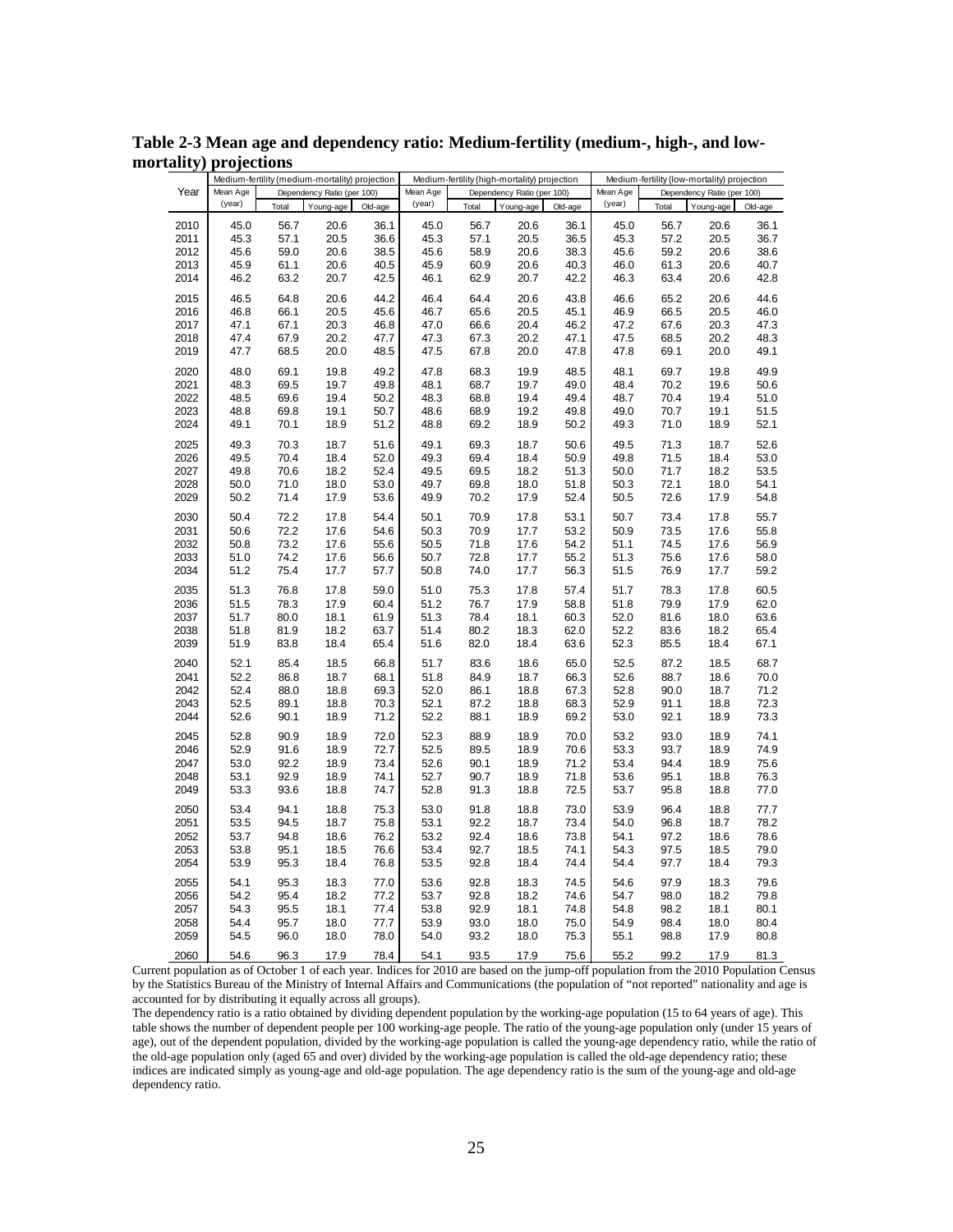**Table 2-3 Mean age and dependency ratio: Medium-fertility (medium-, high-, and low-mortality) projections**

| Year | Medium-fertility (medium-mortality) projection | | | | Medium-fertility (high-mortality) projection | | | | Medium-fertility (low-mortality) projection | | | |
|---|---|---|---|---|---|---|---|---|---|---|---|---|
| | Mean Age (year) | Dependency Ratio (per 100) | | | Mean Age (year) | Dependency Ratio (per 100) | | | Mean Age (year) | Dependency Ratio (per 100) | | |
| | | Total | Young-age | Old-age | | Total | Young-age | Old-age | | Total | Young-age | Old-age |
| 2010 | 45.0 | 56.7 | 20.6 | 36.1 | 45.0 | 56.7 | 20.6 | 36.1 | 45.0 | 56.7 | 20.6 | 36.1 |
| 2011 | 45.3 | 57.1 | 20.5 | 36.6 | 45.3 | 57.1 | 20.5 | 36.5 | 45.3 | 57.2 | 20.5 | 36.7 |
| 2012 | 45.6 | 59.0 | 20.6 | 38.5 | 45.6 | 58.9 | 20.6 | 38.3 | 45.6 | 59.2 | 20.6 | 38.6 |
| 2013 | 45.9 | 61.1 | 20.6 | 40.5 | 45.9 | 60.9 | 20.6 | 40.3 | 46.0 | 61.3 | 20.6 | 40.7 |
| 2014 | 46.2 | 63.2 | 20.7 | 42.5 | 46.1 | 62.9 | 20.7 | 42.2 | 46.3 | 63.4 | 20.6 | 42.8 |
| 2015 | 46.5 | 64.8 | 20.6 | 44.2 | 46.4 | 64.4 | 20.6 | 43.8 | 46.6 | 65.2 | 20.6 | 44.6 |
| 2016 | 46.8 | 66.1 | 20.5 | 45.6 | 46.7 | 65.6 | 20.5 | 45.1 | 46.9 | 66.5 | 20.5 | 46.0 |
| 2017 | 47.1 | 67.1 | 20.3 | 46.8 | 47.0 | 66.6 | 20.4 | 46.2 | 47.2 | 67.6 | 20.3 | 47.3 |
| 2018 | 47.4 | 67.9 | 20.2 | 47.7 | 47.3 | 67.3 | 20.2 | 47.1 | 47.5 | 68.5 | 20.2 | 48.3 |
| 2019 | 47.7 | 68.5 | 20.0 | 48.5 | 47.5 | 67.8 | 20.0 | 47.8 | 47.8 | 69.1 | 20.0 | 49.1 |
| 2020 | 48.0 | 69.1 | 19.8 | 49.2 | 47.8 | 68.3 | 19.9 | 48.5 | 48.1 | 69.7 | 19.8 | 49.9 |
| 2021 | 48.3 | 69.5 | 19.7 | 49.8 | 48.1 | 68.7 | 19.7 | 49.0 | 48.4 | 70.2 | 19.6 | 50.6 |
| 2022 | 48.5 | 69.6 | 19.4 | 50.2 | 48.3 | 68.8 | 19.4 | 49.4 | 48.7 | 70.4 | 19.4 | 51.0 |
| 2023 | 48.8 | 69.8 | 19.1 | 50.7 | 48.6 | 68.9 | 19.2 | 49.8 | 49.0 | 70.7 | 19.1 | 51.5 |
| 2024 | 49.1 | 70.1 | 18.9 | 51.2 | 48.8 | 69.2 | 18.9 | 50.2 | 49.3 | 71.0 | 18.9 | 52.1 |
| 2025 | 49.3 | 70.3 | 18.7 | 51.6 | 49.1 | 69.3 | 18.7 | 50.6 | 49.5 | 71.3 | 18.7 | 52.6 |
| 2026 | 49.5 | 70.4 | 18.4 | 52.0 | 49.3 | 69.4 | 18.4 | 50.9 | 49.8 | 71.5 | 18.4 | 53.0 |
| 2027 | 49.8 | 70.6 | 18.2 | 52.4 | 49.5 | 69.5 | 18.2 | 51.3 | 50.0 | 71.7 | 18.2 | 53.5 |
| 2028 | 50.0 | 71.0 | 18.0 | 53.0 | 49.7 | 69.8 | 18.0 | 51.8 | 50.3 | 72.1 | 18.0 | 54.1 |
| 2029 | 50.2 | 71.4 | 17.9 | 53.6 | 49.9 | 70.2 | 17.9 | 52.4 | 50.5 | 72.6 | 17.9 | 54.8 |
| 2030 | 50.4 | 72.2 | 17.8 | 54.4 | 50.1 | 70.9 | 17.8 | 53.1 | 50.7 | 73.4 | 17.8 | 55.7 |
| 2031 | 50.6 | 72.2 | 17.6 | 54.6 | 50.3 | 70.9 | 17.7 | 53.2 | 50.9 | 73.5 | 17.6 | 55.8 |
| 2032 | 50.8 | 73.2 | 17.6 | 55.6 | 50.5 | 71.8 | 17.6 | 54.2 | 51.1 | 74.5 | 17.6 | 56.9 |
| 2033 | 51.0 | 74.2 | 17.6 | 56.6 | 50.7 | 72.8 | 17.7 | 55.2 | 51.3 | 75.6 | 17.6 | 58.0 |
| 2034 | 51.2 | 75.4 | 17.7 | 57.7 | 50.8 | 74.0 | 17.7 | 56.3 | 51.5 | 76.9 | 17.7 | 59.2 |
| 2035 | 51.3 | 76.8 | 17.8 | 59.0 | 51.0 | 75.3 | 17.8 | 57.4 | 51.7 | 78.3 | 17.8 | 60.5 |
| 2036 | 51.5 | 78.3 | 17.9 | 60.4 | 51.2 | 76.7 | 17.9 | 58.8 | 51.8 | 79.9 | 17.9 | 62.0 |
| 2037 | 51.7 | 80.0 | 18.1 | 61.9 | 51.3 | 78.4 | 18.1 | 60.3 | 52.0 | 81.6 | 18.0 | 63.6 |
| 2038 | 51.8 | 81.9 | 18.2 | 63.7 | 51.4 | 80.2 | 18.3 | 62.0 | 52.2 | 83.6 | 18.2 | 65.4 |
| 2039 | 51.9 | 83.8 | 18.4 | 65.4 | 51.6 | 82.0 | 18.4 | 63.6 | 52.3 | 85.5 | 18.4 | 67.1 |
| 2040 | 52.1 | 85.4 | 18.5 | 66.8 | 51.7 | 83.6 | 18.6 | 65.0 | 52.5 | 87.2 | 18.5 | 68.7 |
| 2041 | 52.2 | 86.8 | 18.7 | 68.1 | 51.8 | 84.9 | 18.7 | 66.3 | 52.6 | 88.7 | 18.6 | 70.0 |
| 2042 | 52.4 | 88.0 | 18.8 | 69.3 | 52.0 | 86.1 | 18.8 | 67.3 | 52.8 | 90.0 | 18.7 | 71.2 |
| 2043 | 52.5 | 89.1 | 18.8 | 70.3 | 52.1 | 87.2 | 18.8 | 68.3 | 52.9 | 91.1 | 18.8 | 72.3 |
| 2044 | 52.6 | 90.1 | 18.9 | 71.2 | 52.2 | 88.1 | 18.9 | 69.2 | 53.0 | 92.1 | 18.9 | 73.3 |
| 2045 | 52.8 | 90.9 | 18.9 | 72.0 | 52.3 | 88.9 | 18.9 | 70.0 | 53.2 | 93.0 | 18.9 | 74.1 |
| 2046 | 52.9 | 91.6 | 18.9 | 72.7 | 52.5 | 89.5 | 18.9 | 70.6 | 53.3 | 93.7 | 18.9 | 74.9 |
| 2047 | 53.0 | 92.2 | 18.9 | 73.4 | 52.6 | 90.1 | 18.9 | 71.2 | 53.4 | 94.4 | 18.9 | 75.6 |
| 2048 | 53.1 | 92.9 | 18.9 | 74.1 | 52.7 | 90.7 | 18.9 | 71.8 | 53.6 | 95.1 | 18.8 | 76.3 |
| 2049 | 53.3 | 93.6 | 18.8 | 74.7 | 52.8 | 91.3 | 18.8 | 72.5 | 53.7 | 95.8 | 18.8 | 77.0 |
| 2050 | 53.4 | 94.1 | 18.8 | 75.3 | 53.0 | 91.8 | 18.8 | 73.0 | 53.9 | 96.4 | 18.8 | 77.7 |
| 2051 | 53.5 | 94.5 | 18.7 | 75.8 | 53.1 | 92.2 | 18.7 | 73.4 | 54.0 | 96.8 | 18.7 | 78.2 |
| 2052 | 53.7 | 94.8 | 18.6 | 76.2 | 53.2 | 92.4 | 18.6 | 73.8 | 54.1 | 97.2 | 18.6 | 78.6 |
| 2053 | 53.8 | 95.1 | 18.5 | 76.6 | 53.4 | 92.7 | 18.5 | 74.1 | 54.3 | 97.5 | 18.5 | 79.0 |
| 2054 | 53.9 | 95.3 | 18.4 | 76.8 | 53.5 | 92.8 | 18.4 | 74.4 | 54.4 | 97.7 | 18.4 | 79.3 |
| 2055 | 54.1 | 95.3 | 18.3 | 77.0 | 53.6 | 92.8 | 18.3 | 74.5 | 54.6 | 97.9 | 18.3 | 79.6 |
| 2056 | 54.2 | 95.4 | 18.2 | 77.2 | 53.7 | 92.8 | 18.2 | 74.6 | 54.7 | 98.0 | 18.2 | 79.8 |
| 2057 | 54.3 | 95.5 | 18.1 | 77.4 | 53.8 | 92.9 | 18.1 | 74.8 | 54.8 | 98.2 | 18.1 | 80.1 |
| 2058 | 54.4 | 95.7 | 18.0 | 77.7 | 53.9 | 93.0 | 18.0 | 75.0 | 54.9 | 98.4 | 18.0 | 80.4 |
| 2059 | 54.5 | 96.0 | 18.0 | 78.0 | 54.0 | 93.2 | 18.0 | 75.3 | 55.1 | 98.8 | 17.9 | 80.8 |
| 2060 | 54.6 | 96.3 | 17.9 | 78.4 | 54.1 | 93.5 | 17.9 | 75.6 | 55.2 | 99.2 | 17.9 | 81.3 |

Current population as of October 1 of each year. Indices for 2010 are based on the jump-off population from the 2010 Population Census by the Statistics Bureau of the Ministry of Internal Affairs and Communications (the population of "not reported" nationality and age is accounted for by distributing it equally across all groups).

The dependency ratio is a ratio obtained by dividing dependent population by the working-age population (15 to 64 years of age). This table shows the number of dependent people per 100 working-age people. The ratio of the young-age population only (under 15 years of age), out of the dependent population, divided by the working-age population is called the young-age dependency ratio, while the ratio of the old-age population only (aged 65 and over) divided by the working-age population is called the old-age dependency ratio; these indices are indicated simply as young-age and old-age population. The age dependency ratio is the sum of the young-age and old-age dependency ratio.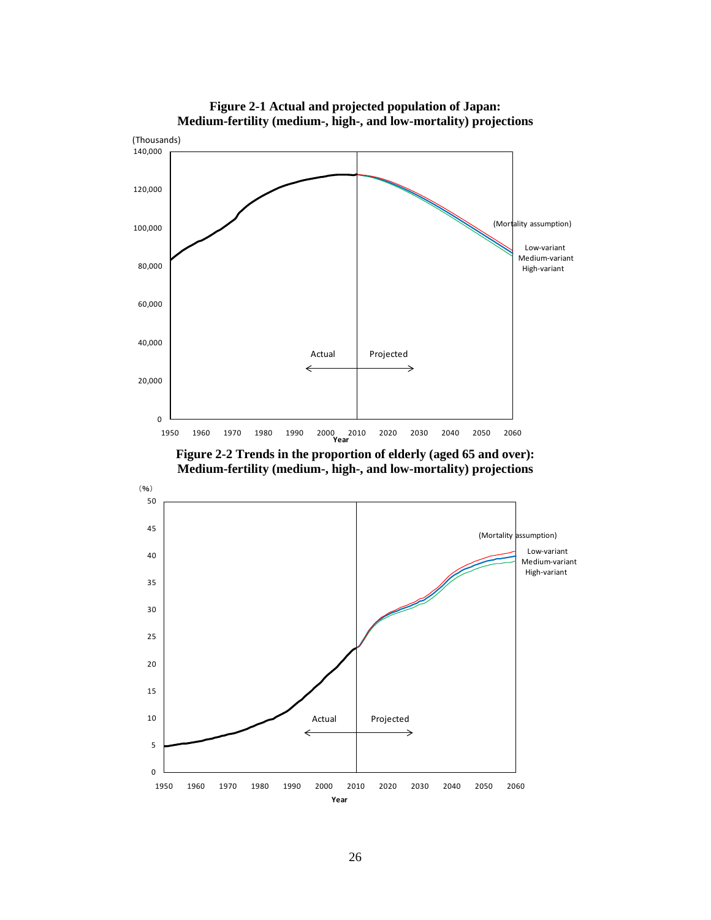**Figure 2-1 Actual and projected population of Japan: Medium-fertility (medium-, high-, and low-mortality) projections**

**Figure 2-2 Trends in the proportion of elderly (aged 65 and over): Medium-fertility (medium-, high-, and low-mortality) projections**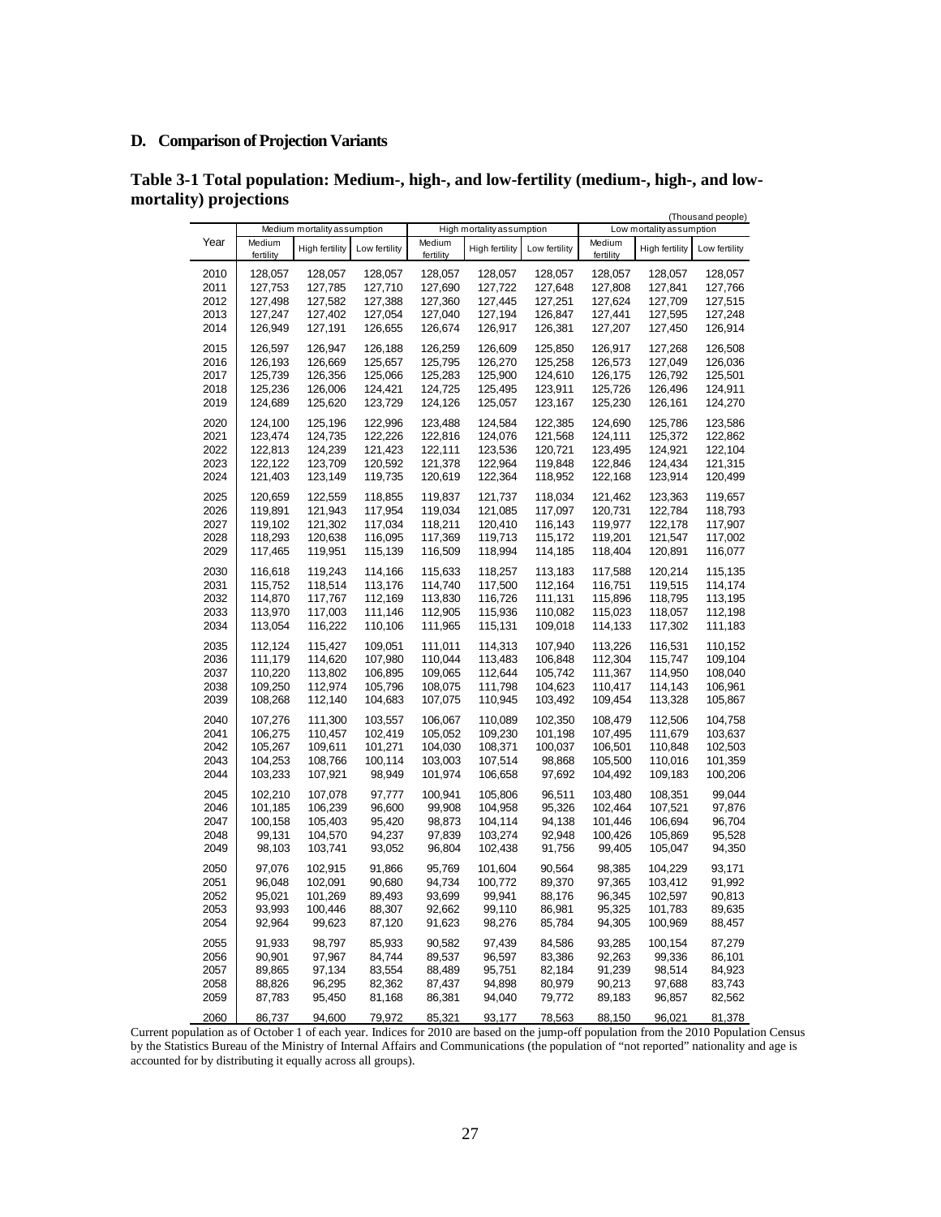## D. Comparison of Projection Variants

### Table 3-1 Total population: Medium-, high-, and low-fertility (medium-, high-, and low-mortality) projections

(Thousand people)

| Year | Medium mortality assumption | | | High mortality assumption | | | Low mortality assumption | | |
|---|---|---|---|---|---|---|---|---|---|
| | Medium fertility | High fertility | Low fertility | Medium fertility | High fertility | Low fertility | Medium fertility | High fertility | Low fertility |
| 2010 | 128,057 | 128,057 | 128,057 | 128,057 | 128,057 | 128,057 | 128,057 | 128,057 | 128,057 |
| 2011 | 127,753 | 127,785 | 127,710 | 127,690 | 127,722 | 127,648 | 127,808 | 127,841 | 127,766 |
| 2012 | 127,498 | 127,582 | 127,388 | 127,360 | 127,445 | 127,251 | 127,624 | 127,709 | 127,515 |
| 2013 | 127,247 | 127,402 | 127,054 | 127,040 | 127,194 | 126,847 | 127,441 | 127,595 | 127,248 |
| 2014 | 126,949 | 127,191 | 126,655 | 126,674 | 126,917 | 126,381 | 127,207 | 127,450 | 126,914 |
| 2015 | 126,597 | 126,947 | 126,188 | 126,259 | 126,609 | 125,850 | 126,917 | 127,268 | 126,508 |
| 2016 | 126,193 | 126,669 | 125,657 | 125,795 | 126,270 | 125,258 | 126,573 | 127,049 | 126,036 |
| 2017 | 125,739 | 126,356 | 125,066 | 125,283 | 125,900 | 124,610 | 126,175 | 126,792 | 125,501 |
| 2018 | 125,236 | 126,006 | 124,421 | 124,725 | 125,495 | 123,911 | 125,726 | 126,496 | 124,911 |
| 2019 | 124,689 | 125,620 | 123,729 | 124,126 | 125,057 | 123,167 | 125,230 | 126,161 | 124,270 |
| 2020 | 124,100 | 125,196 | 122,996 | 123,488 | 124,584 | 122,385 | 124,690 | 125,786 | 123,586 |
| 2021 | 123,474 | 124,735 | 122,226 | 122,816 | 124,076 | 121,568 | 124,111 | 125,372 | 122,862 |
| 2022 | 122,813 | 124,239 | 121,423 | 122,111 | 123,536 | 120,721 | 123,495 | 124,921 | 122,104 |
| 2023 | 122,122 | 123,709 | 120,592 | 121,378 | 122,964 | 119,848 | 122,846 | 124,434 | 121,315 |
| 2024 | 121,403 | 123,149 | 119,735 | 120,619 | 122,364 | 118,952 | 122,168 | 123,914 | 120,499 |
| 2025 | 120,659 | 122,559 | 118,855 | 119,837 | 121,737 | 118,034 | 121,462 | 123,363 | 119,657 |
| 2026 | 119,891 | 121,943 | 117,954 | 119,034 | 121,085 | 117,097 | 120,731 | 122,784 | 118,793 |
| 2027 | 119,102 | 121,302 | 117,034 | 118,211 | 120,410 | 116,143 | 119,977 | 122,178 | 117,907 |
| 2028 | 118,293 | 120,638 | 116,095 | 117,369 | 119,713 | 115,172 | 119,201 | 121,547 | 117,002 |
| 2029 | 117,465 | 119,951 | 115,139 | 116,509 | 118,994 | 114,185 | 118,404 | 120,891 | 116,077 |
| 2030 | 116,618 | 119,243 | 114,166 | 115,633 | 118,257 | 113,183 | 117,588 | 120,214 | 115,135 |
| 2031 | 115,752 | 118,514 | 113,176 | 114,740 | 117,500 | 112,164 | 116,751 | 119,515 | 114,174 |
| 2032 | 114,870 | 117,767 | 112,169 | 113,830 | 116,726 | 111,131 | 115,896 | 118,795 | 113,195 |
| 2033 | 113,970 | 117,003 | 111,146 | 112,905 | 115,936 | 110,082 | 115,023 | 118,057 | 112,198 |
| 2034 | 113,054 | 116,222 | 110,106 | 111,965 | 115,131 | 109,018 | 114,133 | 117,302 | 111,183 |
| 2035 | 112,124 | 115,427 | 109,051 | 111,011 | 114,313 | 107,940 | 113,226 | 116,531 | 110,152 |
| 2036 | 111,179 | 114,620 | 107,980 | 110,044 | 113,483 | 106,848 | 112,304 | 115,747 | 109,104 |
| 2037 | 110,220 | 113,802 | 106,895 | 109,065 | 112,644 | 105,742 | 111,367 | 114,950 | 108,040 |
| 2038 | 109,250 | 112,974 | 105,796 | 108,075 | 111,798 | 104,623 | 110,417 | 114,143 | 106,961 |
| 2039 | 108,268 | 112,140 | 104,683 | 107,075 | 110,945 | 103,492 | 109,454 | 113,328 | 105,867 |
| 2040 | 107,276 | 111,300 | 103,557 | 106,067 | 110,089 | 102,350 | 108,479 | 112,506 | 104,758 |
| 2041 | 106,275 | 110,457 | 102,419 | 105,052 | 109,230 | 101,198 | 107,495 | 111,679 | 103,637 |
| 2042 | 105,267 | 109,611 | 101,271 | 104,030 | 108,371 | 100,037 | 106,501 | 110,848 | 102,503 |
| 2043 | 104,253 | 108,766 | 100,114 | 103,003 | 107,514 | 98,868 | 105,500 | 110,016 | 101,359 |
| 2044 | 103,233 | 107,921 | 98,949 | 101,974 | 106,658 | 97,692 | 104,492 | 109,183 | 100,206 |
| 2045 | 102,210 | 107,078 | 97,777 | 100,941 | 105,806 | 96,511 | 103,480 | 108,351 | 99,044 |
| 2046 | 101,185 | 106,239 | 96,600 | 99,908 | 104,958 | 95,326 | 102,464 | 107,521 | 97,876 |
| 2047 | 100,158 | 105,403 | 95,420 | 98,873 | 104,114 | 94,138 | 101,446 | 106,694 | 96,704 |
| 2048 | 99,131 | 104,570 | 94,237 | 97,839 | 103,274 | 92,948 | 100,426 | 105,869 | 95,528 |
| 2049 | 98,103 | 103,741 | 93,052 | 96,804 | 102,438 | 91,756 | 99,405 | 105,047 | 94,350 |
| 2050 | 97,076 | 102,915 | 91,866 | 95,769 | 101,604 | 90,564 | 98,385 | 104,229 | 93,171 |
| 2051 | 96,048 | 102,091 | 90,680 | 94,734 | 100,772 | 89,370 | 97,365 | 103,412 | 91,992 |
| 2052 | 95,021 | 101,269 | 89,493 | 93,699 | 99,941 | 88,176 | 96,345 | 102,597 | 90,813 |
| 2053 | 93,993 | 100,446 | 88,307 | 92,662 | 99,110 | 86,981 | 95,325 | 101,783 | 89,635 |
| 2054 | 92,964 | 99,623 | 87,120 | 91,623 | 98,276 | 85,784 | 94,305 | 100,969 | 88,457 |
| 2055 | 91,933 | 98,797 | 85,933 | 90,582 | 97,439 | 84,586 | 93,285 | 100,154 | 87,279 |
| 2056 | 90,901 | 97,967 | 84,744 | 89,537 | 96,597 | 83,386 | 92,263 | 99,336 | 86,101 |
| 2057 | 89,865 | 97,134 | 83,554 | 88,489 | 95,751 | 82,184 | 91,239 | 98,514 | 84,923 |
| 2058 | 88,826 | 96,295 | 82,362 | 87,437 | 94,898 | 80,979 | 90,213 | 97,688 | 83,743 |
| 2059 | 87,783 | 95,450 | 81,168 | 86,381 | 94,040 | 79,772 | 89,183 | 96,857 | 82,562 |
| 2060 | 86,737 | 94,600 | 79,972 | 85,321 | 93,177 | 78,563 | 88,150 | 96,021 | 81,378 |

Current population as of October 1 of each year. Indices for 2010 are based on the jump-off population from the 2010 Population Census by the Statistics Bureau of the Ministry of Internal Affairs and Communications (the population of "not reported" nationality and age is accounted for by distributing it equally across all groups).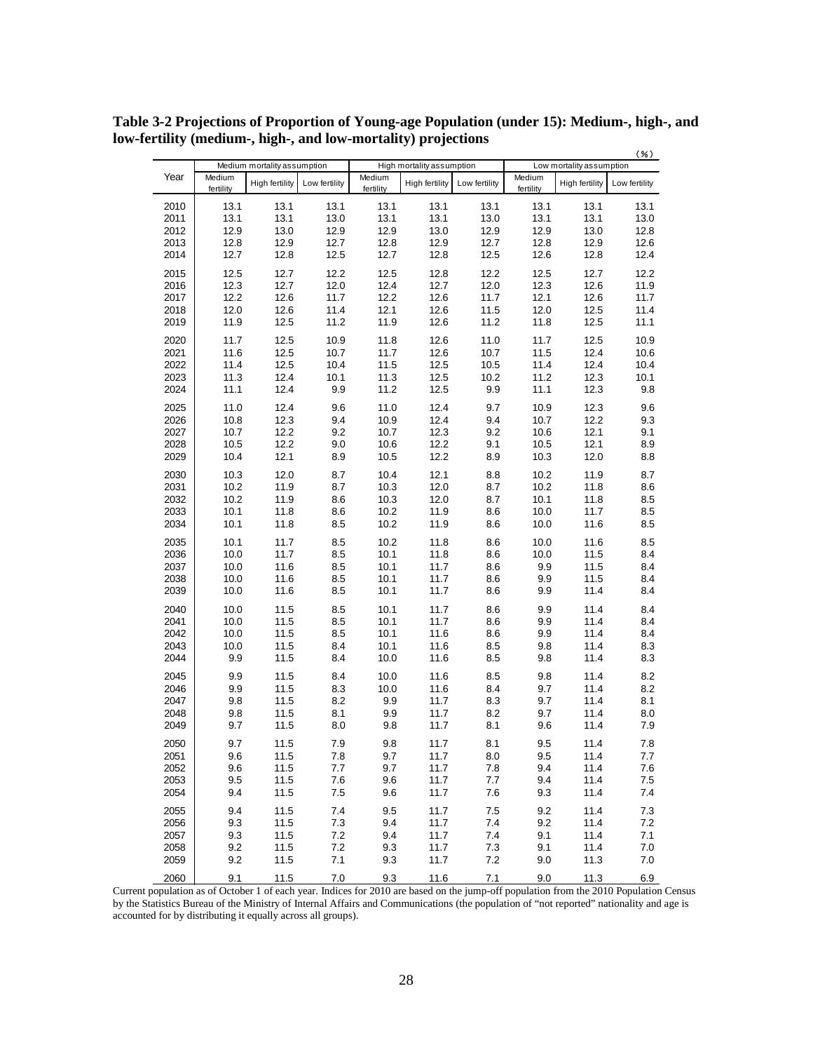**Table 3-2 Projections of Proportion of Young-age Population (under 15): Medium-, high-, and low-fertility (medium-, high-, and low-mortality) projections**

(%)

| Year | Medium mortality assumption | | | High mortality assumption | | | Low mortality assumption | | |
|---|---|---|---|---|---|---|---|---|---|
| | Medium fertility | High fertility | Low fertility | Medium fertility | High fertility | Low fertility | Medium fertility | High fertility | Low fertility |
| 2010 | 13.1 | 13.1 | 13.1 | 13.1 | 13.1 | 13.1 | 13.1 | 13.1 | 13.1 |
| 2011 | 13.1 | 13.1 | 13.0 | 13.1 | 13.1 | 13.0 | 13.1 | 13.1 | 13.0 |
| 2012 | 12.9 | 13.0 | 12.9 | 12.9 | 13.0 | 12.9 | 12.9 | 13.0 | 12.8 |
| 2013 | 12.8 | 12.9 | 12.7 | 12.8 | 12.9 | 12.7 | 12.8 | 12.9 | 12.6 |
| 2014 | 12.7 | 12.8 | 12.5 | 12.7 | 12.8 | 12.5 | 12.6 | 12.8 | 12.4 |
| 2015 | 12.5 | 12.7 | 12.2 | 12.5 | 12.8 | 12.2 | 12.5 | 12.7 | 12.2 |
| 2016 | 12.3 | 12.7 | 12.0 | 12.4 | 12.7 | 12.0 | 12.3 | 12.6 | 11.9 |
| 2017 | 12.2 | 12.6 | 11.7 | 12.2 | 12.6 | 11.7 | 12.1 | 12.6 | 11.7 |
| 2018 | 12.0 | 12.6 | 11.4 | 12.1 | 12.6 | 11.5 | 12.0 | 12.5 | 11.4 |
| 2019 | 11.9 | 12.5 | 11.2 | 11.9 | 12.6 | 11.2 | 11.8 | 12.5 | 11.1 |
| 2020 | 11.7 | 12.5 | 10.9 | 11.8 | 12.6 | 11.0 | 11.7 | 12.5 | 10.9 |
| 2021 | 11.6 | 12.5 | 10.7 | 11.7 | 12.6 | 10.7 | 11.5 | 12.4 | 10.6 |
| 2022 | 11.4 | 12.5 | 10.4 | 11.5 | 12.5 | 10.5 | 11.4 | 12.4 | 10.4 |
| 2023 | 11.3 | 12.4 | 10.1 | 11.3 | 12.5 | 10.2 | 11.2 | 12.3 | 10.1 |
| 2024 | 11.1 | 12.4 | 9.9 | 11.2 | 12.5 | 9.9 | 11.1 | 12.3 | 9.8 |
| 2025 | 11.0 | 12.4 | 9.6 | 11.0 | 12.4 | 9.7 | 10.9 | 12.3 | 9.6 |
| 2026 | 10.8 | 12.3 | 9.4 | 10.9 | 12.4 | 9.4 | 10.7 | 12.2 | 9.3 |
| 2027 | 10.7 | 12.2 | 9.2 | 10.7 | 12.3 | 9.2 | 10.6 | 12.1 | 9.1 |
| 2028 | 10.5 | 12.2 | 9.0 | 10.6 | 12.2 | 9.1 | 10.5 | 12.1 | 8.9 |
| 2029 | 10.4 | 12.1 | 8.9 | 10.5 | 12.2 | 8.9 | 10.3 | 12.0 | 8.8 |
| 2030 | 10.3 | 12.0 | 8.7 | 10.4 | 12.1 | 8.8 | 10.2 | 11.9 | 8.7 |
| 2031 | 10.2 | 11.9 | 8.7 | 10.3 | 12.0 | 8.7 | 10.2 | 11.8 | 8.6 |
| 2032 | 10.2 | 11.9 | 8.6 | 10.3 | 12.0 | 8.7 | 10.1 | 11.8 | 8.5 |
| 2033 | 10.1 | 11.8 | 8.6 | 10.2 | 11.9 | 8.6 | 10.0 | 11.7 | 8.5 |
| 2034 | 10.1 | 11.8 | 8.5 | 10.2 | 11.9 | 8.6 | 10.0 | 11.6 | 8.5 |
| 2035 | 10.1 | 11.7 | 8.5 | 10.2 | 11.8 | 8.6 | 10.0 | 11.6 | 8.5 |
| 2036 | 10.0 | 11.7 | 8.5 | 10.1 | 11.8 | 8.6 | 10.0 | 11.5 | 8.4 |
| 2037 | 10.0 | 11.6 | 8.5 | 10.1 | 11.7 | 8.6 | 9.9 | 11.5 | 8.4 |
| 2038 | 10.0 | 11.6 | 8.5 | 10.1 | 11.7 | 8.6 | 9.9 | 11.5 | 8.4 |
| 2039 | 10.0 | 11.6 | 8.5 | 10.1 | 11.7 | 8.6 | 9.9 | 11.4 | 8.4 |
| 2040 | 10.0 | 11.5 | 8.5 | 10.1 | 11.7 | 8.6 | 9.9 | 11.4 | 8.4 |
| 2041 | 10.0 | 11.5 | 8.5 | 10.1 | 11.7 | 8.6 | 9.9 | 11.4 | 8.4 |
| 2042 | 10.0 | 11.5 | 8.5 | 10.1 | 11.6 | 8.6 | 9.9 | 11.4 | 8.4 |
| 2043 | 10.0 | 11.5 | 8.4 | 10.1 | 11.6 | 8.5 | 9.8 | 11.4 | 8.3 |
| 2044 | 9.9 | 11.5 | 8.4 | 10.0 | 11.6 | 8.5 | 9.8 | 11.4 | 8.3 |
| 2045 | 9.9 | 11.5 | 8.4 | 10.0 | 11.6 | 8.5 | 9.8 | 11.4 | 8.2 |
| 2046 | 9.9 | 11.5 | 8.3 | 10.0 | 11.6 | 8.4 | 9.7 | 11.4 | 8.2 |
| 2047 | 9.8 | 11.5 | 8.2 | 9.9 | 11.7 | 8.3 | 9.7 | 11.4 | 8.1 |
| 2048 | 9.8 | 11.5 | 8.1 | 9.9 | 11.7 | 8.2 | 9.7 | 11.4 | 8.0 |
| 2049 | 9.7 | 11.5 | 8.0 | 9.8 | 11.7 | 8.1 | 9.6 | 11.4 | 7.9 |
| 2050 | 9.7 | 11.5 | 7.9 | 9.8 | 11.7 | 8.1 | 9.5 | 11.4 | 7.8 |
| 2051 | 9.6 | 11.5 | 7.8 | 9.7 | 11.7 | 8.0 | 9.5 | 11.4 | 7.7 |
| 2052 | 9.6 | 11.5 | 7.7 | 9.7 | 11.7 | 7.8 | 9.4 | 11.4 | 7.6 |
| 2053 | 9.5 | 11.5 | 7.6 | 9.6 | 11.7 | 7.7 | 9.4 | 11.4 | 7.5 |
| 2054 | 9.4 | 11.5 | 7.5 | 9.6 | 11.7 | 7.6 | 9.3 | 11.4 | 7.4 |
| 2055 | 9.4 | 11.5 | 7.4 | 9.5 | 11.7 | 7.5 | 9.2 | 11.4 | 7.3 |
| 2056 | 9.3 | 11.5 | 7.3 | 9.4 | 11.7 | 7.4 | 9.2 | 11.4 | 7.2 |
| 2057 | 9.3 | 11.5 | 7.2 | 9.4 | 11.7 | 7.4 | 9.1 | 11.4 | 7.1 |
| 2058 | 9.2 | 11.5 | 7.2 | 9.3 | 11.7 | 7.3 | 9.1 | 11.4 | 7.0 |
| 2059 | 9.2 | 11.5 | 7.1 | 9.3 | 11.7 | 7.2 | 9.0 | 11.3 | 7.0 |
| 2060 | 9.1 | 11.5 | 7.0 | 9.3 | 11.6 | 7.1 | 9.0 | 11.3 | 6.9 |

Current population as of October 1 of each year. Indices for 2010 are based on the jump-off population from the 2010 Population Census by the Statistics Bureau of the Ministry of Internal Affairs and Communications (the population of "not reported" nationality and age is accounted for by distributing it equally across all groups).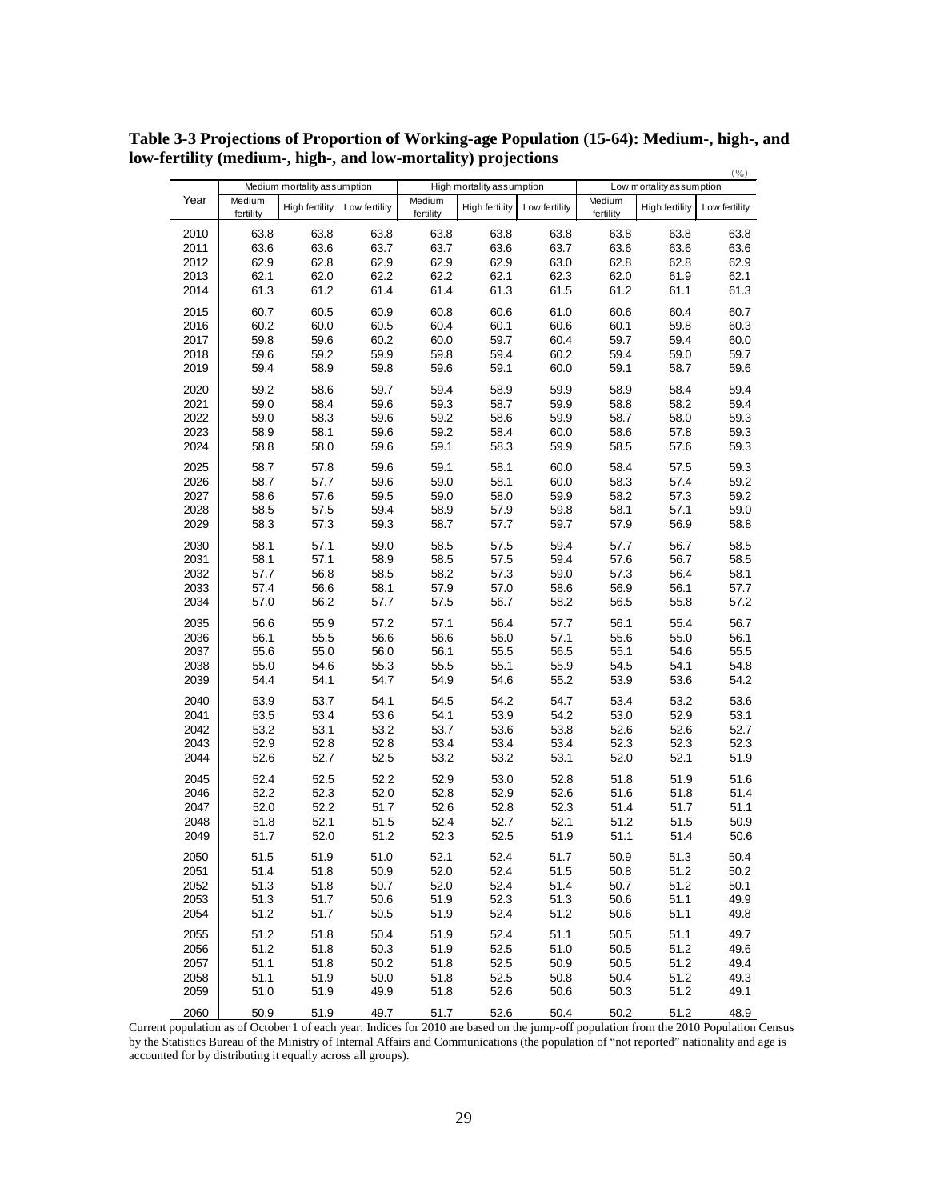**Table 3-3 Projections of Proportion of Working-age Population (15-64): Medium-, high-, and low-fertility (medium-, high-, and low-mortality) projections**

(%)

| Year | Medium mortality assumption | | | High mortality assumption | | | Low mortality assumption | | |
|---|---|---|---|---|---|---|---|---|---|
| | Medium fertility | High fertility | Low fertility | Medium fertility | High fertility | Low fertility | Medium fertility | High fertility | Low fertility |
| 2010 | 63.8 | 63.8 | 63.8 | 63.8 | 63.8 | 63.8 | 63.8 | 63.8 | 63.8 |
| 2011 | 63.6 | 63.6 | 63.7 | 63.7 | 63.6 | 63.7 | 63.6 | 63.6 | 63.6 |
| 2012 | 62.9 | 62.8 | 62.9 | 62.9 | 62.9 | 63.0 | 62.8 | 62.8 | 62.9 |
| 2013 | 62.1 | 62.0 | 62.2 | 62.2 | 62.1 | 62.3 | 62.0 | 61.9 | 62.1 |
| 2014 | 61.3 | 61.2 | 61.4 | 61.4 | 61.3 | 61.5 | 61.2 | 61.1 | 61.3 |
| 2015 | 60.7 | 60.5 | 60.9 | 60.8 | 60.6 | 61.0 | 60.6 | 60.4 | 60.7 |
| 2016 | 60.2 | 60.0 | 60.5 | 60.4 | 60.1 | 60.6 | 60.1 | 59.8 | 60.3 |
| 2017 | 59.8 | 59.6 | 60.2 | 60.0 | 59.7 | 60.4 | 59.7 | 59.4 | 60.0 |
| 2018 | 59.6 | 59.2 | 59.9 | 59.8 | 59.4 | 60.2 | 59.4 | 59.0 | 59.7 |
| 2019 | 59.4 | 58.9 | 59.8 | 59.6 | 59.1 | 60.0 | 59.1 | 58.7 | 59.6 |
| 2020 | 59.2 | 58.6 | 59.7 | 59.4 | 58.9 | 59.9 | 58.9 | 58.4 | 59.4 |
| 2021 | 59.0 | 58.4 | 59.6 | 59.3 | 58.7 | 59.9 | 58.8 | 58.2 | 59.4 |
| 2022 | 59.0 | 58.3 | 59.6 | 59.2 | 58.6 | 59.9 | 58.7 | 58.0 | 59.3 |
| 2023 | 58.9 | 58.1 | 59.6 | 59.2 | 58.4 | 60.0 | 58.6 | 57.8 | 59.3 |
| 2024 | 58.8 | 58.0 | 59.6 | 59.1 | 58.3 | 59.9 | 58.5 | 57.6 | 59.3 |
| 2025 | 58.7 | 57.8 | 59.6 | 59.1 | 58.1 | 60.0 | 58.4 | 57.5 | 59.3 |
| 2026 | 58.7 | 57.7 | 59.6 | 59.0 | 58.1 | 60.0 | 58.3 | 57.4 | 59.2 |
| 2027 | 58.6 | 57.6 | 59.5 | 59.0 | 58.0 | 59.9 | 58.2 | 57.3 | 59.2 |
| 2028 | 58.5 | 57.5 | 59.4 | 58.9 | 57.9 | 59.8 | 58.1 | 57.1 | 59.0 |
| 2029 | 58.3 | 57.3 | 59.3 | 58.7 | 57.7 | 59.7 | 57.9 | 56.9 | 58.8 |
| 2030 | 58.1 | 57.1 | 59.0 | 58.5 | 57.5 | 59.4 | 57.7 | 56.7 | 58.5 |
| 2031 | 58.1 | 57.1 | 58.9 | 58.5 | 57.5 | 59.4 | 57.6 | 56.7 | 58.5 |
| 2032 | 57.7 | 56.8 | 58.5 | 58.2 | 57.3 | 59.0 | 57.3 | 56.4 | 58.1 |
| 2033 | 57.4 | 56.6 | 58.1 | 57.9 | 57.0 | 58.6 | 56.9 | 56.1 | 57.7 |
| 2034 | 57.0 | 56.2 | 57.7 | 57.5 | 56.7 | 58.2 | 56.5 | 55.8 | 57.2 |
| 2035 | 56.6 | 55.9 | 57.2 | 57.1 | 56.4 | 57.7 | 56.1 | 55.4 | 56.7 |
| 2036 | 56.1 | 55.5 | 56.6 | 56.6 | 56.0 | 57.1 | 55.6 | 55.0 | 56.1 |
| 2037 | 55.6 | 55.0 | 56.0 | 56.1 | 55.5 | 56.5 | 55.1 | 54.6 | 55.5 |
| 2038 | 55.0 | 54.6 | 55.3 | 55.5 | 55.1 | 55.9 | 54.5 | 54.1 | 54.8 |
| 2039 | 54.4 | 54.1 | 54.7 | 54.9 | 54.6 | 55.2 | 53.9 | 53.6 | 54.2 |
| 2040 | 53.9 | 53.7 | 54.1 | 54.5 | 54.2 | 54.7 | 53.4 | 53.2 | 53.6 |
| 2041 | 53.5 | 53.4 | 53.6 | 54.1 | 53.9 | 54.2 | 53.0 | 52.9 | 53.1 |
| 2042 | 53.2 | 53.1 | 53.2 | 53.7 | 53.6 | 53.8 | 52.6 | 52.6 | 52.7 |
| 2043 | 52.9 | 52.8 | 52.8 | 53.4 | 53.4 | 53.4 | 52.3 | 52.3 | 52.3 |
| 2044 | 52.6 | 52.7 | 52.5 | 53.2 | 53.2 | 53.1 | 52.0 | 52.1 | 51.9 |
| 2045 | 52.4 | 52.5 | 52.2 | 52.9 | 53.0 | 52.8 | 51.8 | 51.9 | 51.6 |
| 2046 | 52.2 | 52.3 | 52.0 | 52.8 | 52.9 | 52.6 | 51.6 | 51.8 | 51.4 |
| 2047 | 52.0 | 52.2 | 51.7 | 52.6 | 52.8 | 52.3 | 51.4 | 51.7 | 51.1 |
| 2048 | 51.8 | 52.1 | 51.5 | 52.4 | 52.7 | 52.1 | 51.2 | 51.5 | 50.9 |
| 2049 | 51.7 | 52.0 | 51.2 | 52.3 | 52.5 | 51.9 | 51.1 | 51.4 | 50.6 |
| 2050 | 51.5 | 51.9 | 51.0 | 52.1 | 52.4 | 51.7 | 50.9 | 51.3 | 50.4 |
| 2051 | 51.4 | 51.8 | 50.9 | 52.0 | 52.4 | 51.5 | 50.8 | 51.2 | 50.2 |
| 2052 | 51.3 | 51.8 | 50.7 | 52.0 | 52.4 | 51.4 | 50.7 | 51.2 | 50.1 |
| 2053 | 51.3 | 51.7 | 50.6 | 51.9 | 52.3 | 51.3 | 50.6 | 51.1 | 49.9 |
| 2054 | 51.2 | 51.7 | 50.5 | 51.9 | 52.4 | 51.2 | 50.6 | 51.1 | 49.8 |
| 2055 | 51.2 | 51.8 | 50.4 | 51.9 | 52.4 | 51.1 | 50.5 | 51.1 | 49.7 |
| 2056 | 51.2 | 51.8 | 50.3 | 51.9 | 52.5 | 51.0 | 50.5 | 51.2 | 49.6 |
| 2057 | 51.1 | 51.8 | 50.2 | 51.8 | 52.5 | 50.9 | 50.5 | 51.2 | 49.4 |
| 2058 | 51.1 | 51.9 | 50.0 | 51.8 | 52.5 | 50.8 | 50.4 | 51.2 | 49.3 |
| 2059 | 51.0 | 51.9 | 49.9 | 51.8 | 52.6 | 50.6 | 50.3 | 51.2 | 49.1 |
| 2060 | 50.9 | 51.9 | 49.7 | 51.7 | 52.6 | 50.4 | 50.2 | 51.2 | 48.9 |

Current population as of October 1 of each year. Indices for 2010 are based on the jump-off population from the 2010 Population Census by the Statistics Bureau of the Ministry of Internal Affairs and Communications (the population of "not reported" nationality and age is accounted for by distributing it equally across all groups).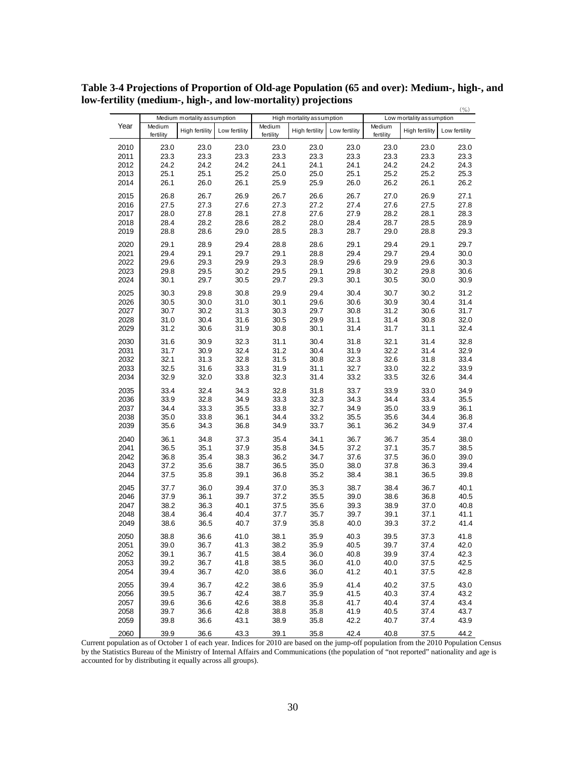**Table 3-4 Projections of Proportion of Old-age Population (65 and over): Medium-, high-, and low-fertility (medium-, high-, and low-mortality) projections**

(%)

| Year | Medium mortality assumption | | | High mortality assumption | | | Low mortality assumption | | |
|---|---|---|---|---|---|---|---|---|---|
| | Medium fertility | High fertility | Low fertility | Medium fertility | High fertility | Low fertility | Medium fertility | High fertility | Low fertility |
| 2010 | 23.0 | 23.0 | 23.0 | 23.0 | 23.0 | 23.0 | 23.0 | 23.0 | 23.0 |
| 2011 | 23.3 | 23.3 | 23.3 | 23.3 | 23.3 | 23.3 | 23.3 | 23.3 | 23.3 |
| 2012 | 24.2 | 24.2 | 24.2 | 24.1 | 24.1 | 24.1 | 24.2 | 24.2 | 24.3 |
| 2013 | 25.1 | 25.1 | 25.2 | 25.0 | 25.0 | 25.1 | 25.2 | 25.2 | 25.3 |
| 2014 | 26.1 | 26.0 | 26.1 | 25.9 | 25.9 | 26.0 | 26.2 | 26.1 | 26.2 |
| 2015 | 26.8 | 26.7 | 26.9 | 26.7 | 26.6 | 26.7 | 27.0 | 26.9 | 27.1 |
| 2016 | 27.5 | 27.3 | 27.6 | 27.3 | 27.2 | 27.4 | 27.6 | 27.5 | 27.8 |
| 2017 | 28.0 | 27.8 | 28.1 | 27.8 | 27.6 | 27.9 | 28.2 | 28.1 | 28.3 |
| 2018 | 28.4 | 28.2 | 28.6 | 28.2 | 28.0 | 28.4 | 28.7 | 28.5 | 28.9 |
| 2019 | 28.8 | 28.6 | 29.0 | 28.5 | 28.3 | 28.7 | 29.0 | 28.8 | 29.3 |
| 2020 | 29.1 | 28.9 | 29.4 | 28.8 | 28.6 | 29.1 | 29.4 | 29.1 | 29.7 |
| 2021 | 29.4 | 29.1 | 29.7 | 29.1 | 28.8 | 29.4 | 29.7 | 29.4 | 30.0 |
| 2022 | 29.6 | 29.3 | 29.9 | 29.3 | 28.9 | 29.6 | 29.9 | 29.6 | 30.3 |
| 2023 | 29.8 | 29.5 | 30.2 | 29.5 | 29.1 | 29.8 | 30.2 | 29.8 | 30.6 |
| 2024 | 30.1 | 29.7 | 30.5 | 29.7 | 29.3 | 30.1 | 30.5 | 30.0 | 30.9 |
| 2025 | 30.3 | 29.8 | 30.8 | 29.9 | 29.4 | 30.4 | 30.7 | 30.2 | 31.2 |
| 2026 | 30.5 | 30.0 | 31.0 | 30.1 | 29.6 | 30.6 | 30.9 | 30.4 | 31.4 |
| 2027 | 30.7 | 30.2 | 31.3 | 30.3 | 29.7 | 30.8 | 31.2 | 30.6 | 31.7 |
| 2028 | 31.0 | 30.4 | 31.6 | 30.5 | 29.9 | 31.1 | 31.4 | 30.8 | 32.0 |
| 2029 | 31.2 | 30.6 | 31.9 | 30.8 | 30.1 | 31.4 | 31.7 | 31.1 | 32.4 |
| 2030 | 31.6 | 30.9 | 32.3 | 31.1 | 30.4 | 31.8 | 32.1 | 31.4 | 32.8 |
| 2031 | 31.7 | 30.9 | 32.4 | 31.2 | 30.4 | 31.9 | 32.2 | 31.4 | 32.9 |
| 2032 | 32.1 | 31.3 | 32.8 | 31.5 | 30.8 | 32.3 | 32.6 | 31.8 | 33.4 |
| 2033 | 32.5 | 31.6 | 33.3 | 31.9 | 31.1 | 32.7 | 33.0 | 32.2 | 33.9 |
| 2034 | 32.9 | 32.0 | 33.8 | 32.3 | 31.4 | 33.2 | 33.5 | 32.6 | 34.4 |
| 2035 | 33.4 | 32.4 | 34.3 | 32.8 | 31.8 | 33.7 | 33.9 | 33.0 | 34.9 |
| 2036 | 33.9 | 32.8 | 34.9 | 33.3 | 32.3 | 34.3 | 34.4 | 33.4 | 35.5 |
| 2037 | 34.4 | 33.3 | 35.5 | 33.8 | 32.7 | 34.9 | 35.0 | 33.9 | 36.1 |
| 2038 | 35.0 | 33.8 | 36.1 | 34.4 | 33.2 | 35.5 | 35.6 | 34.4 | 36.8 |
| 2039 | 35.6 | 34.3 | 36.8 | 34.9 | 33.7 | 36.1 | 36.2 | 34.9 | 37.4 |
| 2040 | 36.1 | 34.8 | 37.3 | 35.4 | 34.1 | 36.7 | 36.7 | 35.4 | 38.0 |
| 2041 | 36.5 | 35.1 | 37.9 | 35.8 | 34.5 | 37.2 | 37.1 | 35.7 | 38.5 |
| 2042 | 36.8 | 35.4 | 38.3 | 36.2 | 34.7 | 37.6 | 37.5 | 36.0 | 39.0 |
| 2043 | 37.2 | 35.6 | 38.7 | 36.5 | 35.0 | 38.0 | 37.8 | 36.3 | 39.4 |
| 2044 | 37.5 | 35.8 | 39.1 | 36.8 | 35.2 | 38.4 | 38.1 | 36.5 | 39.8 |
| 2045 | 37.7 | 36.0 | 39.4 | 37.0 | 35.3 | 38.7 | 38.4 | 36.7 | 40.1 |
| 2046 | 37.9 | 36.1 | 39.7 | 37.2 | 35.5 | 39.0 | 38.6 | 36.8 | 40.5 |
| 2047 | 38.2 | 36.3 | 40.1 | 37.5 | 35.6 | 39.3 | 38.9 | 37.0 | 40.8 |
| 2048 | 38.4 | 36.4 | 40.4 | 37.7 | 35.7 | 39.7 | 39.1 | 37.1 | 41.1 |
| 2049 | 38.6 | 36.5 | 40.7 | 37.9 | 35.8 | 40.0 | 39.3 | 37.2 | 41.4 |
| 2050 | 38.8 | 36.6 | 41.0 | 38.1 | 35.9 | 40.3 | 39.5 | 37.3 | 41.8 |
| 2051 | 39.0 | 36.7 | 41.3 | 38.2 | 35.9 | 40.5 | 39.7 | 37.4 | 42.0 |
| 2052 | 39.1 | 36.7 | 41.5 | 38.4 | 36.0 | 40.8 | 39.9 | 37.4 | 42.3 |
| 2053 | 39.2 | 36.7 | 41.8 | 38.5 | 36.0 | 41.0 | 40.0 | 37.5 | 42.5 |
| 2054 | 39.4 | 36.7 | 42.0 | 38.6 | 36.0 | 41.2 | 40.1 | 37.5 | 42.8 |
| 2055 | 39.4 | 36.7 | 42.2 | 38.6 | 35.9 | 41.4 | 40.2 | 37.5 | 43.0 |
| 2056 | 39.5 | 36.7 | 42.4 | 38.7 | 35.9 | 41.5 | 40.3 | 37.4 | 43.2 |
| 2057 | 39.6 | 36.6 | 42.6 | 38.8 | 35.8 | 41.7 | 40.4 | 37.4 | 43.4 |
| 2058 | 39.7 | 36.6 | 42.8 | 38.8 | 35.8 | 41.9 | 40.5 | 37.4 | 43.7 |
| 2059 | 39.8 | 36.6 | 43.1 | 38.9 | 35.8 | 42.2 | 40.7 | 37.4 | 43.9 |
| 2060 | 39.9 | 36.6 | 43.3 | 39.1 | 35.8 | 42.4 | 40.8 | 37.5 | 44.2 |

Current population as of October 1 of each year. Indices for 2010 are based on the jump-off population from the 2010 Population Census by the Statistics Bureau of the Ministry of Internal Affairs and Communications (the population of "not reported" nationality and age is accounted for by distributing it equally across all groups).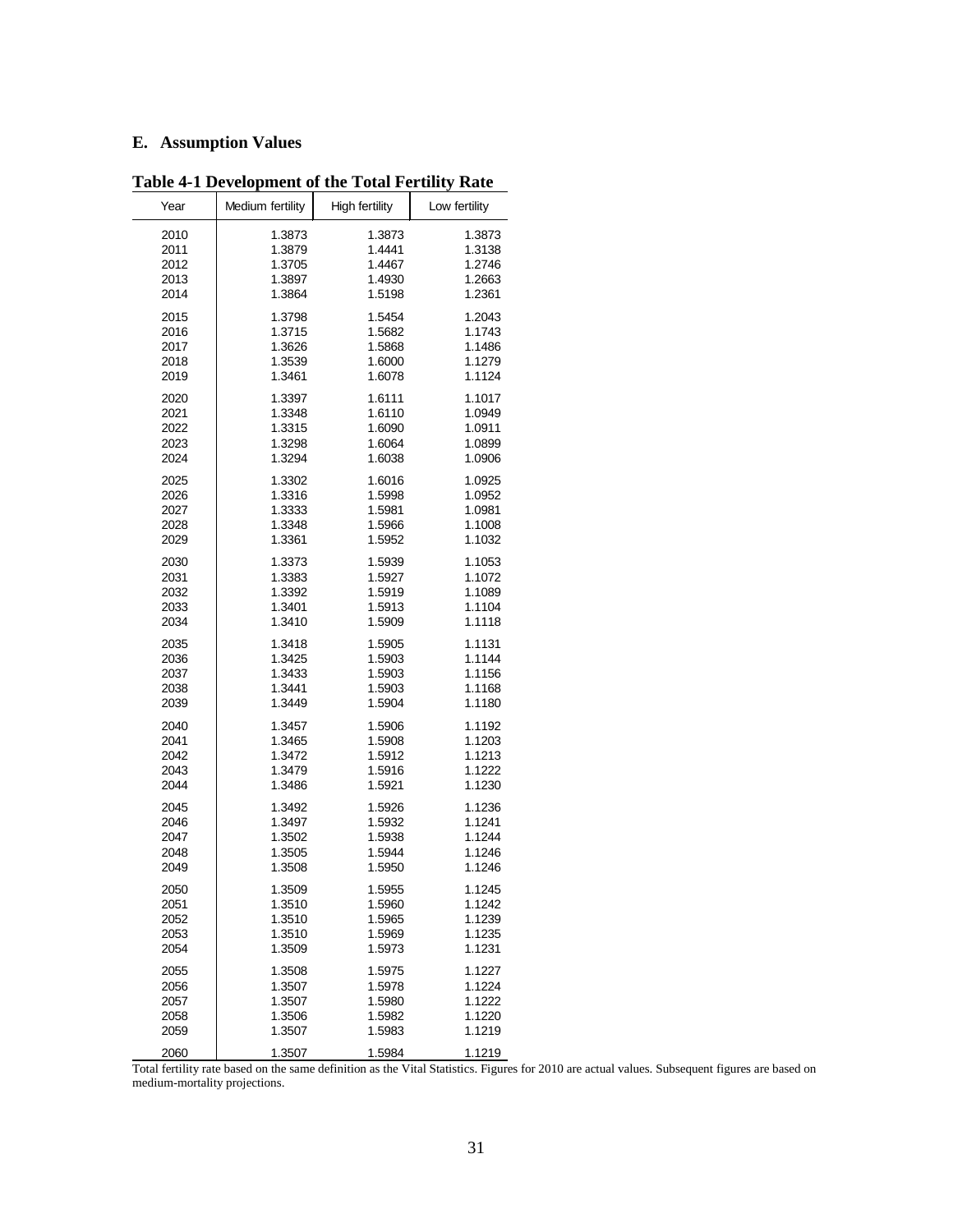## E. Assumption Values

**Table 4-1 Development of the Total Fertility Rate**

| Year | Medium fertility | High fertility | Low fertility |
|---|---|---|---|
| 2010 | 1.3873 | 1.3873 | 1.3873 |
| 2011 | 1.3879 | 1.4441 | 1.3138 |
| 2012 | 1.3705 | 1.4467 | 1.2746 |
| 2013 | 1.3897 | 1.4930 | 1.2663 |
| 2014 | 1.3864 | 1.5198 | 1.2361 |
| 2015 | 1.3798 | 1.5454 | 1.2043 |
| 2016 | 1.3715 | 1.5682 | 1.1743 |
| 2017 | 1.3626 | 1.5868 | 1.1486 |
| 2018 | 1.3539 | 1.6000 | 1.1279 |
| 2019 | 1.3461 | 1.6078 | 1.1124 |
| 2020 | 1.3397 | 1.6111 | 1.1017 |
| 2021 | 1.3348 | 1.6110 | 1.0949 |
| 2022 | 1.3315 | 1.6090 | 1.0911 |
| 2023 | 1.3298 | 1.6064 | 1.0899 |
| 2024 | 1.3294 | 1.6038 | 1.0906 |
| 2025 | 1.3302 | 1.6016 | 1.0925 |
| 2026 | 1.3316 | 1.5998 | 1.0952 |
| 2027 | 1.3333 | 1.5981 | 1.0981 |
| 2028 | 1.3348 | 1.5966 | 1.1008 |
| 2029 | 1.3361 | 1.5952 | 1.1032 |
| 2030 | 1.3373 | 1.5939 | 1.1053 |
| 2031 | 1.3383 | 1.5927 | 1.1072 |
| 2032 | 1.3392 | 1.5919 | 1.1089 |
| 2033 | 1.3401 | 1.5913 | 1.1104 |
| 2034 | 1.3410 | 1.5909 | 1.1118 |
| 2035 | 1.3418 | 1.5905 | 1.1131 |
| 2036 | 1.3425 | 1.5903 | 1.1144 |
| 2037 | 1.3433 | 1.5903 | 1.1156 |
| 2038 | 1.3441 | 1.5903 | 1.1168 |
| 2039 | 1.3449 | 1.5904 | 1.1180 |
| 2040 | 1.3457 | 1.5906 | 1.1192 |
| 2041 | 1.3465 | 1.5908 | 1.1203 |
| 2042 | 1.3472 | 1.5912 | 1.1213 |
| 2043 | 1.3479 | 1.5916 | 1.1222 |
| 2044 | 1.3486 | 1.5921 | 1.1230 |
| 2045 | 1.3492 | 1.5926 | 1.1236 |
| 2046 | 1.3497 | 1.5932 | 1.1241 |
| 2047 | 1.3502 | 1.5938 | 1.1244 |
| 2048 | 1.3505 | 1.5944 | 1.1246 |
| 2049 | 1.3508 | 1.5950 | 1.1246 |
| 2050 | 1.3509 | 1.5955 | 1.1245 |
| 2051 | 1.3510 | 1.5960 | 1.1242 |
| 2052 | 1.3510 | 1.5965 | 1.1239 |
| 2053 | 1.3510 | 1.5969 | 1.1235 |
| 2054 | 1.3509 | 1.5973 | 1.1231 |
| 2055 | 1.3508 | 1.5975 | 1.1227 |
| 2056 | 1.3507 | 1.5978 | 1.1224 |
| 2057 | 1.3507 | 1.5980 | 1.1222 |
| 2058 | 1.3506 | 1.5982 | 1.1220 |
| 2059 | 1.3507 | 1.5983 | 1.1219 |
| 2060 | 1.3507 | 1.5984 | 1.1219 |

Total fertility rate based on the same definition as the Vital Statistics. Figures for 2010 are actual values. Subsequent figures are based on medium-mortality projections.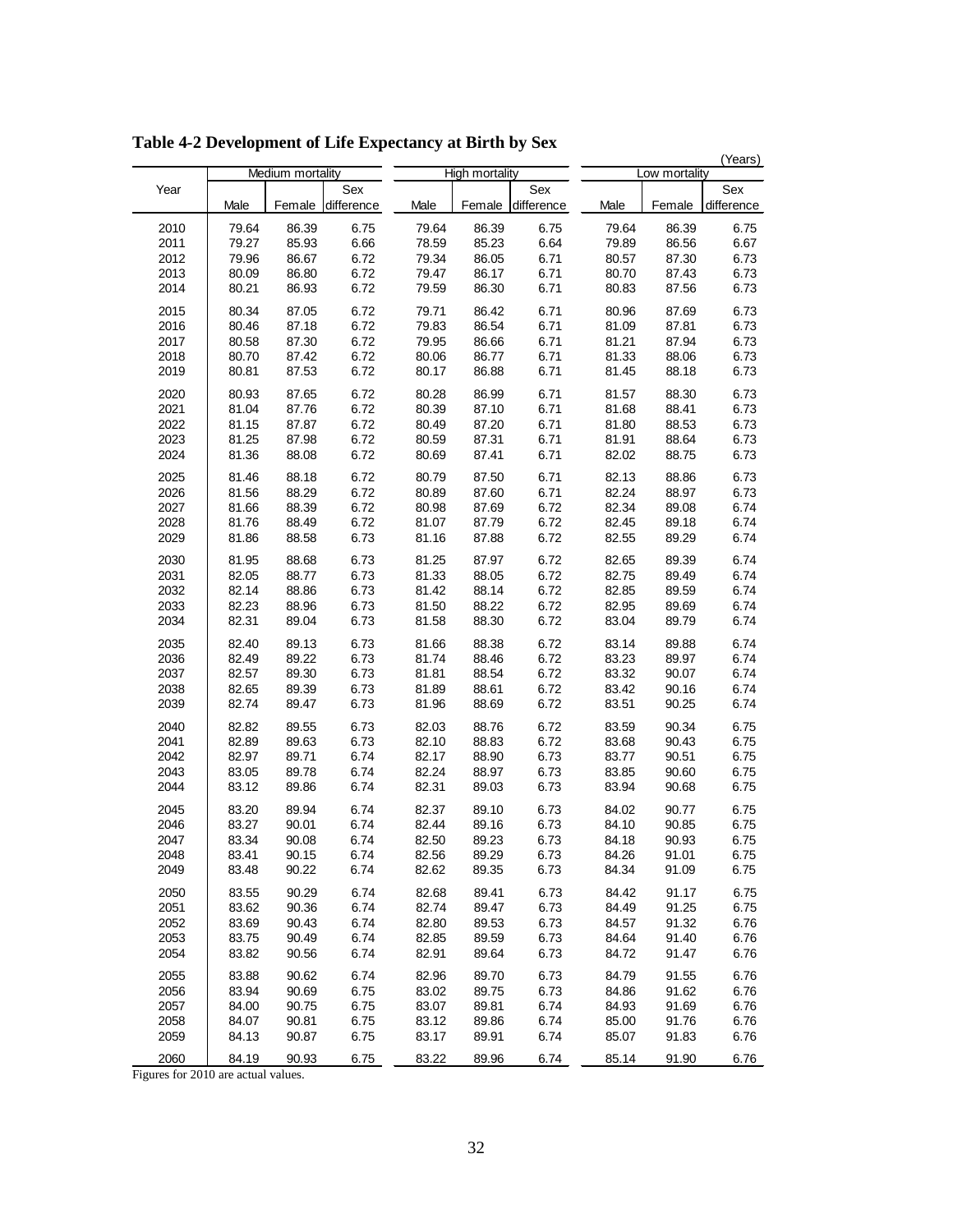# Table 4-2 Development of Life Expectancy at Birth by Sex

(Years)

| Year | Medium mortality | | | High mortality | | | Low mortality | | |
|---|---|---|---|---|---|---|---|---|---|
| | Male | Female | Sex difference | Male | Female | Sex difference | Male | Female | Sex difference |
| 2010 | 79.64 | 86.39 | 6.75 | 79.64 | 86.39 | 6.75 | 79.64 | 86.39 | 6.75 |
| 2011 | 79.27 | 85.93 | 6.66 | 78.59 | 85.23 | 6.64 | 79.89 | 86.56 | 6.67 |
| 2012 | 79.96 | 86.67 | 6.72 | 79.34 | 86.05 | 6.71 | 80.57 | 87.30 | 6.73 |
| 2013 | 80.09 | 86.80 | 6.72 | 79.47 | 86.17 | 6.71 | 80.70 | 87.43 | 6.73 |
| 2014 | 80.21 | 86.93 | 6.72 | 79.59 | 86.30 | 6.71 | 80.83 | 87.56 | 6.73 |
| 2015 | 80.34 | 87.05 | 6.72 | 79.71 | 86.42 | 6.71 | 80.96 | 87.69 | 6.73 |
| 2016 | 80.46 | 87.18 | 6.72 | 79.83 | 86.54 | 6.71 | 81.09 | 87.81 | 6.73 |
| 2017 | 80.58 | 87.30 | 6.72 | 79.95 | 86.66 | 6.71 | 81.21 | 87.94 | 6.73 |
| 2018 | 80.70 | 87.42 | 6.72 | 80.06 | 86.77 | 6.71 | 81.33 | 88.06 | 6.73 |
| 2019 | 80.81 | 87.53 | 6.72 | 80.17 | 86.88 | 6.71 | 81.45 | 88.18 | 6.73 |
| 2020 | 80.93 | 87.65 | 6.72 | 80.28 | 86.99 | 6.71 | 81.57 | 88.30 | 6.73 |
| 2021 | 81.04 | 87.76 | 6.72 | 80.39 | 87.10 | 6.71 | 81.68 | 88.41 | 6.73 |
| 2022 | 81.15 | 87.87 | 6.72 | 80.49 | 87.20 | 6.71 | 81.80 | 88.53 | 6.73 |
| 2023 | 81.25 | 87.98 | 6.72 | 80.59 | 87.31 | 6.71 | 81.91 | 88.64 | 6.73 |
| 2024 | 81.36 | 88.08 | 6.72 | 80.69 | 87.41 | 6.71 | 82.02 | 88.75 | 6.73 |
| 2025 | 81.46 | 88.18 | 6.72 | 80.79 | 87.50 | 6.71 | 82.13 | 88.86 | 6.73 |
| 2026 | 81.56 | 88.29 | 6.72 | 80.89 | 87.60 | 6.71 | 82.24 | 88.97 | 6.73 |
| 2027 | 81.66 | 88.39 | 6.72 | 80.98 | 87.69 | 6.72 | 82.34 | 89.08 | 6.74 |
| 2028 | 81.76 | 88.49 | 6.72 | 81.07 | 87.79 | 6.72 | 82.45 | 89.18 | 6.74 |
| 2029 | 81.86 | 88.58 | 6.73 | 81.16 | 87.88 | 6.72 | 82.55 | 89.29 | 6.74 |
| 2030 | 81.95 | 88.68 | 6.73 | 81.25 | 87.97 | 6.72 | 82.65 | 89.39 | 6.74 |
| 2031 | 82.05 | 88.77 | 6.73 | 81.33 | 88.05 | 6.72 | 82.75 | 89.49 | 6.74 |
| 2032 | 82.14 | 88.86 | 6.73 | 81.42 | 88.14 | 6.72 | 82.85 | 89.59 | 6.74 |
| 2033 | 82.23 | 88.96 | 6.73 | 81.50 | 88.22 | 6.72 | 82.95 | 89.69 | 6.74 |
| 2034 | 82.31 | 89.04 | 6.73 | 81.58 | 88.30 | 6.72 | 83.04 | 89.79 | 6.74 |
| 2035 | 82.40 | 89.13 | 6.73 | 81.66 | 88.38 | 6.72 | 83.14 | 89.88 | 6.74 |
| 2036 | 82.49 | 89.22 | 6.73 | 81.74 | 88.46 | 6.72 | 83.23 | 89.97 | 6.74 |
| 2037 | 82.57 | 89.30 | 6.73 | 81.81 | 88.54 | 6.72 | 83.32 | 90.07 | 6.74 |
| 2038 | 82.65 | 89.39 | 6.73 | 81.89 | 88.61 | 6.72 | 83.42 | 90.16 | 6.74 |
| 2039 | 82.74 | 89.47 | 6.73 | 81.96 | 88.69 | 6.72 | 83.51 | 90.25 | 6.74 |
| 2040 | 82.82 | 89.55 | 6.73 | 82.03 | 88.76 | 6.72 | 83.59 | 90.34 | 6.75 |
| 2041 | 82.89 | 89.63 | 6.73 | 82.10 | 88.83 | 6.72 | 83.68 | 90.43 | 6.75 |
| 2042 | 82.97 | 89.71 | 6.74 | 82.17 | 88.90 | 6.73 | 83.77 | 90.51 | 6.75 |
| 2043 | 83.05 | 89.78 | 6.74 | 82.24 | 88.97 | 6.73 | 83.85 | 90.60 | 6.75 |
| 2044 | 83.12 | 89.86 | 6.74 | 82.31 | 89.03 | 6.73 | 83.94 | 90.68 | 6.75 |
| 2045 | 83.20 | 89.94 | 6.74 | 82.37 | 89.10 | 6.73 | 84.02 | 90.77 | 6.75 |
| 2046 | 83.27 | 90.01 | 6.74 | 82.44 | 89.16 | 6.73 | 84.10 | 90.85 | 6.75 |
| 2047 | 83.34 | 90.08 | 6.74 | 82.50 | 89.23 | 6.73 | 84.18 | 90.93 | 6.75 |
| 2048 | 83.41 | 90.15 | 6.74 | 82.56 | 89.29 | 6.73 | 84.26 | 91.01 | 6.75 |
| 2049 | 83.48 | 90.22 | 6.74 | 82.62 | 89.35 | 6.73 | 84.34 | 91.09 | 6.75 |
| 2050 | 83.55 | 90.29 | 6.74 | 82.68 | 89.41 | 6.73 | 84.42 | 91.17 | 6.75 |
| 2051 | 83.62 | 90.36 | 6.74 | 82.74 | 89.47 | 6.73 | 84.49 | 91.25 | 6.75 |
| 2052 | 83.69 | 90.43 | 6.74 | 82.80 | 89.53 | 6.73 | 84.57 | 91.32 | 6.76 |
| 2053 | 83.75 | 90.49 | 6.74 | 82.85 | 89.59 | 6.73 | 84.64 | 91.40 | 6.76 |
| 2054 | 83.82 | 90.56 | 6.74 | 82.91 | 89.64 | 6.73 | 84.72 | 91.47 | 6.76 |
| 2055 | 83.88 | 90.62 | 6.74 | 82.96 | 89.70 | 6.73 | 84.79 | 91.55 | 6.76 |
| 2056 | 83.94 | 90.69 | 6.75 | 83.02 | 89.75 | 6.73 | 84.86 | 91.62 | 6.76 |
| 2057 | 84.00 | 90.75 | 6.75 | 83.07 | 89.81 | 6.74 | 84.93 | 91.69 | 6.76 |
| 2058 | 84.07 | 90.81 | 6.75 | 83.12 | 89.86 | 6.74 | 85.00 | 91.76 | 6.76 |
| 2059 | 84.13 | 90.87 | 6.75 | 83.17 | 89.91 | 6.74 | 85.07 | 91.83 | 6.76 |
| 2060 | 84.19 | 90.93 | 6.75 | 83.22 | 89.96 | 6.74 | 85.14 | 91.90 | 6.76 |

Figures for 2010 are actual values.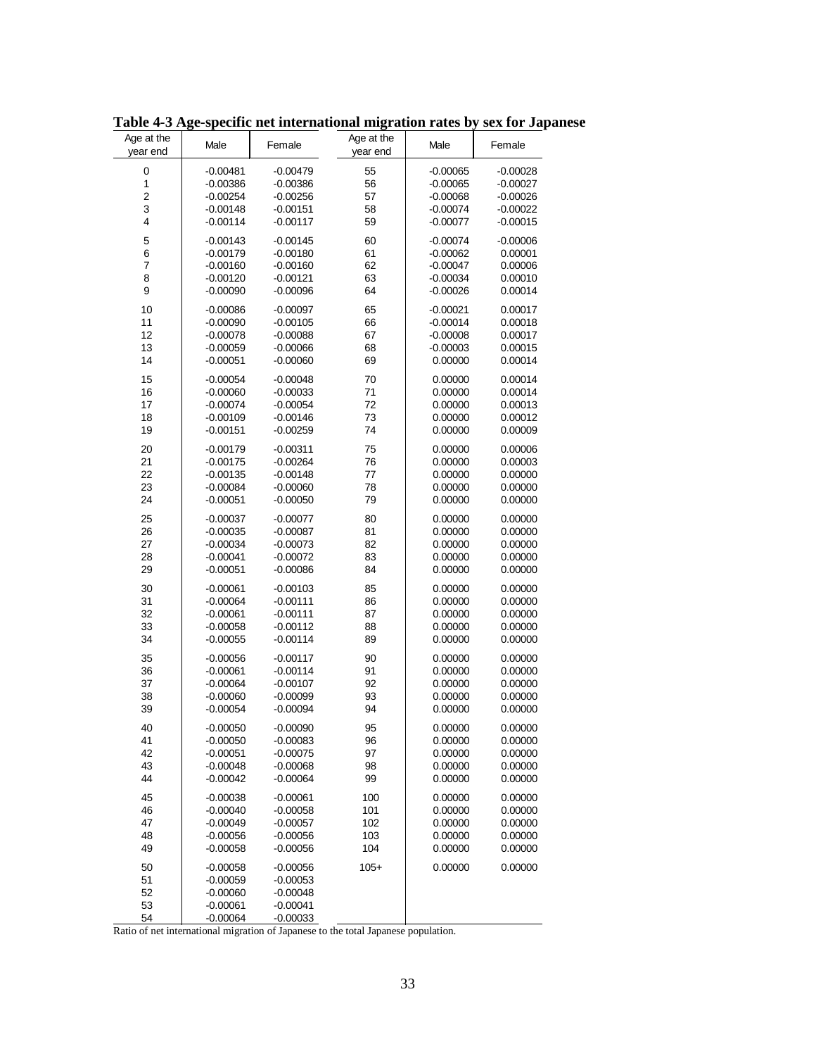**Table 4-3 Age-specific net international migration rates by sex for Japanese**

| Age at the year end | Male | Female | Age at the year end | Male | Female |
|---|---|---|---|---|---|
| 0 | -0.00481 | -0.00479 | 55 | -0.00065 | -0.00028 |
| 1 | -0.00386 | -0.00386 | 56 | -0.00065 | -0.00027 |
| 2 | -0.00254 | -0.00256 | 57 | -0.00068 | -0.00026 |
| 3 | -0.00148 | -0.00151 | 58 | -0.00074 | -0.00022 |
| 4 | -0.00114 | -0.00117 | 59 | -0.00077 | -0.00015 |
| 5 | -0.00143 | -0.00145 | 60 | -0.00074 | -0.00006 |
| 6 | -0.00179 | -0.00180 | 61 | -0.00062 | 0.00001 |
| 7 | -0.00160 | -0.00160 | 62 | -0.00047 | 0.00006 |
| 8 | -0.00120 | -0.00121 | 63 | -0.00034 | 0.00010 |
| 9 | -0.00090 | -0.00096 | 64 | -0.00026 | 0.00014 |
| 10 | -0.00086 | -0.00097 | 65 | -0.00021 | 0.00017 |
| 11 | -0.00090 | -0.00105 | 66 | -0.00014 | 0.00018 |
| 12 | -0.00078 | -0.00088 | 67 | -0.00008 | 0.00017 |
| 13 | -0.00059 | -0.00066 | 68 | -0.00003 | 0.00015 |
| 14 | -0.00051 | -0.00060 | 69 | 0.00000 | 0.00014 |
| 15 | -0.00054 | -0.00048 | 70 | 0.00000 | 0.00014 |
| 16 | -0.00060 | -0.00033 | 71 | 0.00000 | 0.00014 |
| 17 | -0.00074 | -0.00054 | 72 | 0.00000 | 0.00013 |
| 18 | -0.00109 | -0.00146 | 73 | 0.00000 | 0.00012 |
| 19 | -0.00151 | -0.00259 | 74 | 0.00000 | 0.00009 |
| 20 | -0.00179 | -0.00311 | 75 | 0.00000 | 0.00006 |
| 21 | -0.00175 | -0.00264 | 76 | 0.00000 | 0.00003 |
| 22 | -0.00135 | -0.00148 | 77 | 0.00000 | 0.00000 |
| 23 | -0.00084 | -0.00060 | 78 | 0.00000 | 0.00000 |
| 24 | -0.00051 | -0.00050 | 79 | 0.00000 | 0.00000 |
| 25 | -0.00037 | -0.00077 | 80 | 0.00000 | 0.00000 |
| 26 | -0.00035 | -0.00087 | 81 | 0.00000 | 0.00000 |
| 27 | -0.00034 | -0.00073 | 82 | 0.00000 | 0.00000 |
| 28 | -0.00041 | -0.00072 | 83 | 0.00000 | 0.00000 |
| 29 | -0.00051 | -0.00086 | 84 | 0.00000 | 0.00000 |
| 30 | -0.00061 | -0.00103 | 85 | 0.00000 | 0.00000 |
| 31 | -0.00064 | -0.00111 | 86 | 0.00000 | 0.00000 |
| 32 | -0.00061 | -0.00111 | 87 | 0.00000 | 0.00000 |
| 33 | -0.00058 | -0.00112 | 88 | 0.00000 | 0.00000 |
| 34 | -0.00055 | -0.00114 | 89 | 0.00000 | 0.00000 |
| 35 | -0.00056 | -0.00117 | 90 | 0.00000 | 0.00000 |
| 36 | -0.00061 | -0.00114 | 91 | 0.00000 | 0.00000 |
| 37 | -0.00064 | -0.00107 | 92 | 0.00000 | 0.00000 |
| 38 | -0.00060 | -0.00099 | 93 | 0.00000 | 0.00000 |
| 39 | -0.00054 | -0.00094 | 94 | 0.00000 | 0.00000 |
| 40 | -0.00050 | -0.00090 | 95 | 0.00000 | 0.00000 |
| 41 | -0.00050 | -0.00083 | 96 | 0.00000 | 0.00000 |
| 42 | -0.00051 | -0.00075 | 97 | 0.00000 | 0.00000 |
| 43 | -0.00048 | -0.00068 | 98 | 0.00000 | 0.00000 |
| 44 | -0.00042 | -0.00064 | 99 | 0.00000 | 0.00000 |
| 45 | -0.00038 | -0.00061 | 100 | 0.00000 | 0.00000 |
| 46 | -0.00040 | -0.00058 | 101 | 0.00000 | 0.00000 |
| 47 | -0.00049 | -0.00057 | 102 | 0.00000 | 0.00000 |
| 48 | -0.00056 | -0.00056 | 103 | 0.00000 | 0.00000 |
| 49 | -0.00058 | -0.00056 | 104 | 0.00000 | 0.00000 |
| 50 | -0.00058 | -0.00056 | 105+ | 0.00000 | 0.00000 |
| 51 | -0.00059 | -0.00053 | | | |
| 52 | -0.00060 | -0.00048 | | | |
| 53 | -0.00061 | -0.00041 | | | |
| 54 | -0.00064 | -0.00033 | | | |

Ratio of net international migration of Japanese to the total Japanese population.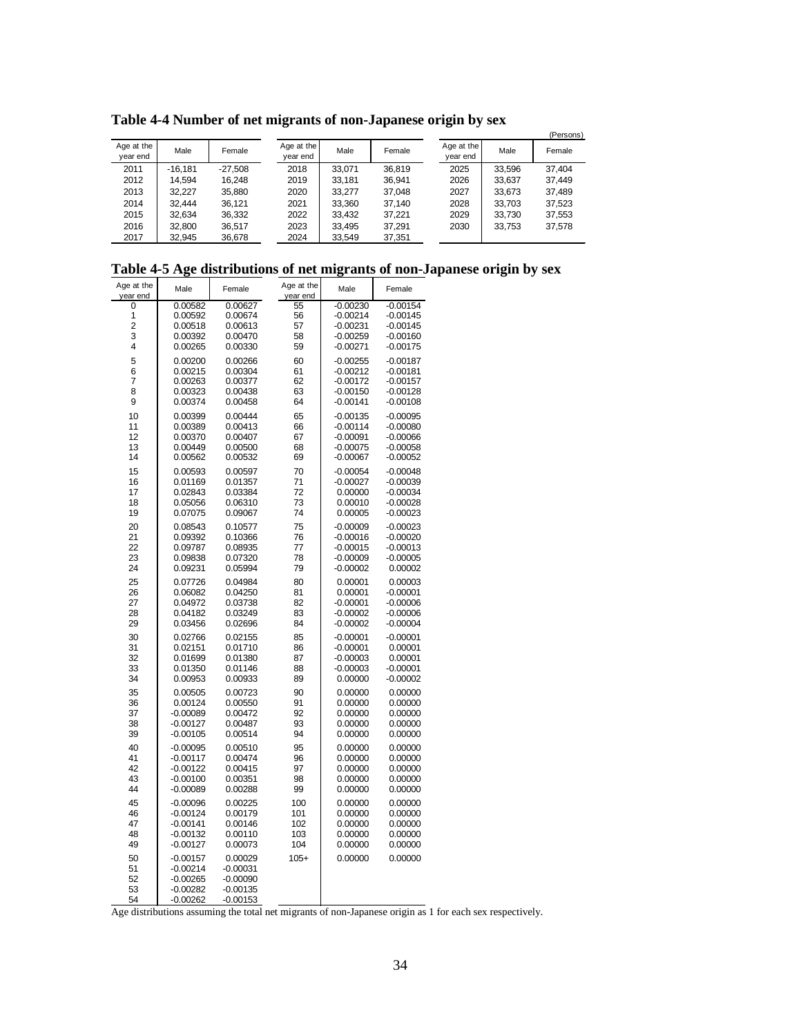**Table 4-4 Number of net migrants of non-Japanese origin by sex**

(Persons)

| Age at the year end | Male | Female | Age at the year end | Male | Female | Age at the year end | Male | Female |
|---|---|---|---|---|---|---|---|---|
| 2011 | -16,181 | -27,508 | 2018 | 33,071 | 36,819 | 2025 | 33,596 | 37,404 |
| 2012 | 14,594 | 16,248 | 2019 | 33,181 | 36,941 | 2026 | 33,637 | 37,449 |
| 2013 | 32,227 | 35,880 | 2020 | 33,277 | 37,048 | 2027 | 33,673 | 37,489 |
| 2014 | 32,444 | 36,121 | 2021 | 33,360 | 37,140 | 2028 | 33,703 | 37,523 |
| 2015 | 32,634 | 36,332 | 2022 | 33,432 | 37,221 | 2029 | 33,730 | 37,553 |
| 2016 | 32,800 | 36,517 | 2023 | 33,495 | 37,291 | 2030 | 33,753 | 37,578 |
| 2017 | 32,945 | 36,678 | 2024 | 33,549 | 37,351 | | | |

**Table 4-5 Age distributions of net migrants of non-Japanese origin by sex**

| Age at the year end | Male | Female | Age at the year end | Male | Female |
|---|---|---|---|---|---|
| 0 | 0.00582 | 0.00627 | 55 | -0.00230 | -0.00154 |
| 1 | 0.00592 | 0.00674 | 56 | -0.00214 | -0.00145 |
| 2 | 0.00518 | 0.00613 | 57 | -0.00231 | -0.00145 |
| 3 | 0.00392 | 0.00470 | 58 | -0.00259 | -0.00160 |
| 4 | 0.00265 | 0.00330 | 59 | -0.00271 | -0.00175 |
| 5 | 0.00200 | 0.00266 | 60 | -0.00255 | -0.00187 |
| 6 | 0.00215 | 0.00304 | 61 | -0.00212 | -0.00181 |
| 7 | 0.00263 | 0.00377 | 62 | -0.00172 | -0.00157 |
| 8 | 0.00323 | 0.00438 | 63 | -0.00150 | -0.00128 |
| 9 | 0.00374 | 0.00458 | 64 | -0.00141 | -0.00108 |
| 10 | 0.00399 | 0.00444 | 65 | -0.00135 | -0.00095 |
| 11 | 0.00389 | 0.00413 | 66 | -0.00114 | -0.00080 |
| 12 | 0.00370 | 0.00407 | 67 | -0.00091 | -0.00066 |
| 13 | 0.00449 | 0.00500 | 68 | -0.00075 | -0.00058 |
| 14 | 0.00562 | 0.00532 | 69 | -0.00067 | -0.00052 |
| 15 | 0.00593 | 0.00597 | 70 | -0.00054 | -0.00048 |
| 16 | 0.01169 | 0.01357 | 71 | -0.00027 | -0.00039 |
| 17 | 0.02843 | 0.03384 | 72 | 0.00000 | -0.00034 |
| 18 | 0.05056 | 0.06310 | 73 | 0.00010 | -0.00028 |
| 19 | 0.07075 | 0.09067 | 74 | 0.00005 | -0.00023 |
| 20 | 0.08543 | 0.10577 | 75 | -0.00009 | -0.00023 |
| 21 | 0.09392 | 0.10366 | 76 | -0.00016 | -0.00020 |
| 22 | 0.09787 | 0.08935 | 77 | -0.00015 | -0.00013 |
| 23 | 0.09838 | 0.07320 | 78 | -0.00009 | -0.00005 |
| 24 | 0.09231 | 0.05994 | 79 | -0.00002 | 0.00002 |
| 25 | 0.07726 | 0.04984 | 80 | 0.00001 | 0.00003 |
| 26 | 0.06082 | 0.04250 | 81 | 0.00001 | -0.00001 |
| 27 | 0.04972 | 0.03738 | 82 | -0.00001 | -0.00006 |
| 28 | 0.04182 | 0.03249 | 83 | -0.00002 | -0.00006 |
| 29 | 0.03456 | 0.02696 | 84 | -0.00002 | -0.00004 |
| 30 | 0.02766 | 0.02155 | 85 | -0.00001 | -0.00001 |
| 31 | 0.02151 | 0.01710 | 86 | -0.00001 | 0.00001 |
| 32 | 0.01699 | 0.01380 | 87 | -0.00003 | 0.00001 |
| 33 | 0.01350 | 0.01146 | 88 | -0.00003 | -0.00001 |
| 34 | 0.00953 | 0.00933 | 89 | 0.00000 | -0.00002 |
| 35 | 0.00505 | 0.00723 | 90 | 0.00000 | 0.00000 |
| 36 | 0.00124 | 0.00550 | 91 | 0.00000 | 0.00000 |
| 37 | -0.00089 | 0.00472 | 92 | 0.00000 | 0.00000 |
| 38 | -0.00127 | 0.00487 | 93 | 0.00000 | 0.00000 |
| 39 | -0.00105 | 0.00514 | 94 | 0.00000 | 0.00000 |
| 40 | -0.00095 | 0.00510 | 95 | 0.00000 | 0.00000 |
| 41 | -0.00117 | 0.00474 | 96 | 0.00000 | 0.00000 |
| 42 | -0.00122 | 0.00415 | 97 | 0.00000 | 0.00000 |
| 43 | -0.00100 | 0.00351 | 98 | 0.00000 | 0.00000 |
| 44 | -0.00089 | 0.00288 | 99 | 0.00000 | 0.00000 |
| 45 | -0.00096 | 0.00225 | 100 | 0.00000 | 0.00000 |
| 46 | -0.00124 | 0.00179 | 101 | 0.00000 | 0.00000 |
| 47 | -0.00141 | 0.00146 | 102 | 0.00000 | 0.00000 |
| 48 | -0.00132 | 0.00110 | 103 | 0.00000 | 0.00000 |
| 49 | -0.00127 | 0.00073 | 104 | 0.00000 | 0.00000 |
| 50 | -0.00157 | 0.00029 | 105+ | 0.00000 | 0.00000 |
| 51 | -0.00214 | -0.00031 | | | |
| 52 | -0.00265 | -0.00090 | | | |
| 53 | -0.00282 | -0.00135 | | | |
| 54 | -0.00262 | -0.00153 | | | |

Age distributions assuming the total net migrants of non-Japanese origin as 1 for each sex respectively.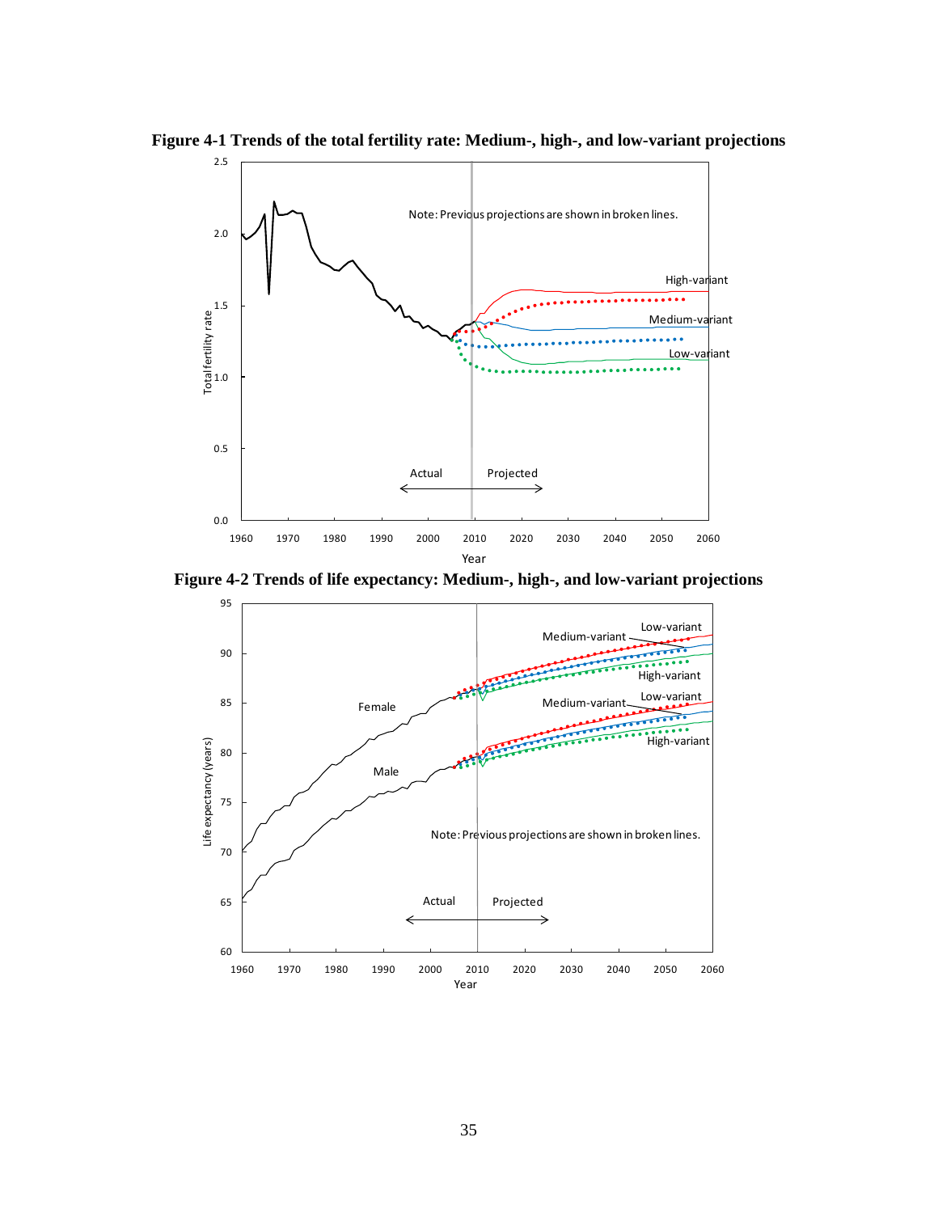**Figure 4-1 Trends of the total fertility rate: Medium-, high-, and low-variant projections**

**Figure 4-2 Trends of life expectancy: Medium-, high-, and low-variant projections**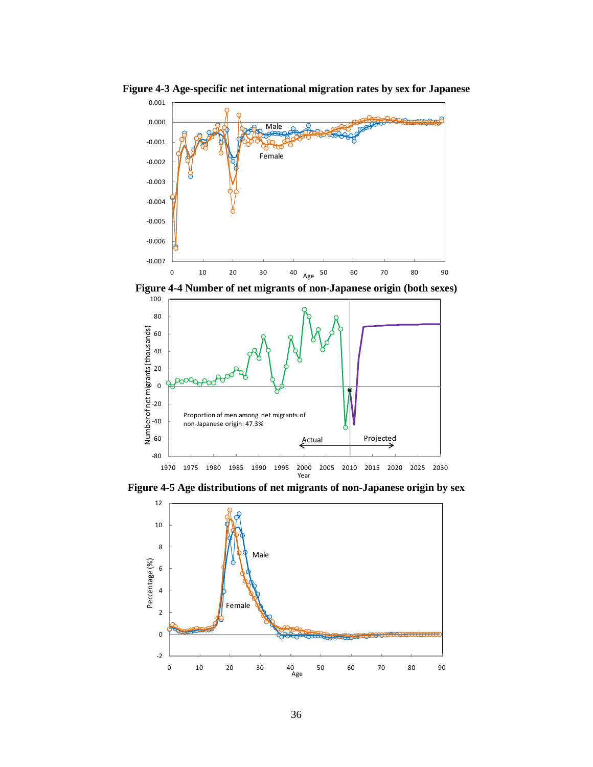**Figure 4-3 Age-specific net international migration rates by sex for Japanese**

**Figure 4-4 Number of net migrants of non-Japanese origin (both sexes)**

**Figure 4-5 Age distributions of net migrants of non-Japanese origin by sex**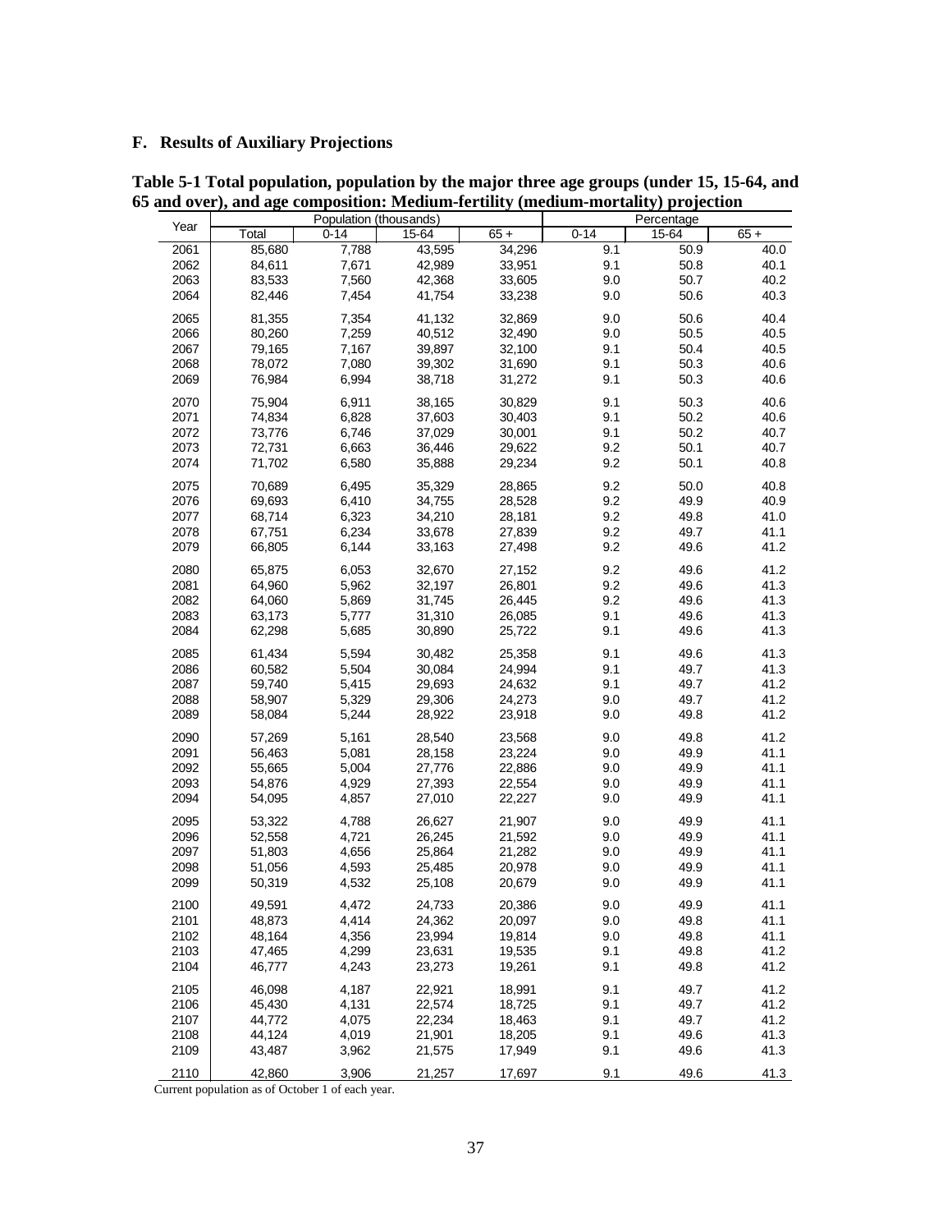## F. Results of Auxiliary Projections

**Table 5-1 Total population, population by the major three age groups (under 15, 15-64, and 65 and over), and age composition: Medium-fertility (medium-mortality) projection**

| Year | Population (thousands) | | | | Percentage | | |
|---|---|---|---|---|---|---|---|
| | Total | 0-14 | 15-64 | 65 + | 0-14 | 15-64 | 65 + |
| 2061 | 85,680 | 7,788 | 43,595 | 34,296 | 9.1 | 50.9 | 40.0 |
| 2062 | 84,611 | 7,671 | 42,989 | 33,951 | 9.1 | 50.8 | 40.1 |
| 2063 | 83,533 | 7,560 | 42,368 | 33,605 | 9.0 | 50.7 | 40.2 |
| 2064 | 82,446 | 7,454 | 41,754 | 33,238 | 9.0 | 50.6 | 40.3 |
| 2065 | 81,355 | 7,354 | 41,132 | 32,869 | 9.0 | 50.6 | 40.4 |
| 2066 | 80,260 | 7,259 | 40,512 | 32,490 | 9.0 | 50.5 | 40.5 |
| 2067 | 79,165 | 7,167 | 39,897 | 32,100 | 9.1 | 50.4 | 40.5 |
| 2068 | 78,072 | 7,080 | 39,302 | 31,690 | 9.1 | 50.3 | 40.6 |
| 2069 | 76,984 | 6,994 | 38,718 | 31,272 | 9.1 | 50.3 | 40.6 |
| 2070 | 75,904 | 6,911 | 38,165 | 30,829 | 9.1 | 50.3 | 40.6 |
| 2071 | 74,834 | 6,828 | 37,603 | 30,403 | 9.1 | 50.2 | 40.6 |
| 2072 | 73,776 | 6,746 | 37,029 | 30,001 | 9.1 | 50.2 | 40.7 |
| 2073 | 72,731 | 6,663 | 36,446 | 29,622 | 9.2 | 50.1 | 40.7 |
| 2074 | 71,702 | 6,580 | 35,888 | 29,234 | 9.2 | 50.1 | 40.8 |
| 2075 | 70,689 | 6,495 | 35,329 | 28,865 | 9.2 | 50.0 | 40.8 |
| 2076 | 69,693 | 6,410 | 34,755 | 28,528 | 9.2 | 49.9 | 40.9 |
| 2077 | 68,714 | 6,323 | 34,210 | 28,181 | 9.2 | 49.8 | 41.0 |
| 2078 | 67,751 | 6,234 | 33,678 | 27,839 | 9.2 | 49.7 | 41.1 |
| 2079 | 66,805 | 6,144 | 33,163 | 27,498 | 9.2 | 49.6 | 41.2 |
| 2080 | 65,875 | 6,053 | 32,670 | 27,152 | 9.2 | 49.6 | 41.2 |
| 2081 | 64,960 | 5,962 | 32,197 | 26,801 | 9.2 | 49.6 | 41.3 |
| 2082 | 64,060 | 5,869 | 31,745 | 26,445 | 9.2 | 49.6 | 41.3 |
| 2083 | 63,173 | 5,777 | 31,310 | 26,085 | 9.1 | 49.6 | 41.3 |
| 2084 | 62,298 | 5,685 | 30,890 | 25,722 | 9.1 | 49.6 | 41.3 |
| 2085 | 61,434 | 5,594 | 30,482 | 25,358 | 9.1 | 49.6 | 41.3 |
| 2086 | 60,582 | 5,504 | 30,084 | 24,994 | 9.1 | 49.7 | 41.3 |
| 2087 | 59,740 | 5,415 | 29,693 | 24,632 | 9.1 | 49.7 | 41.2 |
| 2088 | 58,907 | 5,329 | 29,306 | 24,273 | 9.0 | 49.7 | 41.2 |
| 2089 | 58,084 | 5,244 | 28,922 | 23,918 | 9.0 | 49.8 | 41.2 |
| 2090 | 57,269 | 5,161 | 28,540 | 23,568 | 9.0 | 49.8 | 41.2 |
| 2091 | 56,463 | 5,081 | 28,158 | 23,224 | 9.0 | 49.9 | 41.1 |
| 2092 | 55,665 | 5,004 | 27,776 | 22,886 | 9.0 | 49.9 | 41.1 |
| 2093 | 54,876 | 4,929 | 27,393 | 22,554 | 9.0 | 49.9 | 41.1 |
| 2094 | 54,095 | 4,857 | 27,010 | 22,227 | 9.0 | 49.9 | 41.1 |
| 2095 | 53,322 | 4,788 | 26,627 | 21,907 | 9.0 | 49.9 | 41.1 |
| 2096 | 52,558 | 4,721 | 26,245 | 21,592 | 9.0 | 49.9 | 41.1 |
| 2097 | 51,803 | 4,656 | 25,864 | 21,282 | 9.0 | 49.9 | 41.1 |
| 2098 | 51,056 | 4,593 | 25,485 | 20,978 | 9.0 | 49.9 | 41.1 |
| 2099 | 50,319 | 4,532 | 25,108 | 20,679 | 9.0 | 49.9 | 41.1 |
| 2100 | 49,591 | 4,472 | 24,733 | 20,386 | 9.0 | 49.9 | 41.1 |
| 2101 | 48,873 | 4,414 | 24,362 | 20,097 | 9.0 | 49.8 | 41.1 |
| 2102 | 48,164 | 4,356 | 23,994 | 19,814 | 9.0 | 49.8 | 41.1 |
| 2103 | 47,465 | 4,299 | 23,631 | 19,535 | 9.1 | 49.8 | 41.2 |
| 2104 | 46,777 | 4,243 | 23,273 | 19,261 | 9.1 | 49.8 | 41.2 |
| 2105 | 46,098 | 4,187 | 22,921 | 18,991 | 9.1 | 49.7 | 41.2 |
| 2106 | 45,430 | 4,131 | 22,574 | 18,725 | 9.1 | 49.7 | 41.2 |
| 2107 | 44,772 | 4,075 | 22,234 | 18,463 | 9.1 | 49.7 | 41.2 |
| 2108 | 44,124 | 4,019 | 21,901 | 18,205 | 9.1 | 49.6 | 41.3 |
| 2109 | 43,487 | 3,962 | 21,575 | 17,949 | 9.1 | 49.6 | 41.3 |
| 2110 | 42,860 | 3,906 | 21,257 | 17,697 | 9.1 | 49.6 | 41.3 |

Current population as of October 1 of each year.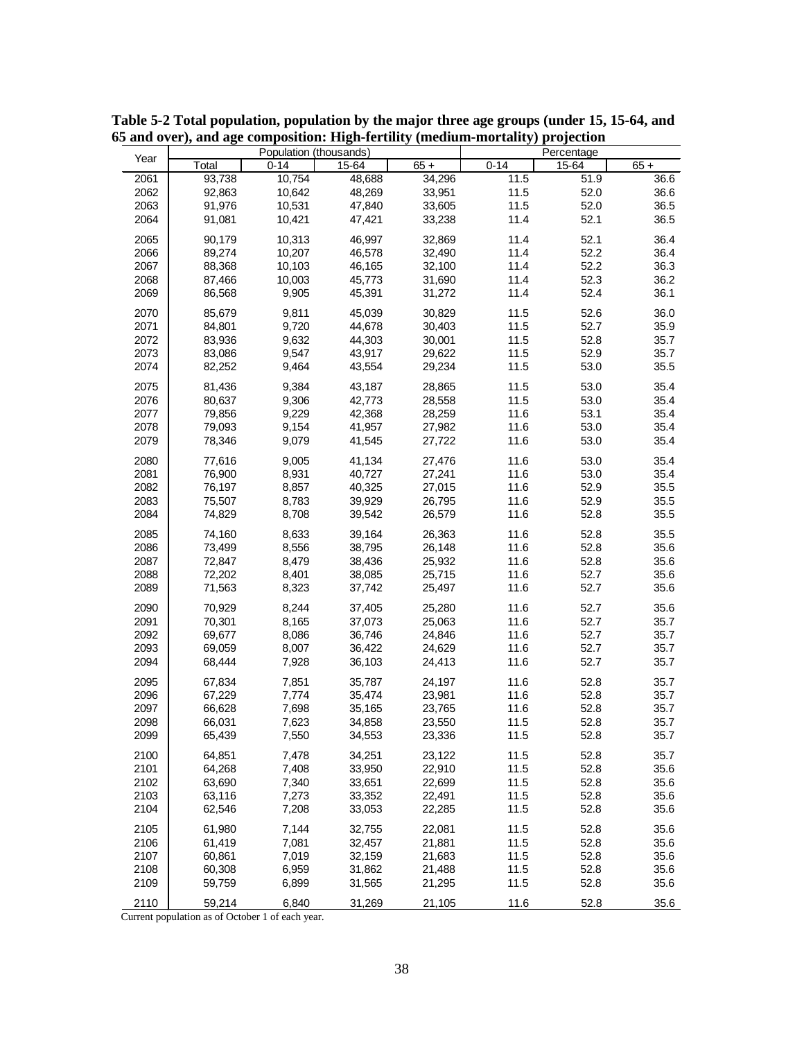**Table 5-2 Total population, population by the major three age groups (under 15, 15-64, and 65 and over), and age composition: High-fertility (medium-mortality) projection**

| Year | Population (thousands) | | | | Percentage | | |
|---|---|---|---|---|---|---|---|
| | Total | 0-14 | 15-64 | 65 + | 0-14 | 15-64 | 65 + |
| 2061 | 93,738 | 10,754 | 48,688 | 34,296 | 11.5 | 51.9 | 36.6 |
| 2062 | 92,863 | 10,642 | 48,269 | 33,951 | 11.5 | 52.0 | 36.6 |
| 2063 | 91,976 | 10,531 | 47,840 | 33,605 | 11.5 | 52.0 | 36.5 |
| 2064 | 91,081 | 10,421 | 47,421 | 33,238 | 11.4 | 52.1 | 36.5 |
| 2065 | 90,179 | 10,313 | 46,997 | 32,869 | 11.4 | 52.1 | 36.4 |
| 2066 | 89,274 | 10,207 | 46,578 | 32,490 | 11.4 | 52.2 | 36.4 |
| 2067 | 88,368 | 10,103 | 46,165 | 32,100 | 11.4 | 52.2 | 36.3 |
| 2068 | 87,466 | 10,003 | 45,773 | 31,690 | 11.4 | 52.3 | 36.2 |
| 2069 | 86,568 | 9,905 | 45,391 | 31,272 | 11.4 | 52.4 | 36.1 |
| 2070 | 85,679 | 9,811 | 45,039 | 30,829 | 11.5 | 52.6 | 36.0 |
| 2071 | 84,801 | 9,720 | 44,678 | 30,403 | 11.5 | 52.7 | 35.9 |
| 2072 | 83,936 | 9,632 | 44,303 | 30,001 | 11.5 | 52.8 | 35.7 |
| 2073 | 83,086 | 9,547 | 43,917 | 29,622 | 11.5 | 52.9 | 35.7 |
| 2074 | 82,252 | 9,464 | 43,554 | 29,234 | 11.5 | 53.0 | 35.5 |
| 2075 | 81,436 | 9,384 | 43,187 | 28,865 | 11.5 | 53.0 | 35.4 |
| 2076 | 80,637 | 9,306 | 42,773 | 28,558 | 11.5 | 53.0 | 35.4 |
| 2077 | 79,856 | 9,229 | 42,368 | 28,259 | 11.6 | 53.1 | 35.4 |
| 2078 | 79,093 | 9,154 | 41,957 | 27,982 | 11.6 | 53.0 | 35.4 |
| 2079 | 78,346 | 9,079 | 41,545 | 27,722 | 11.6 | 53.0 | 35.4 |
| 2080 | 77,616 | 9,005 | 41,134 | 27,476 | 11.6 | 53.0 | 35.4 |
| 2081 | 76,900 | 8,931 | 40,727 | 27,241 | 11.6 | 53.0 | 35.4 |
| 2082 | 76,197 | 8,857 | 40,325 | 27,015 | 11.6 | 52.9 | 35.5 |
| 2083 | 75,507 | 8,783 | 39,929 | 26,795 | 11.6 | 52.9 | 35.5 |
| 2084 | 74,829 | 8,708 | 39,542 | 26,579 | 11.6 | 52.8 | 35.5 |
| 2085 | 74,160 | 8,633 | 39,164 | 26,363 | 11.6 | 52.8 | 35.5 |
| 2086 | 73,499 | 8,556 | 38,795 | 26,148 | 11.6 | 52.8 | 35.6 |
| 2087 | 72,847 | 8,479 | 38,436 | 25,932 | 11.6 | 52.8 | 35.6 |
| 2088 | 72,202 | 8,401 | 38,085 | 25,715 | 11.6 | 52.7 | 35.6 |
| 2089 | 71,563 | 8,323 | 37,742 | 25,497 | 11.6 | 52.7 | 35.6 |
| 2090 | 70,929 | 8,244 | 37,405 | 25,280 | 11.6 | 52.7 | 35.6 |
| 2091 | 70,301 | 8,165 | 37,073 | 25,063 | 11.6 | 52.7 | 35.7 |
| 2092 | 69,677 | 8,086 | 36,746 | 24,846 | 11.6 | 52.7 | 35.7 |
| 2093 | 69,059 | 8,007 | 36,422 | 24,629 | 11.6 | 52.7 | 35.7 |
| 2094 | 68,444 | 7,928 | 36,103 | 24,413 | 11.6 | 52.7 | 35.7 |
| 2095 | 67,834 | 7,851 | 35,787 | 24,197 | 11.6 | 52.8 | 35.7 |
| 2096 | 67,229 | 7,774 | 35,474 | 23,981 | 11.6 | 52.8 | 35.7 |
| 2097 | 66,628 | 7,698 | 35,165 | 23,765 | 11.6 | 52.8 | 35.7 |
| 2098 | 66,031 | 7,623 | 34,858 | 23,550 | 11.5 | 52.8 | 35.7 |
| 2099 | 65,439 | 7,550 | 34,553 | 23,336 | 11.5 | 52.8 | 35.7 |
| 2100 | 64,851 | 7,478 | 34,251 | 23,122 | 11.5 | 52.8 | 35.7 |
| 2101 | 64,268 | 7,408 | 33,950 | 22,910 | 11.5 | 52.8 | 35.6 |
| 2102 | 63,690 | 7,340 | 33,651 | 22,699 | 11.5 | 52.8 | 35.6 |
| 2103 | 63,116 | 7,273 | 33,352 | 22,491 | 11.5 | 52.8 | 35.6 |
| 2104 | 62,546 | 7,208 | 33,053 | 22,285 | 11.5 | 52.8 | 35.6 |
| 2105 | 61,980 | 7,144 | 32,755 | 22,081 | 11.5 | 52.8 | 35.6 |
| 2106 | 61,419 | 7,081 | 32,457 | 21,881 | 11.5 | 52.8 | 35.6 |
| 2107 | 60,861 | 7,019 | 32,159 | 21,683 | 11.5 | 52.8 | 35.6 |
| 2108 | 60,308 | 6,959 | 31,862 | 21,488 | 11.5 | 52.8 | 35.6 |
| 2109 | 59,759 | 6,899 | 31,565 | 21,295 | 11.5 | 52.8 | 35.6 |
| 2110 | 59,214 | 6,840 | 31,269 | 21,105 | 11.6 | 52.8 | 35.6 |

Current population as of October 1 of each year.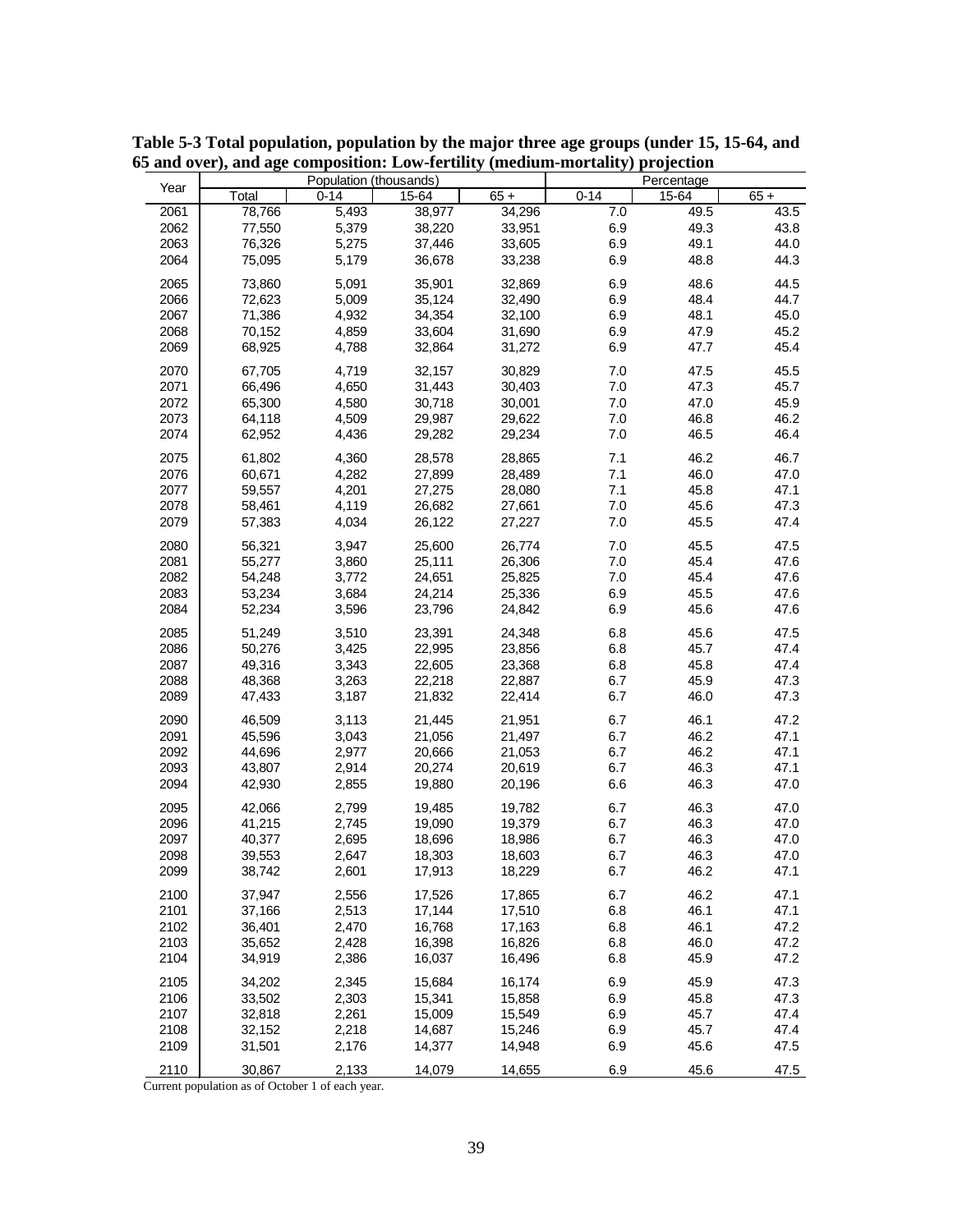**Table 5-3 Total population, population by the major three age groups (under 15, 15-64, and 65 and over), and age composition: Low-fertility (medium-mortality) projection**

| Year | Population (thousands) | | | | Percentage | | |
|---|---|---|---|---|---|---|---|
| | Total | 0-14 | 15-64 | 65 + | 0-14 | 15-64 | 65 + |
| 2061 | 78,766 | 5,493 | 38,977 | 34,296 | 7.0 | 49.5 | 43.5 |
| 2062 | 77,550 | 5,379 | 38,220 | 33,951 | 6.9 | 49.3 | 43.8 |
| 2063 | 76,326 | 5,275 | 37,446 | 33,605 | 6.9 | 49.1 | 44.0 |
| 2064 | 75,095 | 5,179 | 36,678 | 33,238 | 6.9 | 48.8 | 44.3 |
| 2065 | 73,860 | 5,091 | 35,901 | 32,869 | 6.9 | 48.6 | 44.5 |
| 2066 | 72,623 | 5,009 | 35,124 | 32,490 | 6.9 | 48.4 | 44.7 |
| 2067 | 71,386 | 4,932 | 34,354 | 32,100 | 6.9 | 48.1 | 45.0 |
| 2068 | 70,152 | 4,859 | 33,604 | 31,690 | 6.9 | 47.9 | 45.2 |
| 2069 | 68,925 | 4,788 | 32,864 | 31,272 | 6.9 | 47.7 | 45.4 |
| 2070 | 67,705 | 4,719 | 32,157 | 30,829 | 7.0 | 47.5 | 45.5 |
| 2071 | 66,496 | 4,650 | 31,443 | 30,403 | 7.0 | 47.3 | 45.7 |
| 2072 | 65,300 | 4,580 | 30,718 | 30,001 | 7.0 | 47.0 | 45.9 |
| 2073 | 64,118 | 4,509 | 29,987 | 29,622 | 7.0 | 46.8 | 46.2 |
| 2074 | 62,952 | 4,436 | 29,282 | 29,234 | 7.0 | 46.5 | 46.4 |
| 2075 | 61,802 | 4,360 | 28,578 | 28,865 | 7.1 | 46.2 | 46.7 |
| 2076 | 60,671 | 4,282 | 27,899 | 28,489 | 7.1 | 46.0 | 47.0 |
| 2077 | 59,557 | 4,201 | 27,275 | 28,080 | 7.1 | 45.8 | 47.1 |
| 2078 | 58,461 | 4,119 | 26,682 | 27,661 | 7.0 | 45.6 | 47.3 |
| 2079 | 57,383 | 4,034 | 26,122 | 27,227 | 7.0 | 45.5 | 47.4 |
| 2080 | 56,321 | 3,947 | 25,600 | 26,774 | 7.0 | 45.5 | 47.5 |
| 2081 | 55,277 | 3,860 | 25,111 | 26,306 | 7.0 | 45.4 | 47.6 |
| 2082 | 54,248 | 3,772 | 24,651 | 25,825 | 7.0 | 45.4 | 47.6 |
| 2083 | 53,234 | 3,684 | 24,214 | 25,336 | 6.9 | 45.5 | 47.6 |
| 2084 | 52,234 | 3,596 | 23,796 | 24,842 | 6.9 | 45.6 | 47.6 |
| 2085 | 51,249 | 3,510 | 23,391 | 24,348 | 6.8 | 45.6 | 47.5 |
| 2086 | 50,276 | 3,425 | 22,995 | 23,856 | 6.8 | 45.7 | 47.4 |
| 2087 | 49,316 | 3,343 | 22,605 | 23,368 | 6.8 | 45.8 | 47.4 |
| 2088 | 48,368 | 3,263 | 22,218 | 22,887 | 6.7 | 45.9 | 47.3 |
| 2089 | 47,433 | 3,187 | 21,832 | 22,414 | 6.7 | 46.0 | 47.3 |
| 2090 | 46,509 | 3,113 | 21,445 | 21,951 | 6.7 | 46.1 | 47.2 |
| 2091 | 45,596 | 3,043 | 21,056 | 21,497 | 6.7 | 46.2 | 47.1 |
| 2092 | 44,696 | 2,977 | 20,666 | 21,053 | 6.7 | 46.2 | 47.1 |
| 2093 | 43,807 | 2,914 | 20,274 | 20,619 | 6.7 | 46.3 | 47.1 |
| 2094 | 42,930 | 2,855 | 19,880 | 20,196 | 6.6 | 46.3 | 47.0 |
| 2095 | 42,066 | 2,799 | 19,485 | 19,782 | 6.7 | 46.3 | 47.0 |
| 2096 | 41,215 | 2,745 | 19,090 | 19,379 | 6.7 | 46.3 | 47.0 |
| 2097 | 40,377 | 2,695 | 18,696 | 18,986 | 6.7 | 46.3 | 47.0 |
| 2098 | 39,553 | 2,647 | 18,303 | 18,603 | 6.7 | 46.3 | 47.0 |
| 2099 | 38,742 | 2,601 | 17,913 | 18,229 | 6.7 | 46.2 | 47.1 |
| 2100 | 37,947 | 2,556 | 17,526 | 17,865 | 6.7 | 46.2 | 47.1 |
| 2101 | 37,166 | 2,513 | 17,144 | 17,510 | 6.8 | 46.1 | 47.1 |
| 2102 | 36,401 | 2,470 | 16,768 | 17,163 | 6.8 | 46.1 | 47.2 |
| 2103 | 35,652 | 2,428 | 16,398 | 16,826 | 6.8 | 46.0 | 47.2 |
| 2104 | 34,919 | 2,386 | 16,037 | 16,496 | 6.8 | 45.9 | 47.2 |
| 2105 | 34,202 | 2,345 | 15,684 | 16,174 | 6.9 | 45.9 | 47.3 |
| 2106 | 33,502 | 2,303 | 15,341 | 15,858 | 6.9 | 45.8 | 47.3 |
| 2107 | 32,818 | 2,261 | 15,009 | 15,549 | 6.9 | 45.7 | 47.4 |
| 2108 | 32,152 | 2,218 | 14,687 | 15,246 | 6.9 | 45.7 | 47.4 |
| 2109 | 31,501 | 2,176 | 14,377 | 14,948 | 6.9 | 45.6 | 47.5 |
| 2110 | 30,867 | 2,133 | 14,079 | 14,655 | 6.9 | 45.6 | 47.5 |

Current population as of October 1 of each year.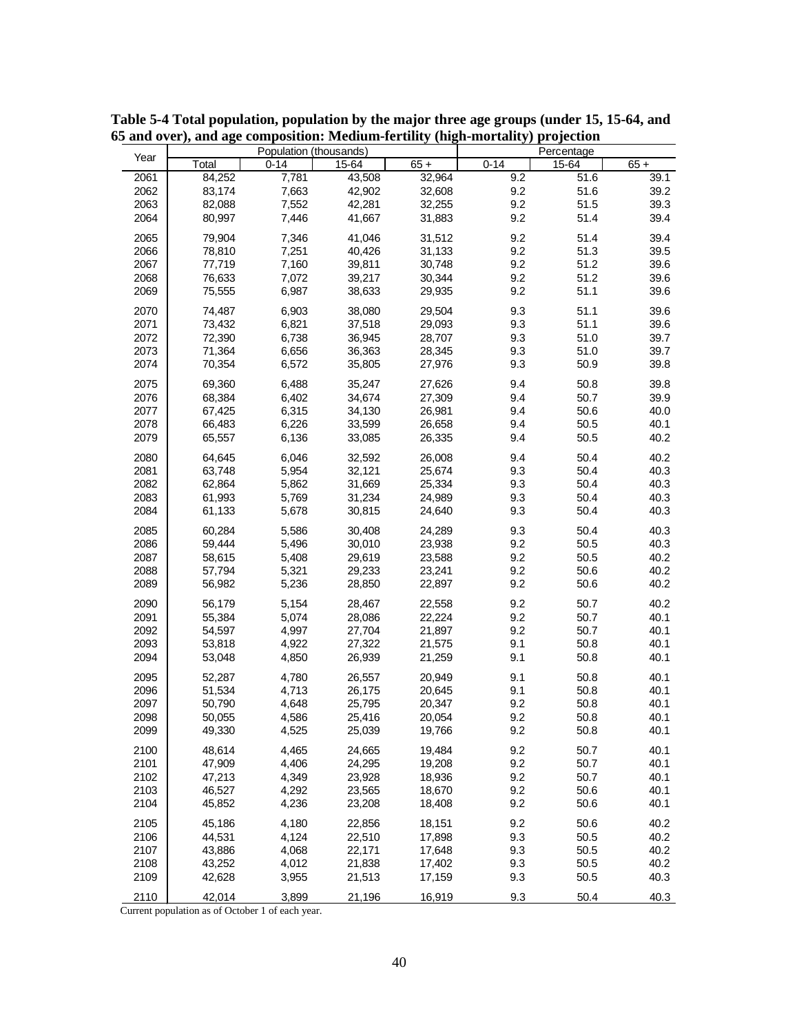**Table 5-4 Total population, population by the major three age groups (under 15, 15-64, and 65 and over), and age composition: Medium-fertility (high-mortality) projection**

| Year | Population (thousands) | | | | Percentage | | |
|---|---|---|---|---|---|---|---|
| | Total | 0-14 | 15-64 | 65 + | 0-14 | 15-64 | 65 + |
| 2061 | 84,252 | 7,781 | 43,508 | 32,964 | 9.2 | 51.6 | 39.1 |
| 2062 | 83,174 | 7,663 | 42,902 | 32,608 | 9.2 | 51.6 | 39.2 |
| 2063 | 82,088 | 7,552 | 42,281 | 32,255 | 9.2 | 51.5 | 39.3 |
| 2064 | 80,997 | 7,446 | 41,667 | 31,883 | 9.2 | 51.4 | 39.4 |
| 2065 | 79,904 | 7,346 | 41,046 | 31,512 | 9.2 | 51.4 | 39.4 |
| 2066 | 78,810 | 7,251 | 40,426 | 31,133 | 9.2 | 51.3 | 39.5 |
| 2067 | 77,719 | 7,160 | 39,811 | 30,748 | 9.2 | 51.2 | 39.6 |
| 2068 | 76,633 | 7,072 | 39,217 | 30,344 | 9.2 | 51.2 | 39.6 |
| 2069 | 75,555 | 6,987 | 38,633 | 29,935 | 9.2 | 51.1 | 39.6 |
| 2070 | 74,487 | 6,903 | 38,080 | 29,504 | 9.3 | 51.1 | 39.6 |
| 2071 | 73,432 | 6,821 | 37,518 | 29,093 | 9.3 | 51.1 | 39.6 |
| 2072 | 72,390 | 6,738 | 36,945 | 28,707 | 9.3 | 51.0 | 39.7 |
| 2073 | 71,364 | 6,656 | 36,363 | 28,345 | 9.3 | 51.0 | 39.7 |
| 2074 | 70,354 | 6,572 | 35,805 | 27,976 | 9.3 | 50.9 | 39.8 |
| 2075 | 69,360 | 6,488 | 35,247 | 27,626 | 9.4 | 50.8 | 39.8 |
| 2076 | 68,384 | 6,402 | 34,674 | 27,309 | 9.4 | 50.7 | 39.9 |
| 2077 | 67,425 | 6,315 | 34,130 | 26,981 | 9.4 | 50.6 | 40.0 |
| 2078 | 66,483 | 6,226 | 33,599 | 26,658 | 9.4 | 50.5 | 40.1 |
| 2079 | 65,557 | 6,136 | 33,085 | 26,335 | 9.4 | 50.5 | 40.2 |
| 2080 | 64,645 | 6,046 | 32,592 | 26,008 | 9.4 | 50.4 | 40.2 |
| 2081 | 63,748 | 5,954 | 32,121 | 25,674 | 9.3 | 50.4 | 40.3 |
| 2082 | 62,864 | 5,862 | 31,669 | 25,334 | 9.3 | 50.4 | 40.3 |
| 2083 | 61,993 | 5,769 | 31,234 | 24,989 | 9.3 | 50.4 | 40.3 |
| 2084 | 61,133 | 5,678 | 30,815 | 24,640 | 9.3 | 50.4 | 40.3 |
| 2085 | 60,284 | 5,586 | 30,408 | 24,289 | 9.3 | 50.4 | 40.3 |
| 2086 | 59,444 | 5,496 | 30,010 | 23,938 | 9.2 | 50.5 | 40.3 |
| 2087 | 58,615 | 5,408 | 29,619 | 23,588 | 9.2 | 50.5 | 40.2 |
| 2088 | 57,794 | 5,321 | 29,233 | 23,241 | 9.2 | 50.6 | 40.2 |
| 2089 | 56,982 | 5,236 | 28,850 | 22,897 | 9.2 | 50.6 | 40.2 |
| 2090 | 56,179 | 5,154 | 28,467 | 22,558 | 9.2 | 50.7 | 40.2 |
| 2091 | 55,384 | 5,074 | 28,086 | 22,224 | 9.2 | 50.7 | 40.1 |
| 2092 | 54,597 | 4,997 | 27,704 | 21,897 | 9.2 | 50.7 | 40.1 |
| 2093 | 53,818 | 4,922 | 27,322 | 21,575 | 9.1 | 50.8 | 40.1 |
| 2094 | 53,048 | 4,850 | 26,939 | 21,259 | 9.1 | 50.8 | 40.1 |
| 2095 | 52,287 | 4,780 | 26,557 | 20,949 | 9.1 | 50.8 | 40.1 |
| 2096 | 51,534 | 4,713 | 26,175 | 20,645 | 9.1 | 50.8 | 40.1 |
| 2097 | 50,790 | 4,648 | 25,795 | 20,347 | 9.2 | 50.8 | 40.1 |
| 2098 | 50,055 | 4,586 | 25,416 | 20,054 | 9.2 | 50.8 | 40.1 |
| 2099 | 49,330 | 4,525 | 25,039 | 19,766 | 9.2 | 50.8 | 40.1 |
| 2100 | 48,614 | 4,465 | 24,665 | 19,484 | 9.2 | 50.7 | 40.1 |
| 2101 | 47,909 | 4,406 | 24,295 | 19,208 | 9.2 | 50.7 | 40.1 |
| 2102 | 47,213 | 4,349 | 23,928 | 18,936 | 9.2 | 50.7 | 40.1 |
| 2103 | 46,527 | 4,292 | 23,565 | 18,670 | 9.2 | 50.6 | 40.1 |
| 2104 | 45,852 | 4,236 | 23,208 | 18,408 | 9.2 | 50.6 | 40.1 |
| 2105 | 45,186 | 4,180 | 22,856 | 18,151 | 9.2 | 50.6 | 40.2 |
| 2106 | 44,531 | 4,124 | 22,510 | 17,898 | 9.3 | 50.5 | 40.2 |
| 2107 | 43,886 | 4,068 | 22,171 | 17,648 | 9.3 | 50.5 | 40.2 |
| 2108 | 43,252 | 4,012 | 21,838 | 17,402 | 9.3 | 50.5 | 40.2 |
| 2109 | 42,628 | 3,955 | 21,513 | 17,159 | 9.3 | 50.5 | 40.3 |
| 2110 | 42,014 | 3,899 | 21,196 | 16,919 | 9.3 | 50.4 | 40.3 |

Current population as of October 1 of each year.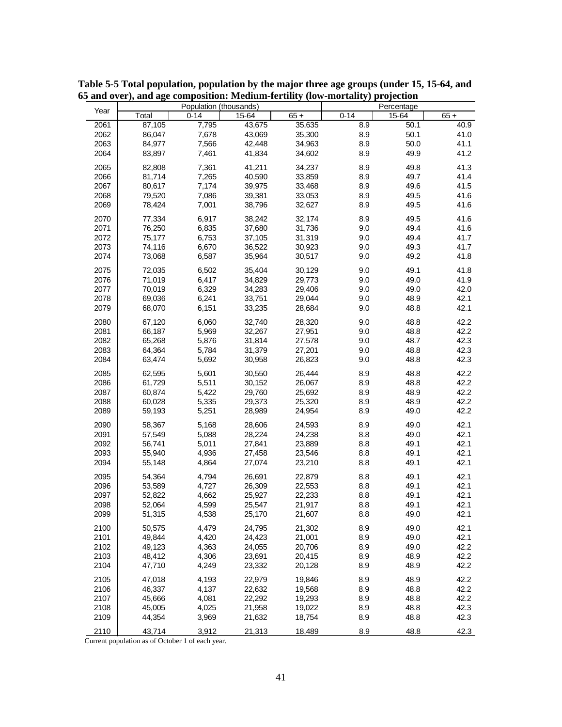**Table 5-5 Total population, population by the major three age groups (under 15, 15-64, and 65 and over), and age composition: Medium-fertility (low-mortality) projection**

| Year | Population (thousands) | | | | Percentage | | |
|---|---|---|---|---|---|---|---|
| | Total | 0-14 | 15-64 | 65 + | 0-14 | 15-64 | 65 + |
| 2061 | 87,105 | 7,795 | 43,675 | 35,635 | 8.9 | 50.1 | 40.9 |
| 2062 | 86,047 | 7,678 | 43,069 | 35,300 | 8.9 | 50.1 | 41.0 |
| 2063 | 84,977 | 7,566 | 42,448 | 34,963 | 8.9 | 50.0 | 41.1 |
| 2064 | 83,897 | 7,461 | 41,834 | 34,602 | 8.9 | 49.9 | 41.2 |
| 2065 | 82,808 | 7,361 | 41,211 | 34,237 | 8.9 | 49.8 | 41.3 |
| 2066 | 81,714 | 7,265 | 40,590 | 33,859 | 8.9 | 49.7 | 41.4 |
| 2067 | 80,617 | 7,174 | 39,975 | 33,468 | 8.9 | 49.6 | 41.5 |
| 2068 | 79,520 | 7,086 | 39,381 | 33,053 | 8.9 | 49.5 | 41.6 |
| 2069 | 78,424 | 7,001 | 38,796 | 32,627 | 8.9 | 49.5 | 41.6 |
| 2070 | 77,334 | 6,917 | 38,242 | 32,174 | 8.9 | 49.5 | 41.6 |
| 2071 | 76,250 | 6,835 | 37,680 | 31,736 | 9.0 | 49.4 | 41.6 |
| 2072 | 75,177 | 6,753 | 37,105 | 31,319 | 9.0 | 49.4 | 41.7 |
| 2073 | 74,116 | 6,670 | 36,522 | 30,923 | 9.0 | 49.3 | 41.7 |
| 2074 | 73,068 | 6,587 | 35,964 | 30,517 | 9.0 | 49.2 | 41.8 |
| 2075 | 72,035 | 6,502 | 35,404 | 30,129 | 9.0 | 49.1 | 41.8 |
| 2076 | 71,019 | 6,417 | 34,829 | 29,773 | 9.0 | 49.0 | 41.9 |
| 2077 | 70,019 | 6,329 | 34,283 | 29,406 | 9.0 | 49.0 | 42.0 |
| 2078 | 69,036 | 6,241 | 33,751 | 29,044 | 9.0 | 48.9 | 42.1 |
| 2079 | 68,070 | 6,151 | 33,235 | 28,684 | 9.0 | 48.8 | 42.1 |
| 2080 | 67,120 | 6,060 | 32,740 | 28,320 | 9.0 | 48.8 | 42.2 |
| 2081 | 66,187 | 5,969 | 32,267 | 27,951 | 9.0 | 48.8 | 42.2 |
| 2082 | 65,268 | 5,876 | 31,814 | 27,578 | 9.0 | 48.7 | 42.3 |
| 2083 | 64,364 | 5,784 | 31,379 | 27,201 | 9.0 | 48.8 | 42.3 |
| 2084 | 63,474 | 5,692 | 30,958 | 26,823 | 9.0 | 48.8 | 42.3 |
| 2085 | 62,595 | 5,601 | 30,550 | 26,444 | 8.9 | 48.8 | 42.2 |
| 2086 | 61,729 | 5,511 | 30,152 | 26,067 | 8.9 | 48.8 | 42.2 |
| 2087 | 60,874 | 5,422 | 29,760 | 25,692 | 8.9 | 48.9 | 42.2 |
| 2088 | 60,028 | 5,335 | 29,373 | 25,320 | 8.9 | 48.9 | 42.2 |
| 2089 | 59,193 | 5,251 | 28,989 | 24,954 | 8.9 | 49.0 | 42.2 |
| 2090 | 58,367 | 5,168 | 28,606 | 24,593 | 8.9 | 49.0 | 42.1 |
| 2091 | 57,549 | 5,088 | 28,224 | 24,238 | 8.8 | 49.0 | 42.1 |
| 2092 | 56,741 | 5,011 | 27,841 | 23,889 | 8.8 | 49.1 | 42.1 |
| 2093 | 55,940 | 4,936 | 27,458 | 23,546 | 8.8 | 49.1 | 42.1 |
| 2094 | 55,148 | 4,864 | 27,074 | 23,210 | 8.8 | 49.1 | 42.1 |
| 2095 | 54,364 | 4,794 | 26,691 | 22,879 | 8.8 | 49.1 | 42.1 |
| 2096 | 53,589 | 4,727 | 26,309 | 22,553 | 8.8 | 49.1 | 42.1 |
| 2097 | 52,822 | 4,662 | 25,927 | 22,233 | 8.8 | 49.1 | 42.1 |
| 2098 | 52,064 | 4,599 | 25,547 | 21,917 | 8.8 | 49.1 | 42.1 |
| 2099 | 51,315 | 4,538 | 25,170 | 21,607 | 8.8 | 49.0 | 42.1 |
| 2100 | 50,575 | 4,479 | 24,795 | 21,302 | 8.9 | 49.0 | 42.1 |
| 2101 | 49,844 | 4,420 | 24,423 | 21,001 | 8.9 | 49.0 | 42.1 |
| 2102 | 49,123 | 4,363 | 24,055 | 20,706 | 8.9 | 49.0 | 42.2 |
| 2103 | 48,412 | 4,306 | 23,691 | 20,415 | 8.9 | 48.9 | 42.2 |
| 2104 | 47,710 | 4,249 | 23,332 | 20,128 | 8.9 | 48.9 | 42.2 |
| 2105 | 47,018 | 4,193 | 22,979 | 19,846 | 8.9 | 48.9 | 42.2 |
| 2106 | 46,337 | 4,137 | 22,632 | 19,568 | 8.9 | 48.8 | 42.2 |
| 2107 | 45,666 | 4,081 | 22,292 | 19,293 | 8.9 | 48.8 | 42.2 |
| 2108 | 45,005 | 4,025 | 21,958 | 19,022 | 8.9 | 48.8 | 42.3 |
| 2109 | 44,354 | 3,969 | 21,632 | 18,754 | 8.9 | 48.8 | 42.3 |
| 2110 | 43,714 | 3,912 | 21,313 | 18,489 | 8.9 | 48.8 | 42.3 |

Current population as of October 1 of each year.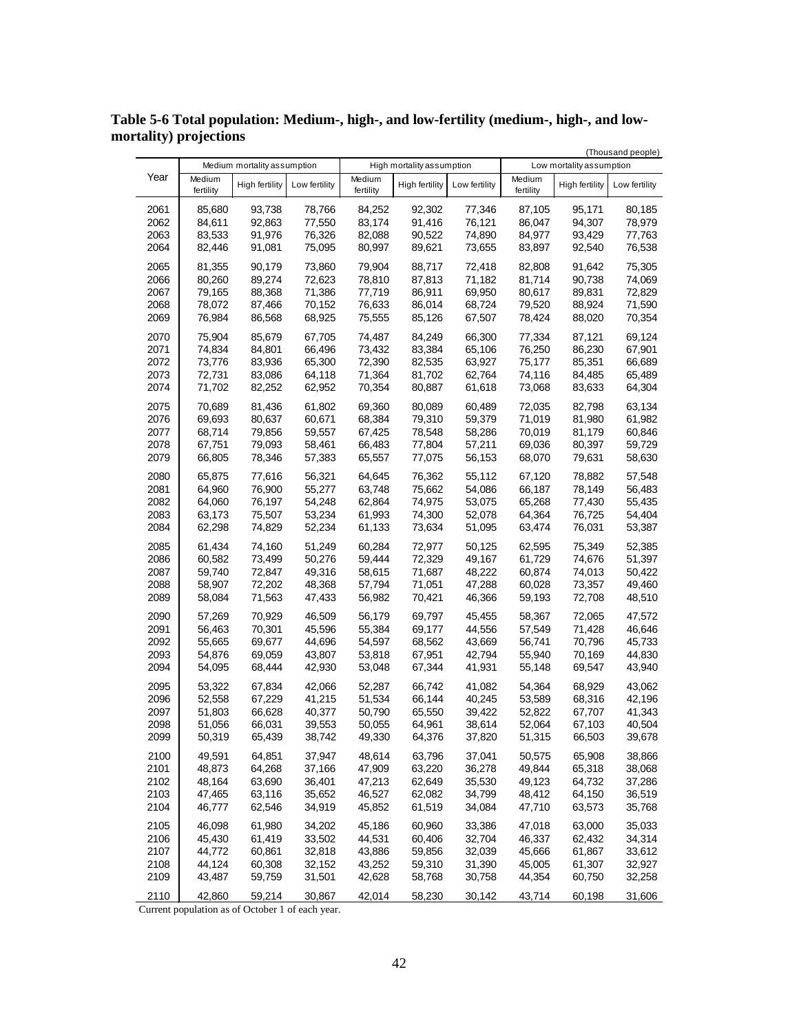**Table 5-6 Total population: Medium-, high-, and low-fertility (medium-, high-, and low-mortality) projections**

(Thousand people)

| Year | Medium mortality assumption | | | High mortality assumption | | | Low mortality assumption | | |
|---|---|---|---|---|---|---|---|---|---|
| | Medium fertility | High fertility | Low fertility | Medium fertility | High fertility | Low fertility | Medium fertility | High fertility | Low fertility |
| 2061 | 85,680 | 93,738 | 78,766 | 84,252 | 92,302 | 77,346 | 87,105 | 95,171 | 80,185 |
| 2062 | 84,611 | 92,863 | 77,550 | 83,174 | 91,416 | 76,121 | 86,047 | 94,307 | 78,979 |
| 2063 | 83,533 | 91,976 | 76,326 | 82,088 | 90,522 | 74,890 | 84,977 | 93,429 | 77,763 |
| 2064 | 82,446 | 91,081 | 75,095 | 80,997 | 89,621 | 73,655 | 83,897 | 92,540 | 76,538 |
| 2065 | 81,355 | 90,179 | 73,860 | 79,904 | 88,717 | 72,418 | 82,808 | 91,642 | 75,305 |
| 2066 | 80,260 | 89,274 | 72,623 | 78,810 | 87,813 | 71,182 | 81,714 | 90,738 | 74,069 |
| 2067 | 79,165 | 88,368 | 71,386 | 77,719 | 86,911 | 69,950 | 80,617 | 89,831 | 72,829 |
| 2068 | 78,072 | 87,466 | 70,152 | 76,633 | 86,014 | 68,724 | 79,520 | 88,924 | 71,590 |
| 2069 | 76,984 | 86,568 | 68,925 | 75,555 | 85,126 | 67,507 | 78,424 | 88,020 | 70,354 |
| 2070 | 75,904 | 85,679 | 67,705 | 74,487 | 84,249 | 66,300 | 77,334 | 87,121 | 69,124 |
| 2071 | 74,834 | 84,801 | 66,496 | 73,432 | 83,384 | 65,106 | 76,250 | 86,230 | 67,901 |
| 2072 | 73,776 | 83,936 | 65,300 | 72,390 | 82,535 | 63,927 | 75,177 | 85,351 | 66,689 |
| 2073 | 72,731 | 83,086 | 64,118 | 71,364 | 81,702 | 62,764 | 74,116 | 84,485 | 65,489 |
| 2074 | 71,702 | 82,252 | 62,952 | 70,354 | 80,887 | 61,618 | 73,068 | 83,633 | 64,304 |
| 2075 | 70,689 | 81,436 | 61,802 | 69,360 | 80,089 | 60,489 | 72,035 | 82,798 | 63,134 |
| 2076 | 69,693 | 80,637 | 60,671 | 68,384 | 79,310 | 59,379 | 71,019 | 81,980 | 61,982 |
| 2077 | 68,714 | 79,856 | 59,557 | 67,425 | 78,548 | 58,286 | 70,019 | 81,179 | 60,846 |
| 2078 | 67,751 | 79,093 | 58,461 | 66,483 | 77,804 | 57,211 | 69,036 | 80,397 | 59,729 |
| 2079 | 66,805 | 78,346 | 57,383 | 65,557 | 77,075 | 56,153 | 68,070 | 79,631 | 58,630 |
| 2080 | 65,875 | 77,616 | 56,321 | 64,645 | 76,362 | 55,112 | 67,120 | 78,882 | 57,548 |
| 2081 | 64,960 | 76,900 | 55,277 | 63,748 | 75,662 | 54,086 | 66,187 | 78,149 | 56,483 |
| 2082 | 64,060 | 76,197 | 54,248 | 62,864 | 74,975 | 53,075 | 65,268 | 77,430 | 55,435 |
| 2083 | 63,173 | 75,507 | 53,234 | 61,993 | 74,300 | 52,078 | 64,364 | 76,725 | 54,404 |
| 2084 | 62,298 | 74,829 | 52,234 | 61,133 | 73,634 | 51,095 | 63,474 | 76,031 | 53,387 |
| 2085 | 61,434 | 74,160 | 51,249 | 60,284 | 72,977 | 50,125 | 62,595 | 75,349 | 52,385 |
| 2086 | 60,582 | 73,499 | 50,276 | 59,444 | 72,329 | 49,167 | 61,729 | 74,676 | 51,397 |
| 2087 | 59,740 | 72,847 | 49,316 | 58,615 | 71,687 | 48,222 | 60,874 | 74,013 | 50,422 |
| 2088 | 58,907 | 72,202 | 48,368 | 57,794 | 71,051 | 47,288 | 60,028 | 73,357 | 49,460 |
| 2089 | 58,084 | 71,563 | 47,433 | 56,982 | 70,421 | 46,366 | 59,193 | 72,708 | 48,510 |
| 2090 | 57,269 | 70,929 | 46,509 | 56,179 | 69,797 | 45,455 | 58,367 | 72,065 | 47,572 |
| 2091 | 56,463 | 70,301 | 45,596 | 55,384 | 69,177 | 44,556 | 57,549 | 71,428 | 46,646 |
| 2092 | 55,665 | 69,677 | 44,696 | 54,597 | 68,562 | 43,669 | 56,741 | 70,796 | 45,733 |
| 2093 | 54,876 | 69,059 | 43,807 | 53,818 | 67,951 | 42,794 | 55,940 | 70,169 | 44,830 |
| 2094 | 54,095 | 68,444 | 42,930 | 53,048 | 67,344 | 41,931 | 55,148 | 69,547 | 43,940 |
| 2095 | 53,322 | 67,834 | 42,066 | 52,287 | 66,742 | 41,082 | 54,364 | 68,929 | 43,062 |
| 2096 | 52,558 | 67,229 | 41,215 | 51,534 | 66,144 | 40,245 | 53,589 | 68,316 | 42,196 |
| 2097 | 51,803 | 66,628 | 40,377 | 50,790 | 65,550 | 39,422 | 52,822 | 67,707 | 41,343 |
| 2098 | 51,056 | 66,031 | 39,553 | 50,055 | 64,961 | 38,614 | 52,064 | 67,103 | 40,504 |
| 2099 | 50,319 | 65,439 | 38,742 | 49,330 | 64,376 | 37,820 | 51,315 | 66,503 | 39,678 |
| 2100 | 49,591 | 64,851 | 37,947 | 48,614 | 63,796 | 37,041 | 50,575 | 65,908 | 38,866 |
| 2101 | 48,873 | 64,268 | 37,166 | 47,909 | 63,220 | 36,278 | 49,844 | 65,318 | 38,068 |
| 2102 | 48,164 | 63,690 | 36,401 | 47,213 | 62,649 | 35,530 | 49,123 | 64,732 | 37,286 |
| 2103 | 47,465 | 63,116 | 35,652 | 46,527 | 62,082 | 34,799 | 48,412 | 64,150 | 36,519 |
| 2104 | 46,777 | 62,546 | 34,919 | 45,852 | 61,519 | 34,084 | 47,710 | 63,573 | 35,768 |
| 2105 | 46,098 | 61,980 | 34,202 | 45,186 | 60,960 | 33,386 | 47,018 | 63,000 | 35,033 |
| 2106 | 45,430 | 61,419 | 33,502 | 44,531 | 60,406 | 32,704 | 46,337 | 62,432 | 34,314 |
| 2107 | 44,772 | 60,861 | 32,818 | 43,886 | 59,856 | 32,039 | 45,666 | 61,867 | 33,612 |
| 2108 | 44,124 | 60,308 | 32,152 | 43,252 | 59,310 | 31,390 | 45,005 | 61,307 | 32,927 |
| 2109 | 43,487 | 59,759 | 31,501 | 42,628 | 58,768 | 30,758 | 44,354 | 60,750 | 32,258 |
| 2110 | 42,860 | 59,214 | 30,867 | 42,014 | 58,230 | 30,142 | 43,714 | 60,198 | 31,606 |

Current population as of October 1 of each year.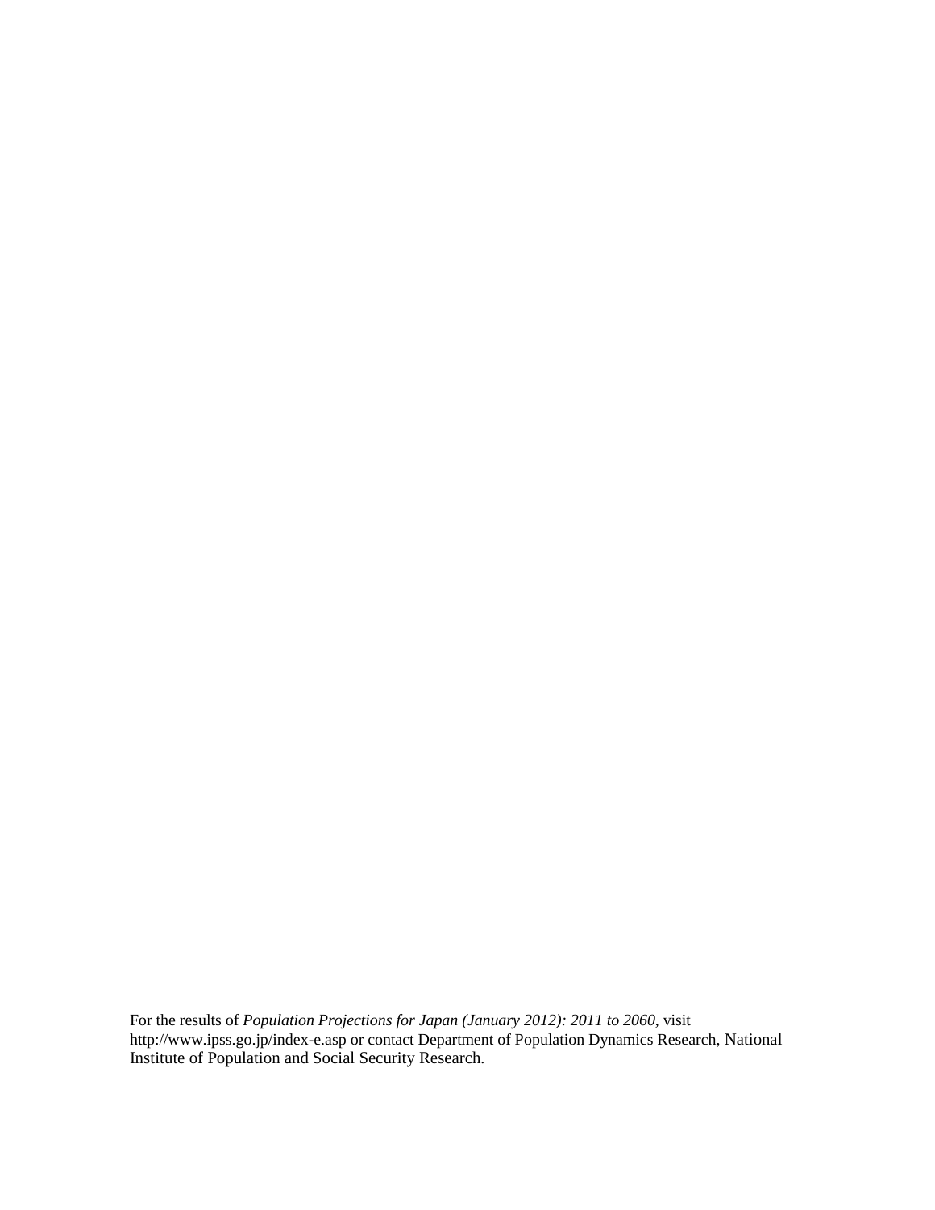For the results of *Population Projections for Japan (January 2012): 2011 to 2060*, visit http://www.ipss.go.jp/index-e.asp or contact Department of Population Dynamics Research, National Institute of Population and Social Security Research.